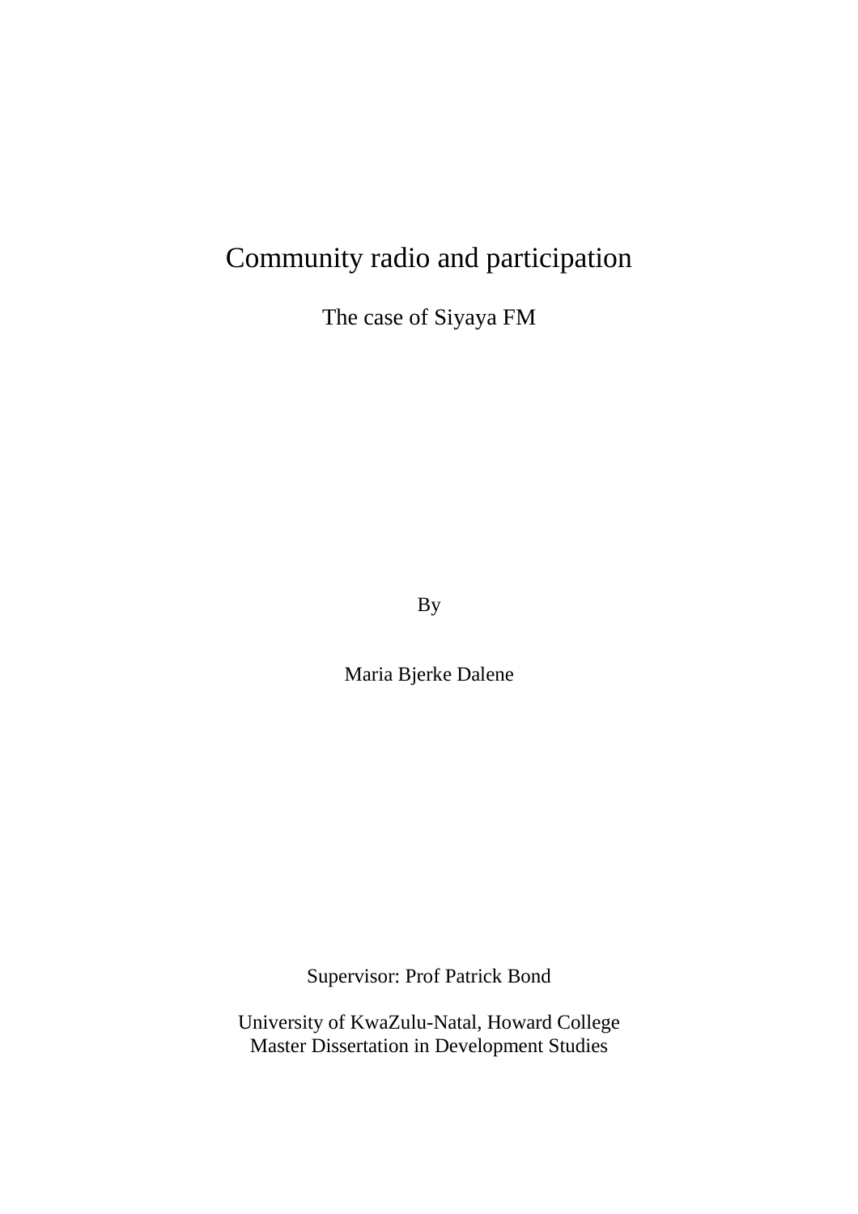# Community radio and participation

## The case of Siyaya FM

By

Maria Bjerke Dalene

Supervisor: Prof Patrick Bond

University of KwaZulu-Natal, Howard College
Master Dissertation in Development Studies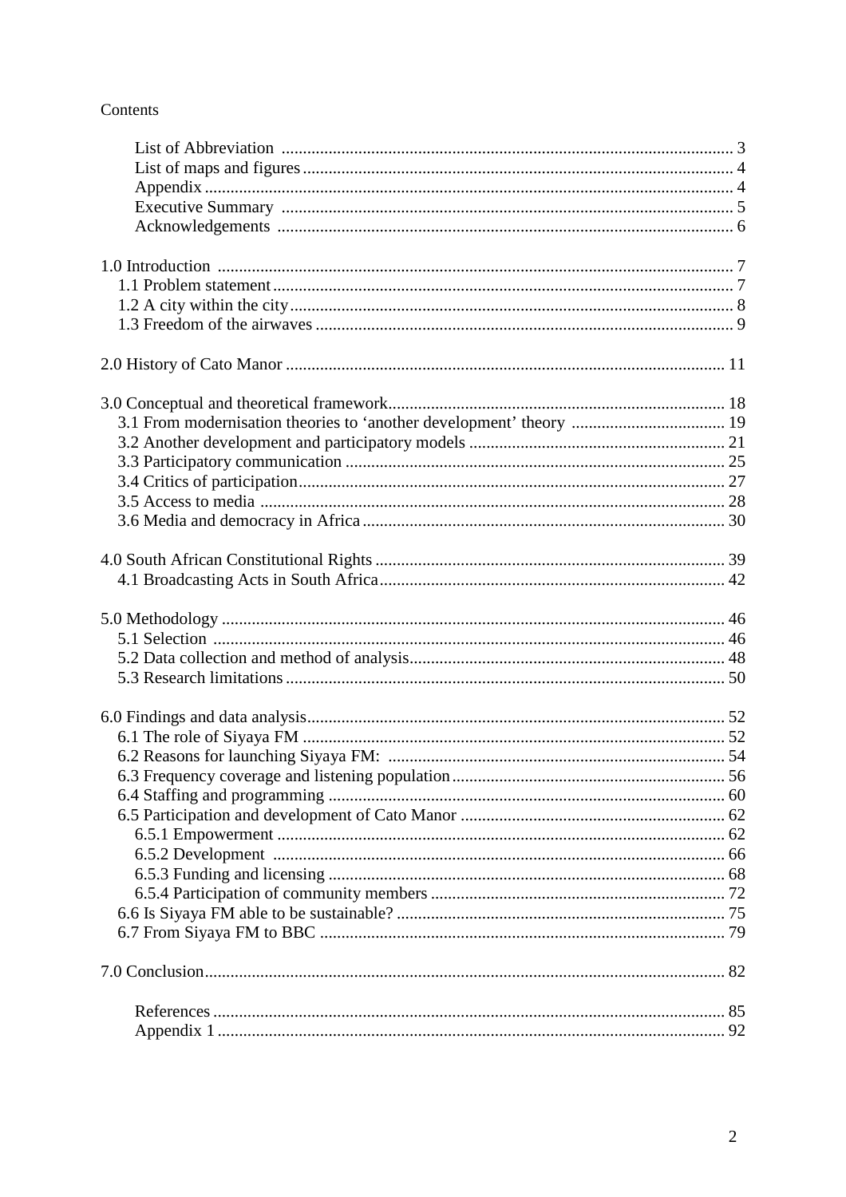Contents

- List of Abbreviation ........ 3
- List of maps and figures ........ 4
- Appendix ........ 4
- Executive Summary ........ 5
- Acknowledgements ........ 6

1.0 Introduction ........ 7
- 1.1 Problem statement ........ 7
- 1.2 A city within the city ........ 8
- 1.3 Freedom of the airwaves ........ 9

2.0 History of Cato Manor ........ 11

3.0 Conceptual and theoretical framework ........ 18
- 3.1 From modernisation theories to 'another development' theory ........ 19
- 3.2 Another development and participatory models ........ 21
- 3.3 Participatory communication ........ 25
- 3.4 Critics of participation ........ 27
- 3.5 Access to media ........ 28
- 3.6 Media and democracy in Africa ........ 30

4.0 South African Constitutional Rights ........ 39
- 4.1 Broadcasting Acts in South Africa ........ 42

5.0 Methodology ........ 46
- 5.1 Selection ........ 46
- 5.2 Data collection and method of analysis ........ 48
- 5.3 Research limitations ........ 50

6.0 Findings and data analysis ........ 52
- 6.1 The role of Siyaya FM ........ 52
- 6.2 Reasons for launching Siyaya FM: ........ 54
- 6.3 Frequency coverage and listening population ........ 56
- 6.4 Staffing and programming ........ 60
- 6.5 Participation and development of Cato Manor ........ 62
  - 6.5.1 Empowerment ........ 62
  - 6.5.2 Development ........ 66
  - 6.5.3 Funding and licensing ........ 68
  - 6.5.4 Participation of community members ........ 72
- 6.6 Is Siyaya FM able to be sustainable? ........ 75
- 6.7 From Siyaya FM to BBC ........ 79

7.0 Conclusion ........ 82

- References ........ 85
- Appendix 1 ........ 92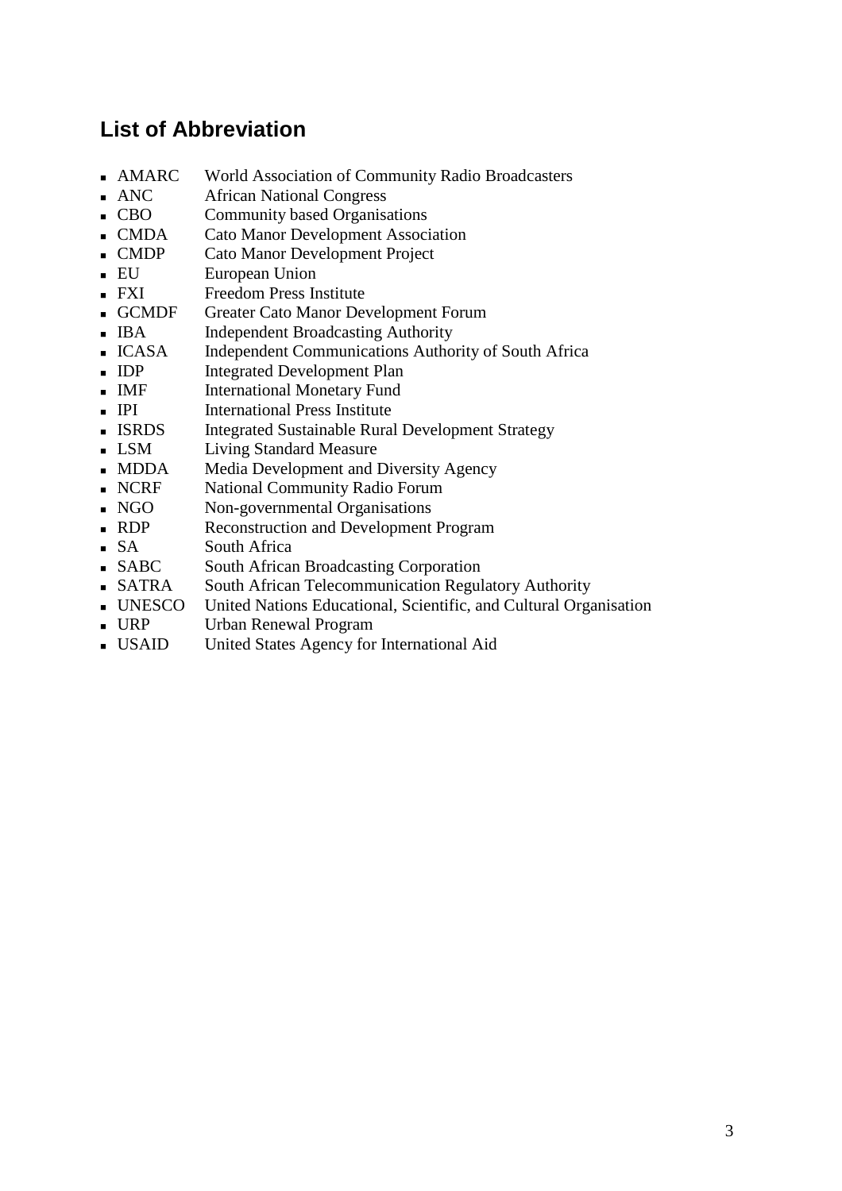## List of Abbreviation

- AMARC World Association of Community Radio Broadcasters
- ANC African National Congress
- CBO Community based Organisations
- CMDA Cato Manor Development Association
- CMDP Cato Manor Development Project
- EU European Union
- FXI Freedom Press Institute
- GCMDF Greater Cato Manor Development Forum
- IBA Independent Broadcasting Authority
- ICASA Independent Communications Authority of South Africa
- IDP Integrated Development Plan
- IMF International Monetary Fund
- IPI International Press Institute
- ISRDS Integrated Sustainable Rural Development Strategy
- LSM Living Standard Measure
- MDDA Media Development and Diversity Agency
- NCRF National Community Radio Forum
- NGO Non-governmental Organisations
- RDP Reconstruction and Development Program
- SA South Africa
- SABC South African Broadcasting Corporation
- SATRA South African Telecommunication Regulatory Authority
- UNESCO United Nations Educational, Scientific, and Cultural Organisation
- URP Urban Renewal Program
- USAID United States Agency for International Aid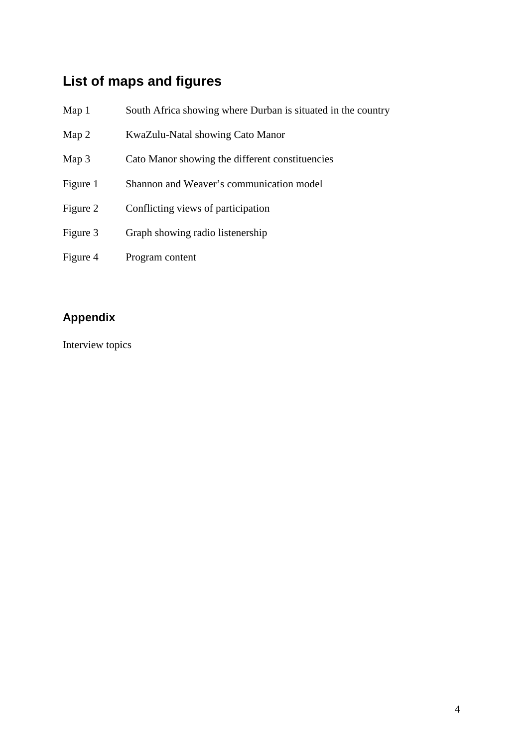## List of maps and figures

| | |
|---|---|
| Map 1 | South Africa showing where Durban is situated in the country |
| Map 2 | KwaZulu-Natal showing Cato Manor |
| Map 3 | Cato Manor showing the different constituencies |
| Figure 1 | Shannon and Weaver's communication model |
| Figure 2 | Conflicting views of participation |
| Figure 3 | Graph showing radio listenership |
| Figure 4 | Program content |

## Appendix

Interview topics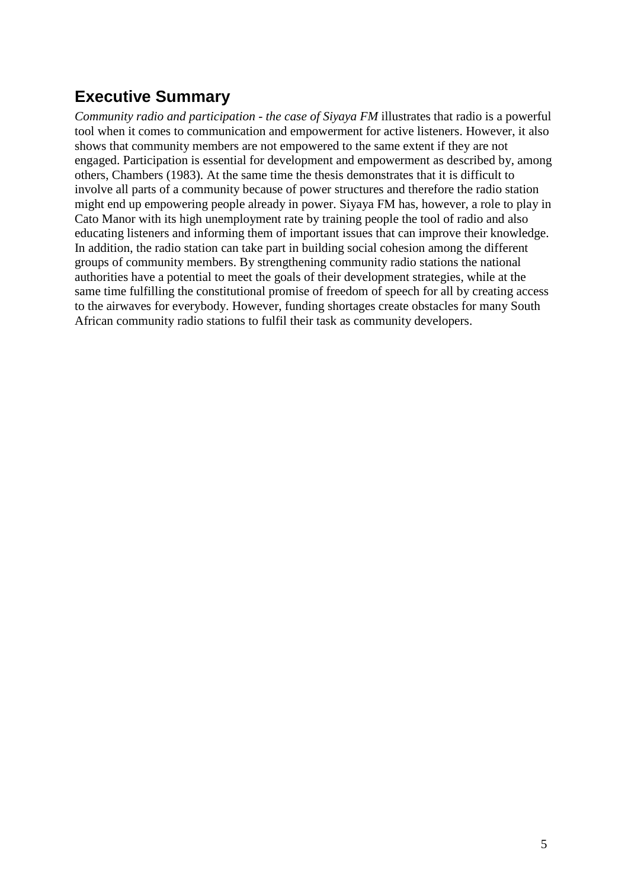## Executive Summary

*Community radio and participation - the case of Siyaya FM* illustrates that radio is a powerful tool when it comes to communication and empowerment for active listeners. However, it also shows that community members are not empowered to the same extent if they are not engaged. Participation is essential for development and empowerment as described by, among others, Chambers (1983). At the same time the thesis demonstrates that it is difficult to involve all parts of a community because of power structures and therefore the radio station might end up empowering people already in power. Siyaya FM has, however, a role to play in Cato Manor with its high unemployment rate by training people the tool of radio and also educating listeners and informing them of important issues that can improve their knowledge. In addition, the radio station can take part in building social cohesion among the different groups of community members. By strengthening community radio stations the national authorities have a potential to meet the goals of their development strategies, while at the same time fulfilling the constitutional promise of freedom of speech for all by creating access to the airwaves for everybody. However, funding shortages create obstacles for many South African community radio stations to fulfil their task as community developers.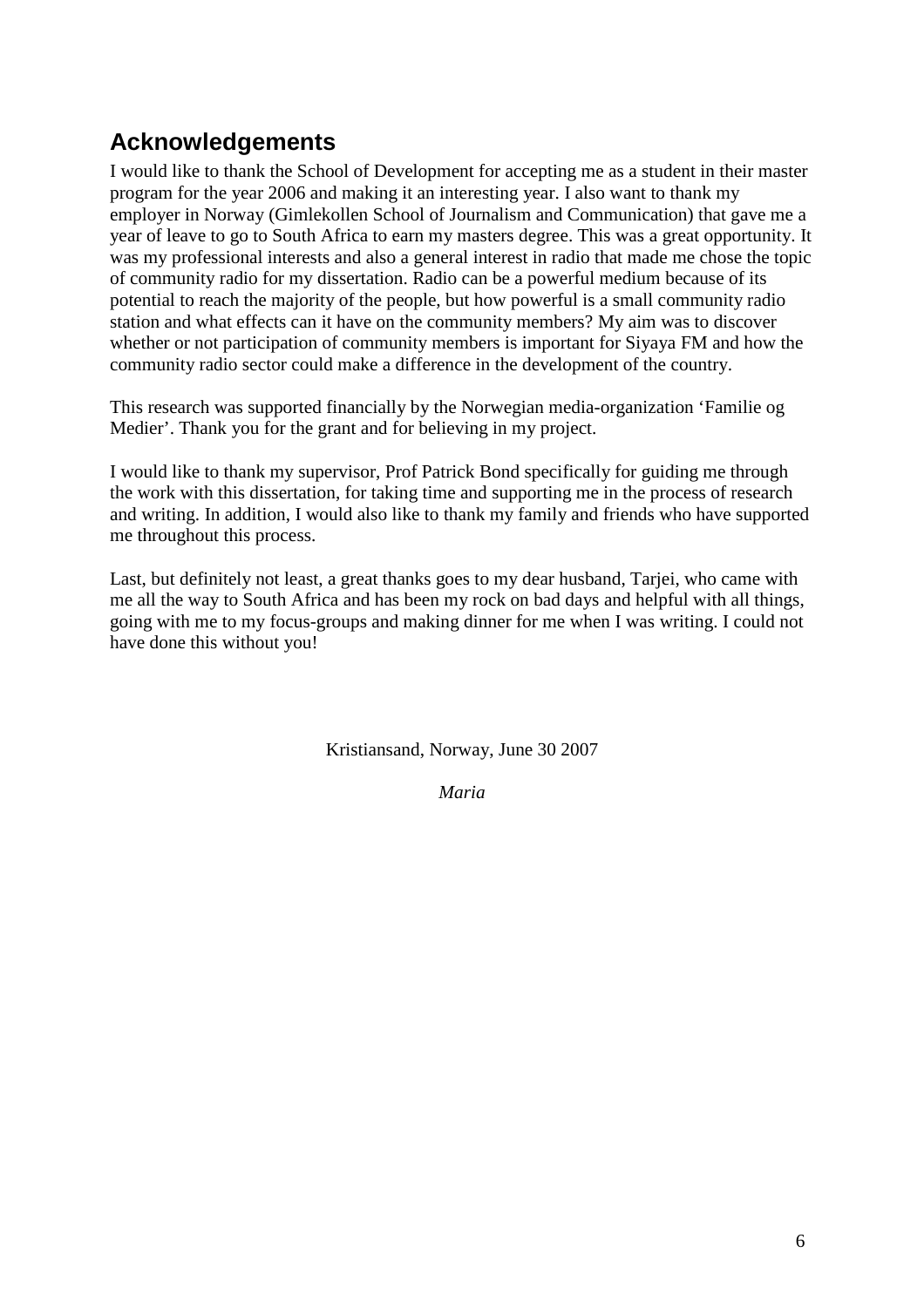## Acknowledgements

I would like to thank the School of Development for accepting me as a student in their master program for the year 2006 and making it an interesting year. I also want to thank my employer in Norway (Gimlekollen School of Journalism and Communication) that gave me a year of leave to go to South Africa to earn my masters degree. This was a great opportunity. It was my professional interests and also a general interest in radio that made me chose the topic of community radio for my dissertation. Radio can be a powerful medium because of its potential to reach the majority of the people, but how powerful is a small community radio station and what effects can it have on the community members? My aim was to discover whether or not participation of community members is important for Siyaya FM and how the community radio sector could make a difference in the development of the country.

This research was supported financially by the Norwegian media-organization 'Familie og Medier'. Thank you for the grant and for believing in my project.

I would like to thank my supervisor, Prof Patrick Bond specifically for guiding me through the work with this dissertation, for taking time and supporting me in the process of research and writing. In addition, I would also like to thank my family and friends who have supported me throughout this process.

Last, but definitely not least, a great thanks goes to my dear husband, Tarjei, who came with me all the way to South Africa and has been my rock on bad days and helpful with all things, going with me to my focus-groups and making dinner for me when I was writing. I could not have done this without you!

Kristiansand, Norway, June 30 2007

*Maria*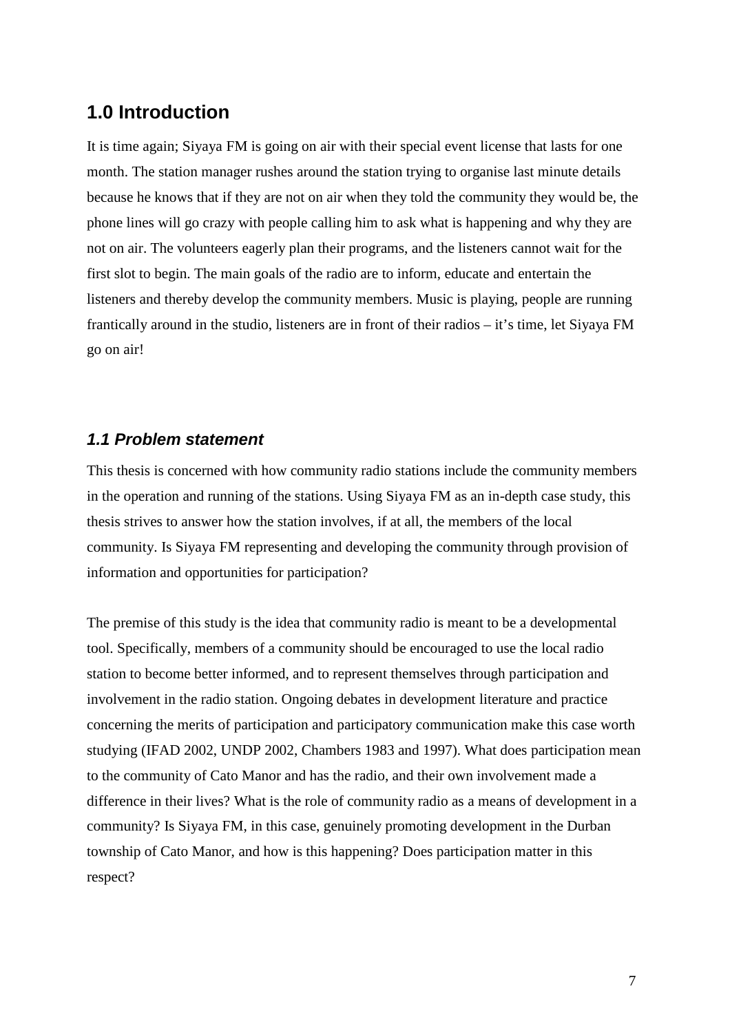## 1.0 Introduction

It is time again; Siyaya FM is going on air with their special event license that lasts for one month. The station manager rushes around the station trying to organise last minute details because he knows that if they are not on air when they told the community they would be, the phone lines will go crazy with people calling him to ask what is happening and why they are not on air. The volunteers eagerly plan their programs, and the listeners cannot wait for the first slot to begin. The main goals of the radio are to inform, educate and entertain the listeners and thereby develop the community members. Music is playing, people are running frantically around in the studio, listeners are in front of their radios – it's time, let Siyaya FM go on air!

### *1.1 Problem statement*

This thesis is concerned with how community radio stations include the community members in the operation and running of the stations. Using Siyaya FM as an in-depth case study, this thesis strives to answer how the station involves, if at all, the members of the local community. Is Siyaya FM representing and developing the community through provision of information and opportunities for participation?

The premise of this study is the idea that community radio is meant to be a developmental tool. Specifically, members of a community should be encouraged to use the local radio station to become better informed, and to represent themselves through participation and involvement in the radio station. Ongoing debates in development literature and practice concerning the merits of participation and participatory communication make this case worth studying (IFAD 2002, UNDP 2002, Chambers 1983 and 1997). What does participation mean to the community of Cato Manor and has the radio, and their own involvement made a difference in their lives? What is the role of community radio as a means of development in a community? Is Siyaya FM, in this case, genuinely promoting development in the Durban township of Cato Manor, and how is this happening? Does participation matter in this respect?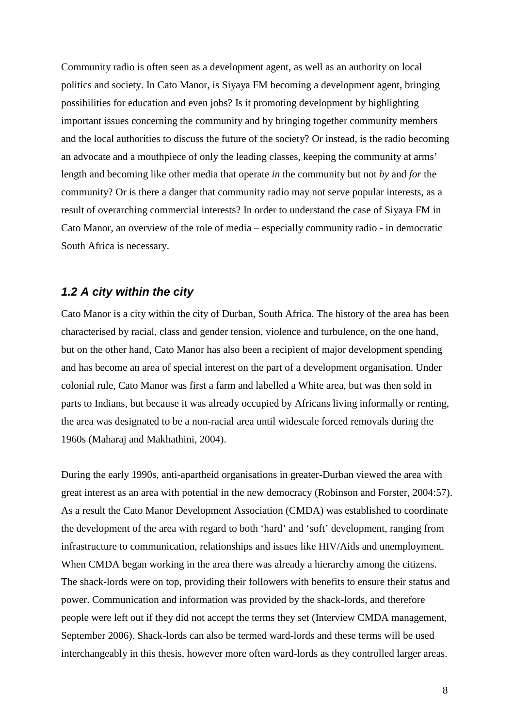Community radio is often seen as a development agent, as well as an authority on local politics and society. In Cato Manor, is Siyaya FM becoming a development agent, bringing possibilities for education and even jobs? Is it promoting development by highlighting important issues concerning the community and by bringing together community members and the local authorities to discuss the future of the society? Or instead, is the radio becoming an advocate and a mouthpiece of only the leading classes, keeping the community at arms' length and becoming like other media that operate *in* the community but not *by* and *for* the community? Or is there a danger that community radio may not serve popular interests, as a result of overarching commercial interests? In order to understand the case of Siyaya FM in Cato Manor, an overview of the role of media – especially community radio - in democratic South Africa is necessary.

### *1.2 A city within the city*

Cato Manor is a city within the city of Durban, South Africa. The history of the area has been characterised by racial, class and gender tension, violence and turbulence, on the one hand, but on the other hand, Cato Manor has also been a recipient of major development spending and has become an area of special interest on the part of a development organisation. Under colonial rule, Cato Manor was first a farm and labelled a White area, but was then sold in parts to Indians, but because it was already occupied by Africans living informally or renting, the area was designated to be a non-racial area until widescale forced removals during the 1960s (Maharaj and Makhathini, 2004).

During the early 1990s, anti-apartheid organisations in greater-Durban viewed the area with great interest as an area with potential in the new democracy (Robinson and Forster, 2004:57). As a result the Cato Manor Development Association (CMDA) was established to coordinate the development of the area with regard to both 'hard' and 'soft' development, ranging from infrastructure to communication, relationships and issues like HIV/Aids and unemployment. When CMDA began working in the area there was already a hierarchy among the citizens. The shack-lords were on top, providing their followers with benefits to ensure their status and power. Communication and information was provided by the shack-lords, and therefore people were left out if they did not accept the terms they set (Interview CMDA management, September 2006). Shack-lords can also be termed ward-lords and these terms will be used interchangeably in this thesis, however more often ward-lords as they controlled larger areas.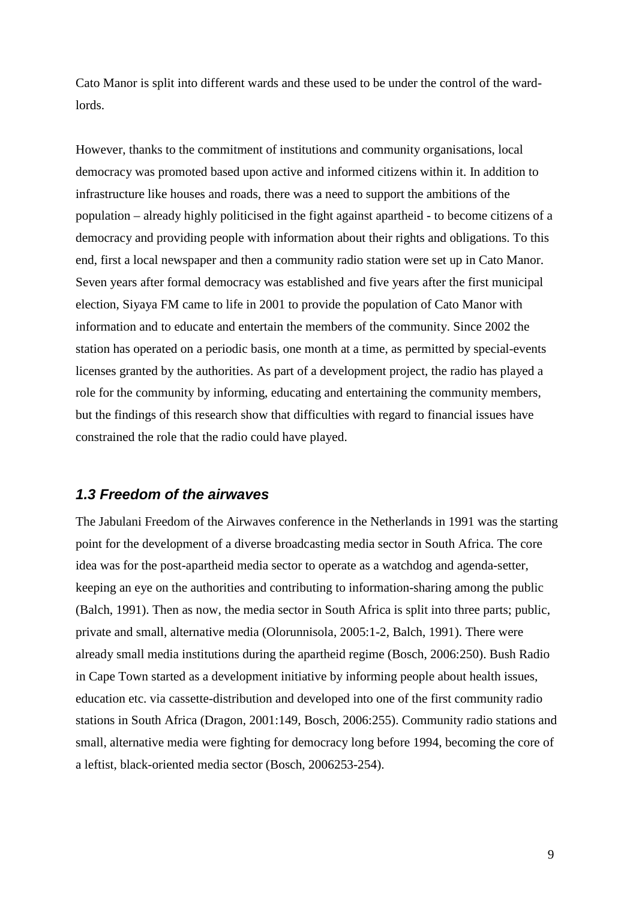Cato Manor is split into different wards and these used to be under the control of the ward-lords.

However, thanks to the commitment of institutions and community organisations, local democracy was promoted based upon active and informed citizens within it. In addition to infrastructure like houses and roads, there was a need to support the ambitions of the population – already highly politicised in the fight against apartheid - to become citizens of a democracy and providing people with information about their rights and obligations. To this end, first a local newspaper and then a community radio station were set up in Cato Manor. Seven years after formal democracy was established and five years after the first municipal election, Siyaya FM came to life in 2001 to provide the population of Cato Manor with information and to educate and entertain the members of the community. Since 2002 the station has operated on a periodic basis, one month at a time, as permitted by special-events licenses granted by the authorities. As part of a development project, the radio has played a role for the community by informing, educating and entertaining the community members, but the findings of this research show that difficulties with regard to financial issues have constrained the role that the radio could have played.

### *1.3 Freedom of the airwaves*

The Jabulani Freedom of the Airwaves conference in the Netherlands in 1991 was the starting point for the development of a diverse broadcasting media sector in South Africa. The core idea was for the post-apartheid media sector to operate as a watchdog and agenda-setter, keeping an eye on the authorities and contributing to information-sharing among the public (Balch, 1991). Then as now, the media sector in South Africa is split into three parts; public, private and small, alternative media (Olorunnisola, 2005:1-2, Balch, 1991). There were already small media institutions during the apartheid regime (Bosch, 2006:250). Bush Radio in Cape Town started as a development initiative by informing people about health issues, education etc. via cassette-distribution and developed into one of the first community radio stations in South Africa (Dragon, 2001:149, Bosch, 2006:255). Community radio stations and small, alternative media were fighting for democracy long before 1994, becoming the core of a leftist, black-oriented media sector (Bosch, 2006253-254).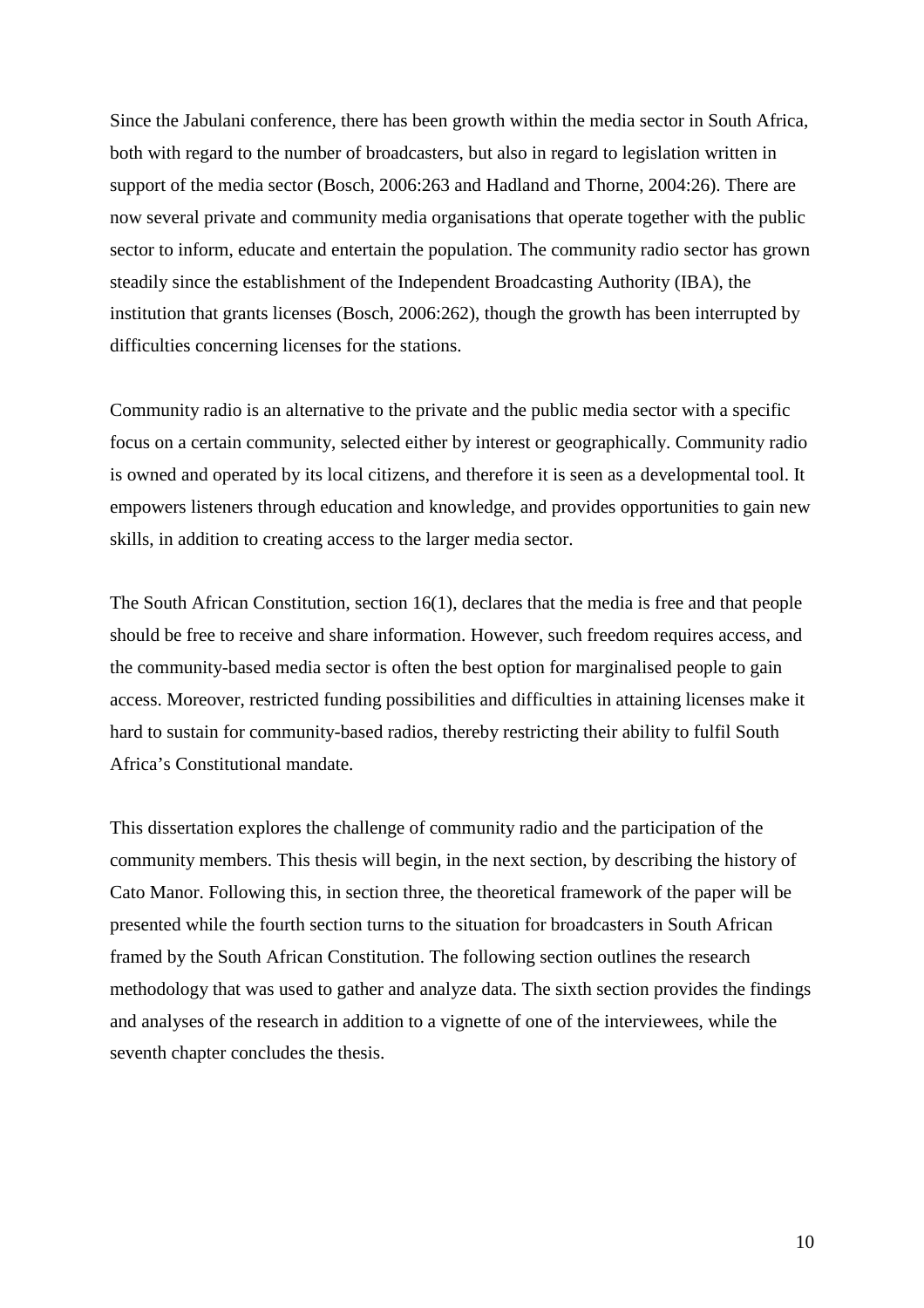Since the Jabulani conference, there has been growth within the media sector in South Africa, both with regard to the number of broadcasters, but also in regard to legislation written in support of the media sector (Bosch, 2006:263 and Hadland and Thorne, 2004:26). There are now several private and community media organisations that operate together with the public sector to inform, educate and entertain the population. The community radio sector has grown steadily since the establishment of the Independent Broadcasting Authority (IBA), the institution that grants licenses (Bosch, 2006:262), though the growth has been interrupted by difficulties concerning licenses for the stations.

Community radio is an alternative to the private and the public media sector with a specific focus on a certain community, selected either by interest or geographically. Community radio is owned and operated by its local citizens, and therefore it is seen as a developmental tool. It empowers listeners through education and knowledge, and provides opportunities to gain new skills, in addition to creating access to the larger media sector.

The South African Constitution, section 16(1), declares that the media is free and that people should be free to receive and share information. However, such freedom requires access, and the community-based media sector is often the best option for marginalised people to gain access. Moreover, restricted funding possibilities and difficulties in attaining licenses make it hard to sustain for community-based radios, thereby restricting their ability to fulfil South Africa's Constitutional mandate.

This dissertation explores the challenge of community radio and the participation of the community members. This thesis will begin, in the next section, by describing the history of Cato Manor. Following this, in section three, the theoretical framework of the paper will be presented while the fourth section turns to the situation for broadcasters in South African framed by the South African Constitution. The following section outlines the research methodology that was used to gather and analyze data. The sixth section provides the findings and analyses of the research in addition to a vignette of one of the interviewees, while the seventh chapter concludes the thesis.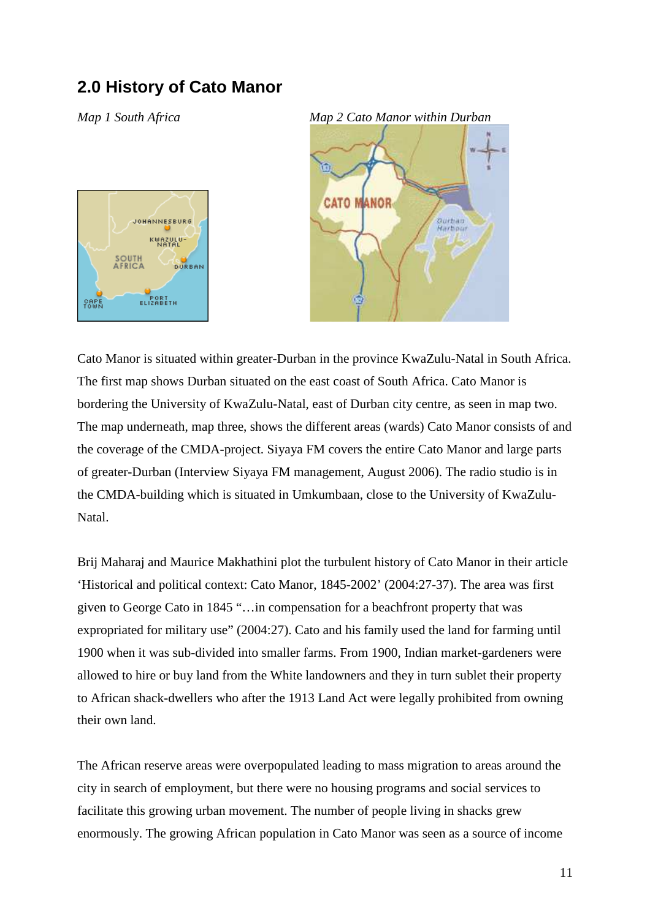## 2.0 History of Cato Manor

*Map 1 South Africa* *Map 2 Cato Manor within Durban*

Cato Manor is situated within greater-Durban in the province KwaZulu-Natal in South Africa. The first map shows Durban situated on the east coast of South Africa. Cato Manor is bordering the University of KwaZulu-Natal, east of Durban city centre, as seen in map two. The map underneath, map three, shows the different areas (wards) Cato Manor consists of and the coverage of the CMDA-project. Siyaya FM covers the entire Cato Manor and large parts of greater-Durban (Interview Siyaya FM management, August 2006). The radio studio is in the CMDA-building which is situated in Umkumbaan, close to the University of KwaZulu-Natal.

Brij Maharaj and Maurice Makhathini plot the turbulent history of Cato Manor in their article 'Historical and political context: Cato Manor, 1845-2002' (2004:27-37). The area was first given to George Cato in 1845 "…in compensation for a beachfront property that was expropriated for military use" (2004:27). Cato and his family used the land for farming until 1900 when it was sub-divided into smaller farms. From 1900, Indian market-gardeners were allowed to hire or buy land from the White landowners and they in turn sublet their property to African shack-dwellers who after the 1913 Land Act were legally prohibited from owning their own land.

The African reserve areas were overpopulated leading to mass migration to areas around the city in search of employment, but there were no housing programs and social services to facilitate this growing urban movement. The number of people living in shacks grew enormously. The growing African population in Cato Manor was seen as a source of income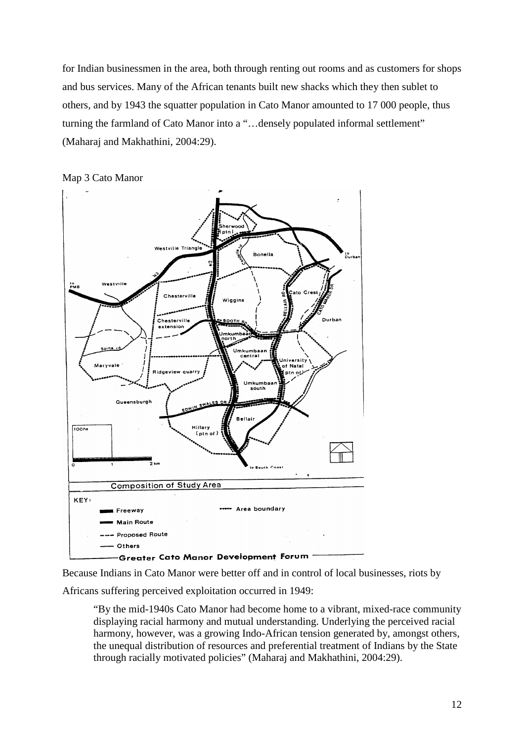for Indian businessmen in the area, both through renting out rooms and as customers for shops and bus services. Many of the African tenants built new shacks which they then sublet to others, and by 1943 the squatter population in Cato Manor amounted to 17 000 people, thus turning the farmland of Cato Manor into a "…densely populated informal settlement" (Maharaj and Makhathini, 2004:29).

Map 3 Cato Manor

Because Indians in Cato Manor were better off and in control of local businesses, riots by Africans suffering perceived exploitation occurred in 1949:

> "By the mid-1940s Cato Manor had become home to a vibrant, mixed-race community displaying racial harmony and mutual understanding. Underlying the perceived racial harmony, however, was a growing Indo-African tension generated by, amongst others, the unequal distribution of resources and preferential treatment of Indians by the State through racially motivated policies" (Maharaj and Makhathini, 2004:29).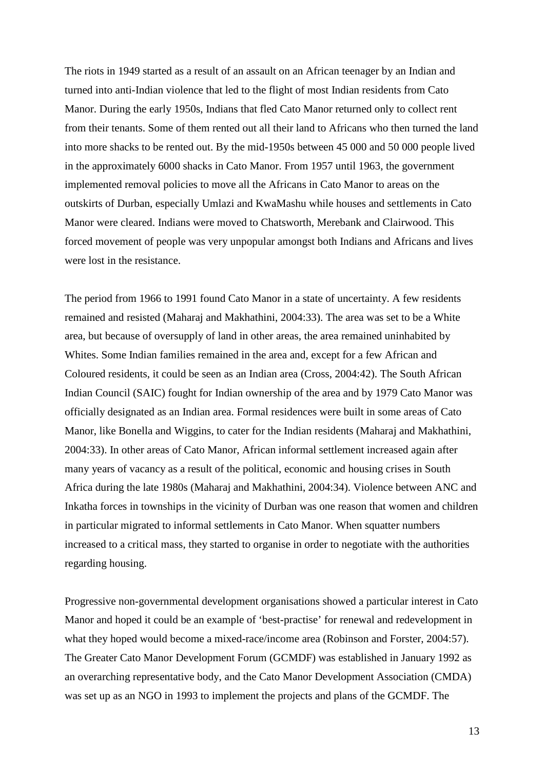The riots in 1949 started as a result of an assault on an African teenager by an Indian and turned into anti-Indian violence that led to the flight of most Indian residents from Cato Manor. During the early 1950s, Indians that fled Cato Manor returned only to collect rent from their tenants. Some of them rented out all their land to Africans who then turned the land into more shacks to be rented out. By the mid-1950s between 45 000 and 50 000 people lived in the approximately 6000 shacks in Cato Manor. From 1957 until 1963, the government implemented removal policies to move all the Africans in Cato Manor to areas on the outskirts of Durban, especially Umlazi and KwaMashu while houses and settlements in Cato Manor were cleared. Indians were moved to Chatsworth, Merebank and Clairwood. This forced movement of people was very unpopular amongst both Indians and Africans and lives were lost in the resistance.

The period from 1966 to 1991 found Cato Manor in a state of uncertainty. A few residents remained and resisted (Maharaj and Makhathini, 2004:33). The area was set to be a White area, but because of oversupply of land in other areas, the area remained uninhabited by Whites. Some Indian families remained in the area and, except for a few African and Coloured residents, it could be seen as an Indian area (Cross, 2004:42). The South African Indian Council (SAIC) fought for Indian ownership of the area and by 1979 Cato Manor was officially designated as an Indian area. Formal residences were built in some areas of Cato Manor, like Bonella and Wiggins, to cater for the Indian residents (Maharaj and Makhathini, 2004:33). In other areas of Cato Manor, African informal settlement increased again after many years of vacancy as a result of the political, economic and housing crises in South Africa during the late 1980s (Maharaj and Makhathini, 2004:34). Violence between ANC and Inkatha forces in townships in the vicinity of Durban was one reason that women and children in particular migrated to informal settlements in Cato Manor. When squatter numbers increased to a critical mass, they started to organise in order to negotiate with the authorities regarding housing.

Progressive non-governmental development organisations showed a particular interest in Cato Manor and hoped it could be an example of 'best-practise' for renewal and redevelopment in what they hoped would become a mixed-race/income area (Robinson and Forster, 2004:57). The Greater Cato Manor Development Forum (GCMDF) was established in January 1992 as an overarching representative body, and the Cato Manor Development Association (CMDA) was set up as an NGO in 1993 to implement the projects and plans of the GCMDF. The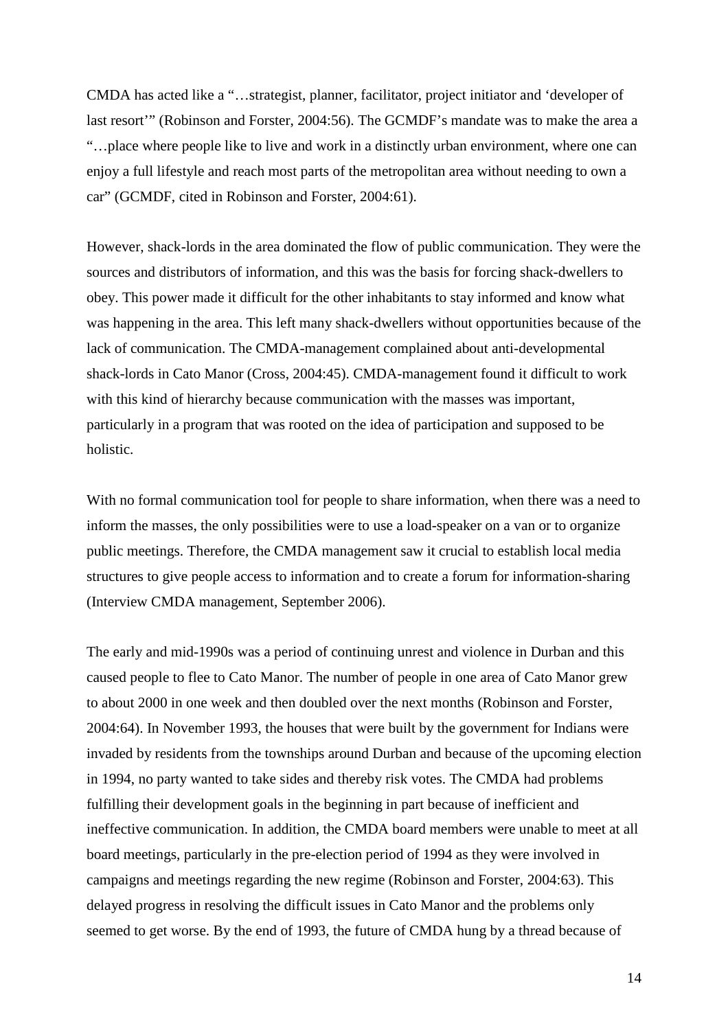CMDA has acted like a "…strategist, planner, facilitator, project initiator and 'developer of last resort'" (Robinson and Forster, 2004:56). The GCMDF's mandate was to make the area a "…place where people like to live and work in a distinctly urban environment, where one can enjoy a full lifestyle and reach most parts of the metropolitan area without needing to own a car" (GCMDF, cited in Robinson and Forster, 2004:61).

However, shack-lords in the area dominated the flow of public communication. They were the sources and distributors of information, and this was the basis for forcing shack-dwellers to obey. This power made it difficult for the other inhabitants to stay informed and know what was happening in the area. This left many shack-dwellers without opportunities because of the lack of communication. The CMDA-management complained about anti-developmental shack-lords in Cato Manor (Cross, 2004:45). CMDA-management found it difficult to work with this kind of hierarchy because communication with the masses was important, particularly in a program that was rooted on the idea of participation and supposed to be holistic.

With no formal communication tool for people to share information, when there was a need to inform the masses, the only possibilities were to use a load-speaker on a van or to organize public meetings. Therefore, the CMDA management saw it crucial to establish local media structures to give people access to information and to create a forum for information-sharing (Interview CMDA management, September 2006).

The early and mid-1990s was a period of continuing unrest and violence in Durban and this caused people to flee to Cato Manor. The number of people in one area of Cato Manor grew to about 2000 in one week and then doubled over the next months (Robinson and Forster, 2004:64). In November 1993, the houses that were built by the government for Indians were invaded by residents from the townships around Durban and because of the upcoming election in 1994, no party wanted to take sides and thereby risk votes. The CMDA had problems fulfilling their development goals in the beginning in part because of inefficient and ineffective communication. In addition, the CMDA board members were unable to meet at all board meetings, particularly in the pre-election period of 1994 as they were involved in campaigns and meetings regarding the new regime (Robinson and Forster, 2004:63). This delayed progress in resolving the difficult issues in Cato Manor and the problems only seemed to get worse. By the end of 1993, the future of CMDA hung by a thread because of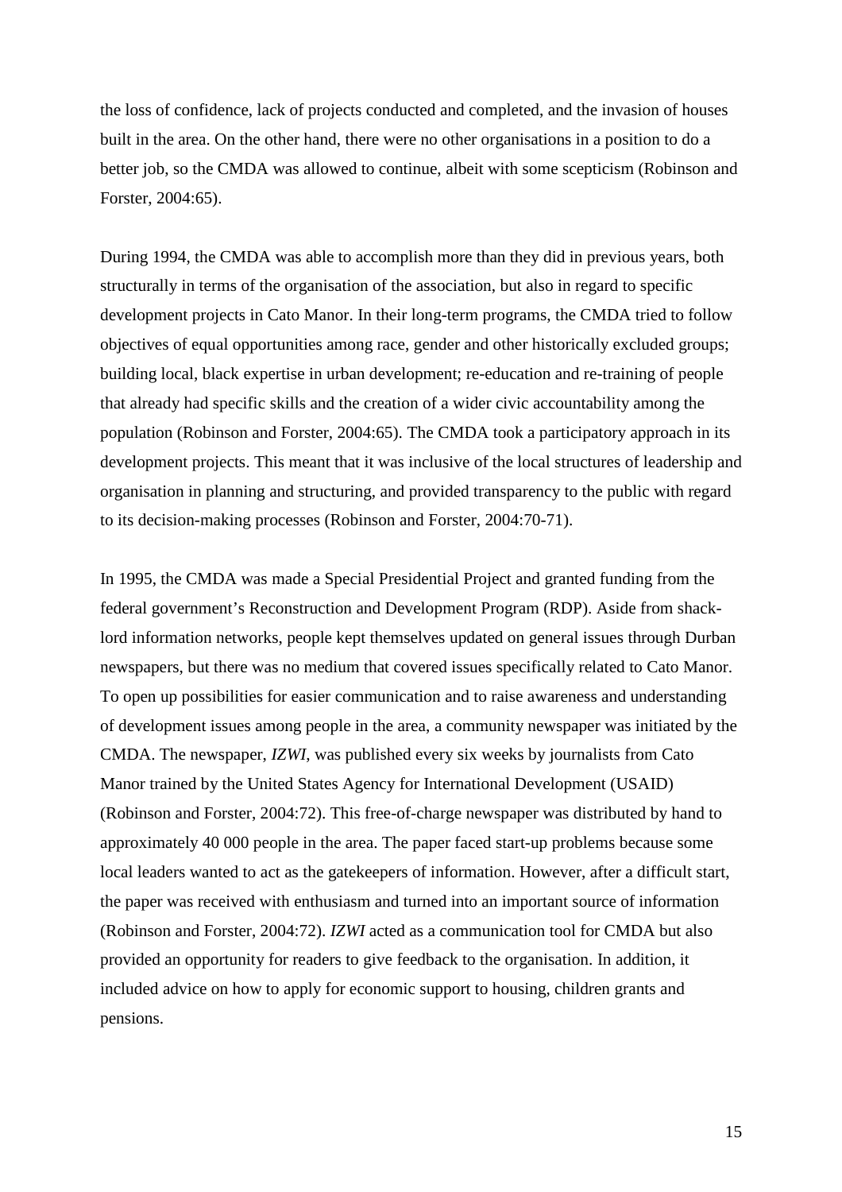the loss of confidence, lack of projects conducted and completed, and the invasion of houses built in the area. On the other hand, there were no other organisations in a position to do a better job, so the CMDA was allowed to continue, albeit with some scepticism (Robinson and Forster, 2004:65).

During 1994, the CMDA was able to accomplish more than they did in previous years, both structurally in terms of the organisation of the association, but also in regard to specific development projects in Cato Manor. In their long-term programs, the CMDA tried to follow objectives of equal opportunities among race, gender and other historically excluded groups; building local, black expertise in urban development; re-education and re-training of people that already had specific skills and the creation of a wider civic accountability among the population (Robinson and Forster, 2004:65). The CMDA took a participatory approach in its development projects. This meant that it was inclusive of the local structures of leadership and organisation in planning and structuring, and provided transparency to the public with regard to its decision-making processes (Robinson and Forster, 2004:70-71).

In 1995, the CMDA was made a Special Presidential Project and granted funding from the federal government's Reconstruction and Development Program (RDP). Aside from shack-lord information networks, people kept themselves updated on general issues through Durban newspapers, but there was no medium that covered issues specifically related to Cato Manor. To open up possibilities for easier communication and to raise awareness and understanding of development issues among people in the area, a community newspaper was initiated by the CMDA. The newspaper, *IZWI*, was published every six weeks by journalists from Cato Manor trained by the United States Agency for International Development (USAID) (Robinson and Forster, 2004:72). This free-of-charge newspaper was distributed by hand to approximately 40 000 people in the area. The paper faced start-up problems because some local leaders wanted to act as the gatekeepers of information. However, after a difficult start, the paper was received with enthusiasm and turned into an important source of information (Robinson and Forster, 2004:72). *IZWI* acted as a communication tool for CMDA but also provided an opportunity for readers to give feedback to the organisation. In addition, it included advice on how to apply for economic support to housing, children grants and pensions.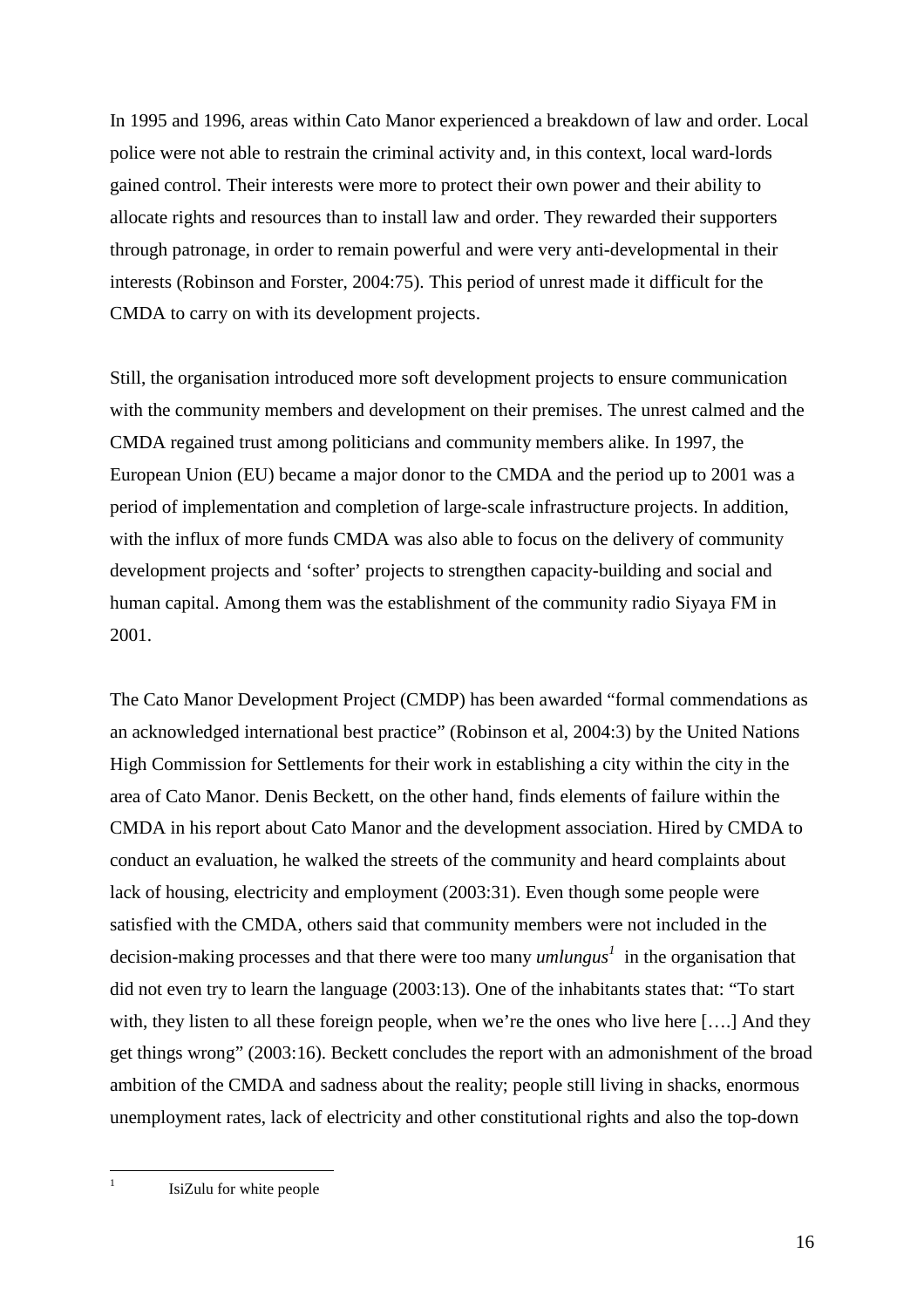In 1995 and 1996, areas within Cato Manor experienced a breakdown of law and order. Local police were not able to restrain the criminal activity and, in this context, local ward-lords gained control. Their interests were more to protect their own power and their ability to allocate rights and resources than to install law and order. They rewarded their supporters through patronage, in order to remain powerful and were very anti-developmental in their interests (Robinson and Forster, 2004:75). This period of unrest made it difficult for the CMDA to carry on with its development projects.

Still, the organisation introduced more soft development projects to ensure communication with the community members and development on their premises. The unrest calmed and the CMDA regained trust among politicians and community members alike. In 1997, the European Union (EU) became a major donor to the CMDA and the period up to 2001 was a period of implementation and completion of large-scale infrastructure projects. In addition, with the influx of more funds CMDA was also able to focus on the delivery of community development projects and 'softer' projects to strengthen capacity-building and social and human capital. Among them was the establishment of the community radio Siyaya FM in 2001.

The Cato Manor Development Project (CMDP) has been awarded "formal commendations as an acknowledged international best practice" (Robinson et al, 2004:3) by the United Nations High Commission for Settlements for their work in establishing a city within the city in the area of Cato Manor. Denis Beckett, on the other hand, finds elements of failure within the CMDA in his report about Cato Manor and the development association. Hired by CMDA to conduct an evaluation, he walked the streets of the community and heard complaints about lack of housing, electricity and employment (2003:31). Even though some people were satisfied with the CMDA, others said that community members were not included in the decision-making processes and that there were too many *umlungus*[1] in the organisation that did not even try to learn the language (2003:13). One of the inhabitants states that: "To start with, they listen to all these foreign people, when we're the ones who live here [….] And they get things wrong" (2003:16). Beckett concludes the report with an admonishment of the broad ambition of the CMDA and sadness about the reality; people still living in shacks, enormous unemployment rates, lack of electricity and other constitutional rights and also the top-down

[1] IsiZulu for white people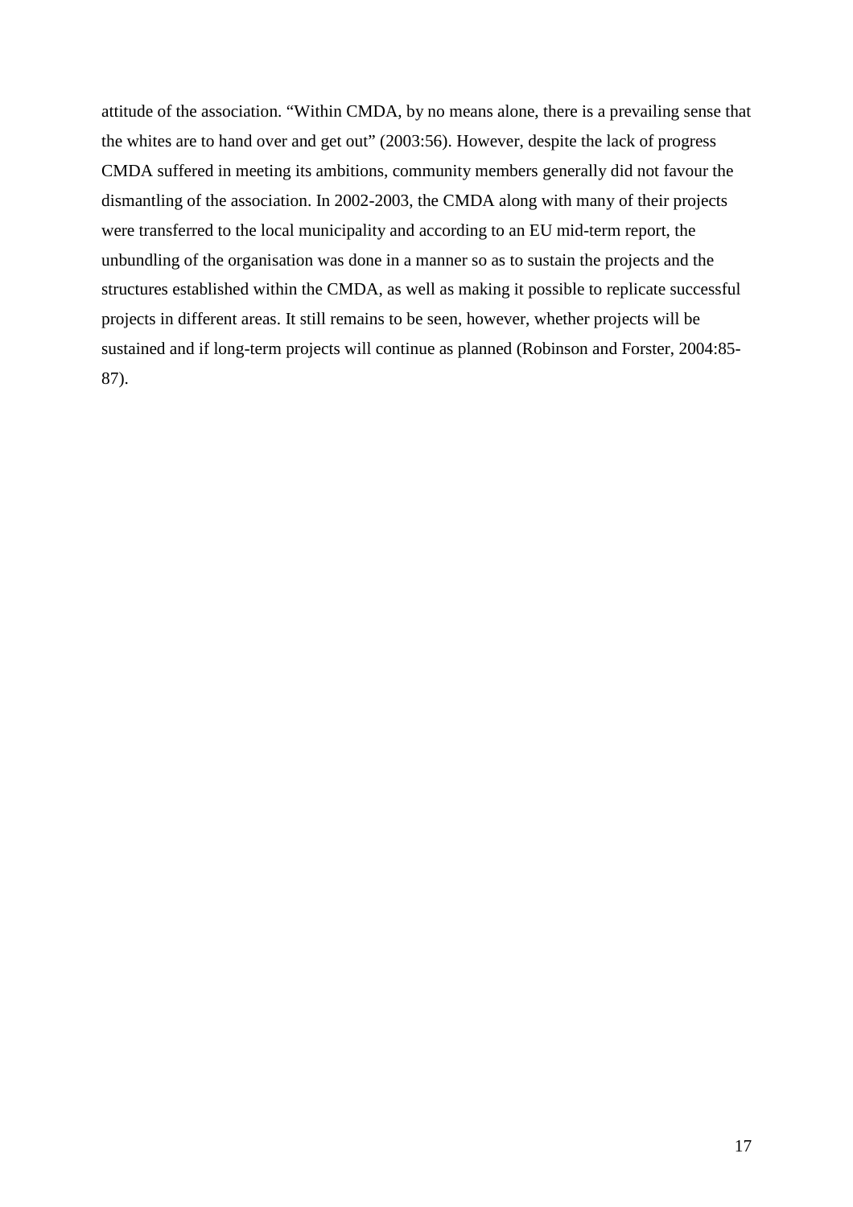attitude of the association. "Within CMDA, by no means alone, there is a prevailing sense that the whites are to hand over and get out" (2003:56). However, despite the lack of progress CMDA suffered in meeting its ambitions, community members generally did not favour the dismantling of the association. In 2002-2003, the CMDA along with many of their projects were transferred to the local municipality and according to an EU mid-term report, the unbundling of the organisation was done in a manner so as to sustain the projects and the structures established within the CMDA, as well as making it possible to replicate successful projects in different areas. It still remains to be seen, however, whether projects will be sustained and if long-term projects will continue as planned (Robinson and Forster, 2004:85-87).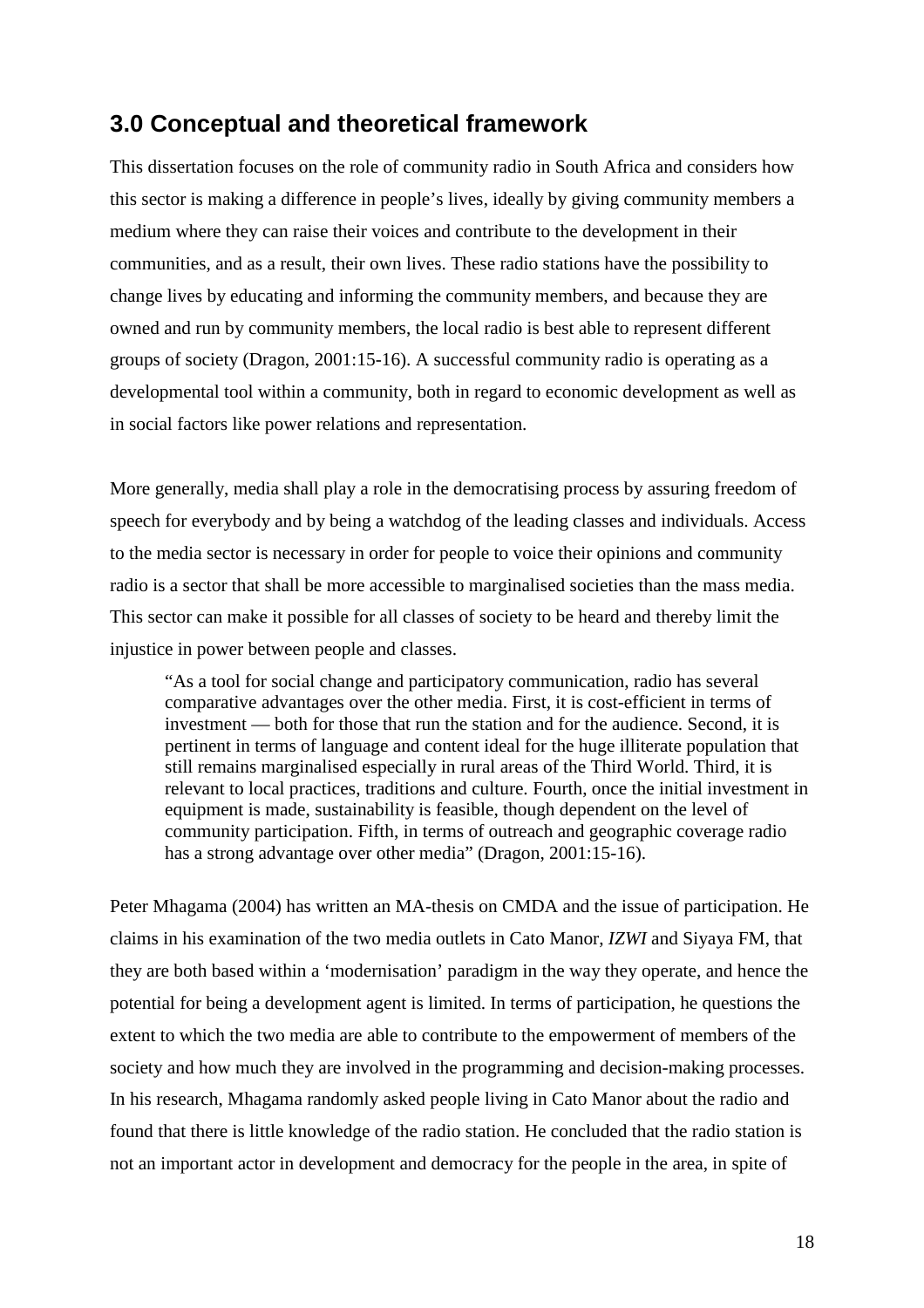## 3.0 Conceptual and theoretical framework

This dissertation focuses on the role of community radio in South Africa and considers how this sector is making a difference in people's lives, ideally by giving community members a medium where they can raise their voices and contribute to the development in their communities, and as a result, their own lives. These radio stations have the possibility to change lives by educating and informing the community members, and because they are owned and run by community members, the local radio is best able to represent different groups of society (Dragon, 2001:15-16). A successful community radio is operating as a developmental tool within a community, both in regard to economic development as well as in social factors like power relations and representation.

More generally, media shall play a role in the democratising process by assuring freedom of speech for everybody and by being a watchdog of the leading classes and individuals. Access to the media sector is necessary in order for people to voice their opinions and community radio is a sector that shall be more accessible to marginalised societies than the mass media. This sector can make it possible for all classes of society to be heard and thereby limit the injustice in power between people and classes.

> "As a tool for social change and participatory communication, radio has several comparative advantages over the other media. First, it is cost-efficient in terms of investment — both for those that run the station and for the audience. Second, it is pertinent in terms of language and content ideal for the huge illiterate population that still remains marginalised especially in rural areas of the Third World. Third, it is relevant to local practices, traditions and culture. Fourth, once the initial investment in equipment is made, sustainability is feasible, though dependent on the level of community participation. Fifth, in terms of outreach and geographic coverage radio has a strong advantage over other media" (Dragon, 2001:15-16).

Peter Mhagama (2004) has written an MA-thesis on CMDA and the issue of participation. He claims in his examination of the two media outlets in Cato Manor, *IZWI* and Siyaya FM, that they are both based within a 'modernisation' paradigm in the way they operate, and hence the potential for being a development agent is limited. In terms of participation, he questions the extent to which the two media are able to contribute to the empowerment of members of the society and how much they are involved in the programming and decision-making processes. In his research, Mhagama randomly asked people living in Cato Manor about the radio and found that there is little knowledge of the radio station. He concluded that the radio station is not an important actor in development and democracy for the people in the area, in spite of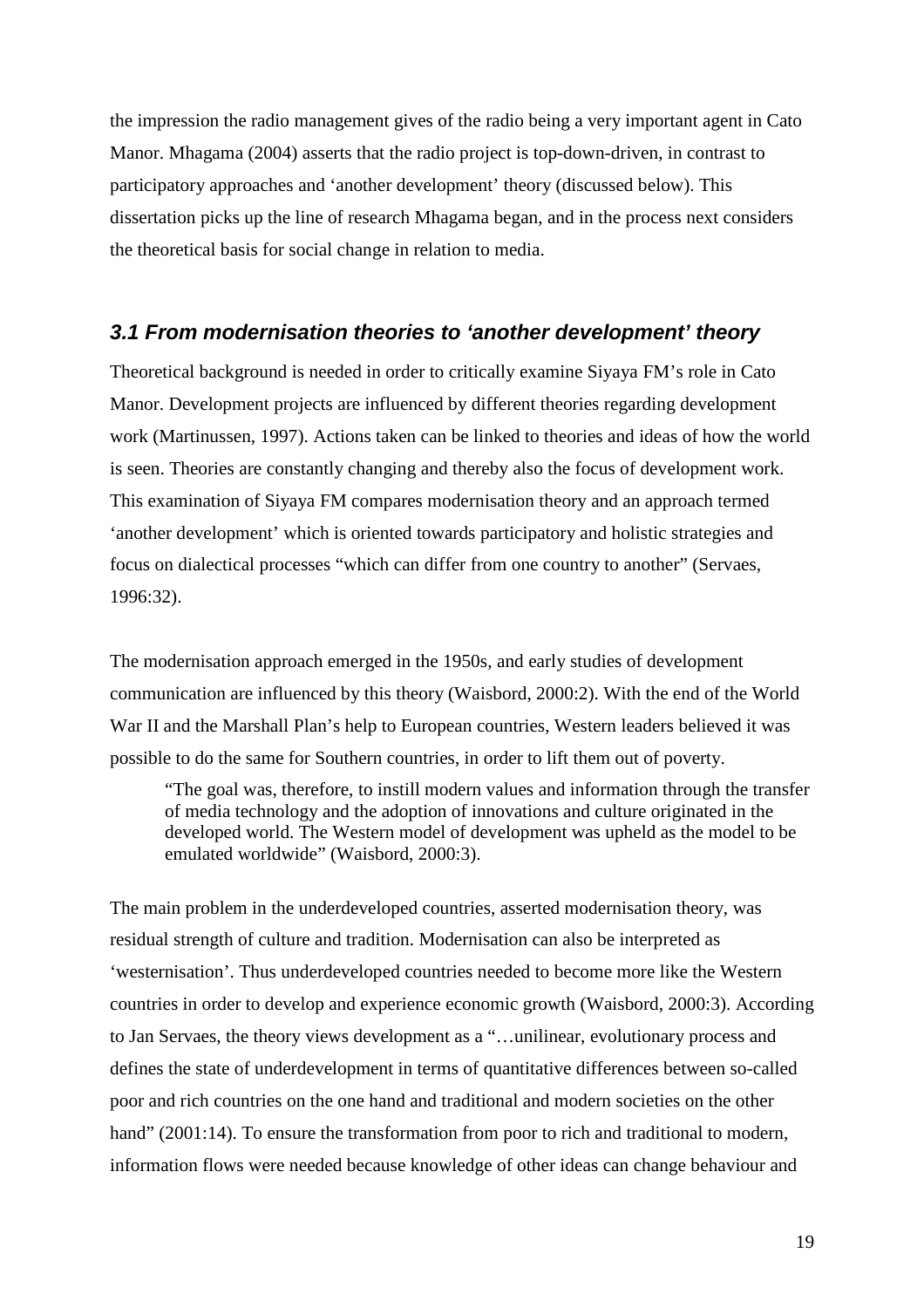the impression the radio management gives of the radio being a very important agent in Cato Manor. Mhagama (2004) asserts that the radio project is top-down-driven, in contrast to participatory approaches and 'another development' theory (discussed below). This dissertation picks up the line of research Mhagama began, and in the process next considers the theoretical basis for social change in relation to media.

### *3.1 From modernisation theories to 'another development' theory*

Theoretical background is needed in order to critically examine Siyaya FM's role in Cato Manor. Development projects are influenced by different theories regarding development work (Martinussen, 1997). Actions taken can be linked to theories and ideas of how the world is seen. Theories are constantly changing and thereby also the focus of development work. This examination of Siyaya FM compares modernisation theory and an approach termed 'another development' which is oriented towards participatory and holistic strategies and focus on dialectical processes "which can differ from one country to another" (Servaes, 1996:32).

The modernisation approach emerged in the 1950s, and early studies of development communication are influenced by this theory (Waisbord, 2000:2). With the end of the World War II and the Marshall Plan's help to European countries, Western leaders believed it was possible to do the same for Southern countries, in order to lift them out of poverty.

> "The goal was, therefore, to instill modern values and information through the transfer of media technology and the adoption of innovations and culture originated in the developed world. The Western model of development was upheld as the model to be emulated worldwide" (Waisbord, 2000:3).

The main problem in the underdeveloped countries, asserted modernisation theory, was residual strength of culture and tradition. Modernisation can also be interpreted as 'westernisation'. Thus underdeveloped countries needed to become more like the Western countries in order to develop and experience economic growth (Waisbord, 2000:3). According to Jan Servaes, the theory views development as a "…unilinear, evolutionary process and defines the state of underdevelopment in terms of quantitative differences between so-called poor and rich countries on the one hand and traditional and modern societies on the other hand" (2001:14). To ensure the transformation from poor to rich and traditional to modern, information flows were needed because knowledge of other ideas can change behaviour and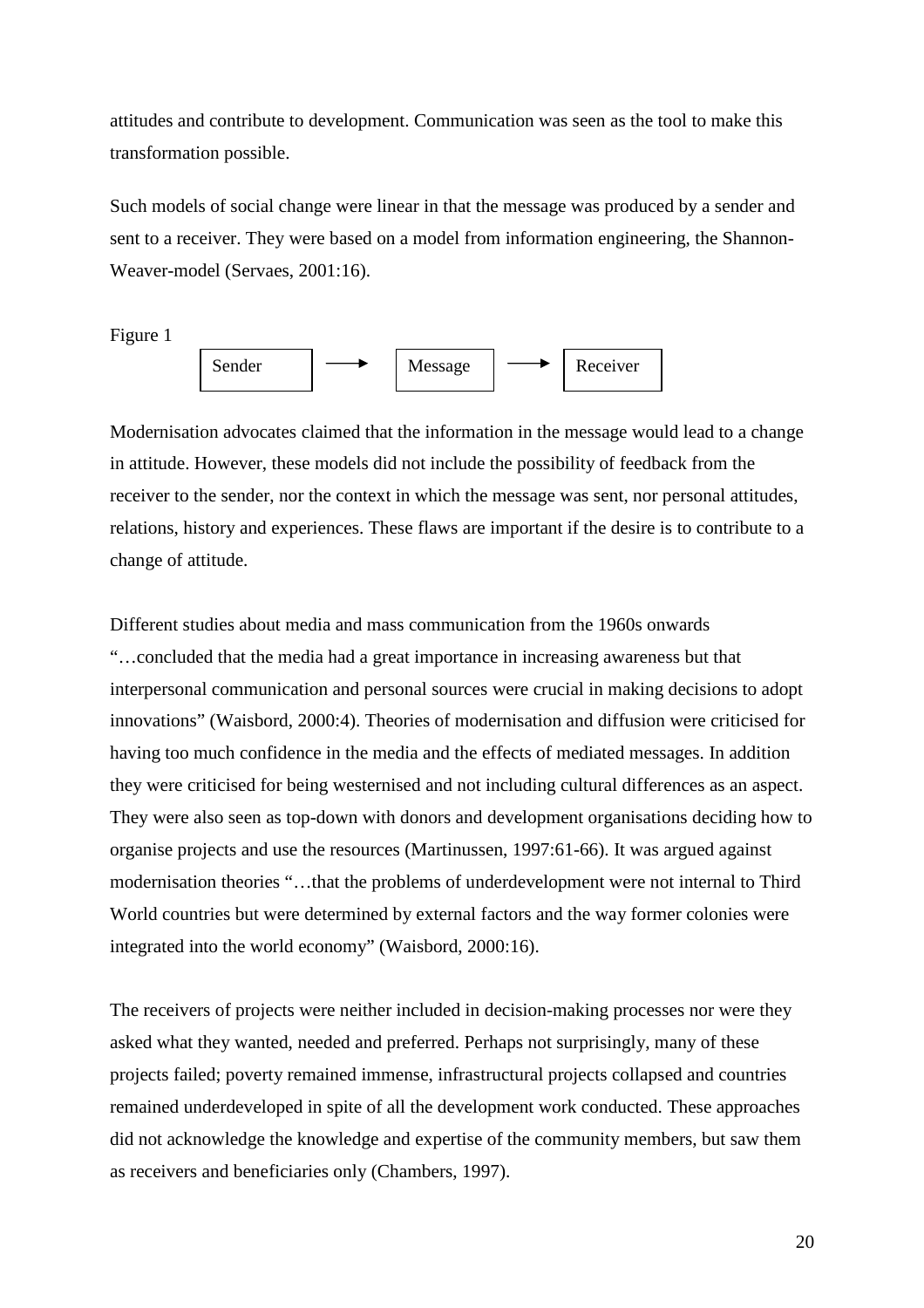attitudes and contribute to development. Communication was seen as the tool to make this transformation possible.

Such models of social change were linear in that the message was produced by a sender and sent to a receiver. They were based on a model from information engineering, the Shannon-Weaver-model (Servaes, 2001:16).

Figure 1

Sender ⟶ Message ⟶ Receiver

Modernisation advocates claimed that the information in the message would lead to a change in attitude. However, these models did not include the possibility of feedback from the receiver to the sender, nor the context in which the message was sent, nor personal attitudes, relations, history and experiences. These flaws are important if the desire is to contribute to a change of attitude.

Different studies about media and mass communication from the 1960s onwards "…concluded that the media had a great importance in increasing awareness but that interpersonal communication and personal sources were crucial in making decisions to adopt innovations" (Waisbord, 2000:4). Theories of modernisation and diffusion were criticised for having too much confidence in the media and the effects of mediated messages. In addition they were criticised for being westernised and not including cultural differences as an aspect. They were also seen as top-down with donors and development organisations deciding how to organise projects and use the resources (Martinussen, 1997:61-66). It was argued against modernisation theories "…that the problems of underdevelopment were not internal to Third World countries but were determined by external factors and the way former colonies were integrated into the world economy" (Waisbord, 2000:16).

The receivers of projects were neither included in decision-making processes nor were they asked what they wanted, needed and preferred. Perhaps not surprisingly, many of these projects failed; poverty remained immense, infrastructural projects collapsed and countries remained underdeveloped in spite of all the development work conducted. These approaches did not acknowledge the knowledge and expertise of the community members, but saw them as receivers and beneficiaries only (Chambers, 1997).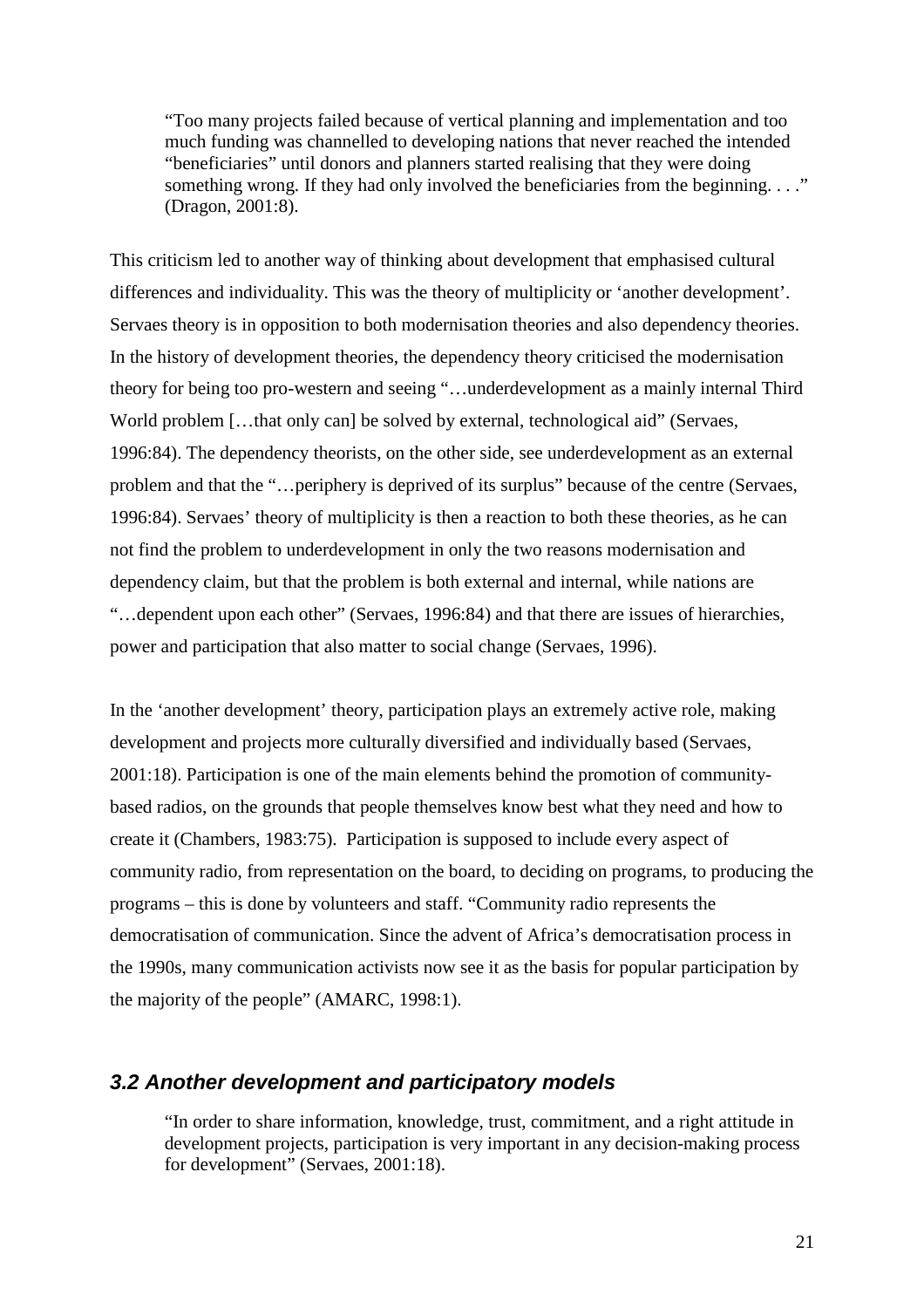> "Too many projects failed because of vertical planning and implementation and too much funding was channelled to developing nations that never reached the intended "beneficiaries" until donors and planners started realising that they were doing something wrong. If they had only involved the beneficiaries from the beginning. . . ." (Dragon, 2001:8).

This criticism led to another way of thinking about development that emphasised cultural differences and individuality. This was the theory of multiplicity or 'another development'. Servaes theory is in opposition to both modernisation theories and also dependency theories. In the history of development theories, the dependency theory criticised the modernisation theory for being too pro-western and seeing "…underdevelopment as a mainly internal Third World problem […that only can] be solved by external, technological aid" (Servaes, 1996:84). The dependency theorists, on the other side, see underdevelopment as an external problem and that the "…periphery is deprived of its surplus" because of the centre (Servaes, 1996:84). Servaes' theory of multiplicity is then a reaction to both these theories, as he can not find the problem to underdevelopment in only the two reasons modernisation and dependency claim, but that the problem is both external and internal, while nations are "…dependent upon each other" (Servaes, 1996:84) and that there are issues of hierarchies, power and participation that also matter to social change (Servaes, 1996).

In the 'another development' theory, participation plays an extremely active role, making development and projects more culturally diversified and individually based (Servaes, 2001:18). Participation is one of the main elements behind the promotion of community-based radios, on the grounds that people themselves know best what they need and how to create it (Chambers, 1983:75). Participation is supposed to include every aspect of community radio, from representation on the board, to deciding on programs, to producing the programs – this is done by volunteers and staff. "Community radio represents the democratisation of communication. Since the advent of Africa's democratisation process in the 1990s, many communication activists now see it as the basis for popular participation by the majority of the people" (AMARC, 1998:1).

## *3.2 Another development and participatory models*

> "In order to share information, knowledge, trust, commitment, and a right attitude in development projects, participation is very important in any decision-making process for development" (Servaes, 2001:18).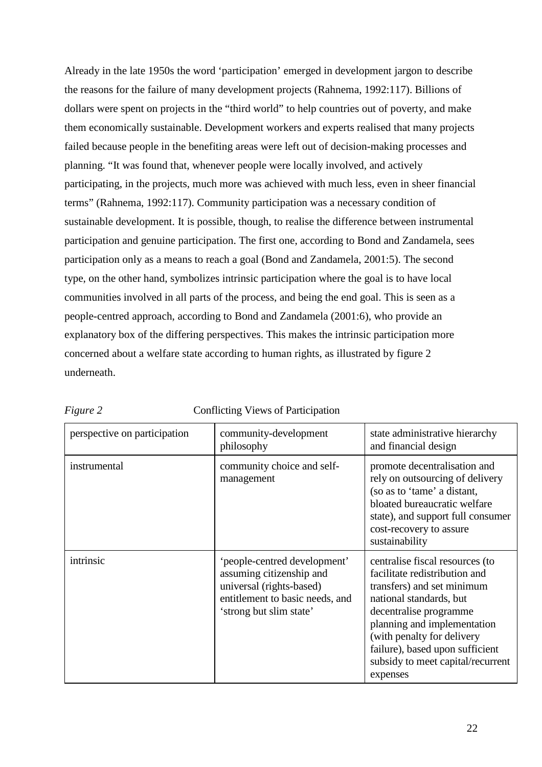Already in the late 1950s the word 'participation' emerged in development jargon to describe the reasons for the failure of many development projects (Rahnema, 1992:117). Billions of dollars were spent on projects in the "third world" to help countries out of poverty, and make them economically sustainable. Development workers and experts realised that many projects failed because people in the benefiting areas were left out of decision-making processes and planning. "It was found that, whenever people were locally involved, and actively participating, in the projects, much more was achieved with much less, even in sheer financial terms" (Rahnema, 1992:117). Community participation was a necessary condition of sustainable development. It is possible, though, to realise the difference between instrumental participation and genuine participation. The first one, according to Bond and Zandamela, sees participation only as a means to reach a goal (Bond and Zandamela, 2001:5). The second type, on the other hand, symbolizes intrinsic participation where the goal is to have local communities involved in all parts of the process, and being the end goal. This is seen as a people-centred approach, according to Bond and Zandamela (2001:6), who provide an explanatory box of the differing perspectives. This makes the intrinsic participation more concerned about a welfare state according to human rights, as illustrated by figure 2 underneath.

*Figure 2* Conflicting Views of Participation

| perspective on participation | community-development philosophy | state administrative hierarchy and financial design |
|---|---|---|
| instrumental | community choice and self-management | promote decentralisation and rely on outsourcing of delivery (so as to 'tame' a distant, bloated bureaucratic welfare state), and support full consumer cost-recovery to assure sustainability |
| intrinsic | 'people-centred development' assuming citizenship and universal (rights-based) entitlement to basic needs, and 'strong but slim state' | centralise fiscal resources (to facilitate redistribution and transfers) and set minimum national standards, but decentralise programme planning and implementation (with penalty for delivery failure), based upon sufficient subsidy to meet capital/recurrent expenses |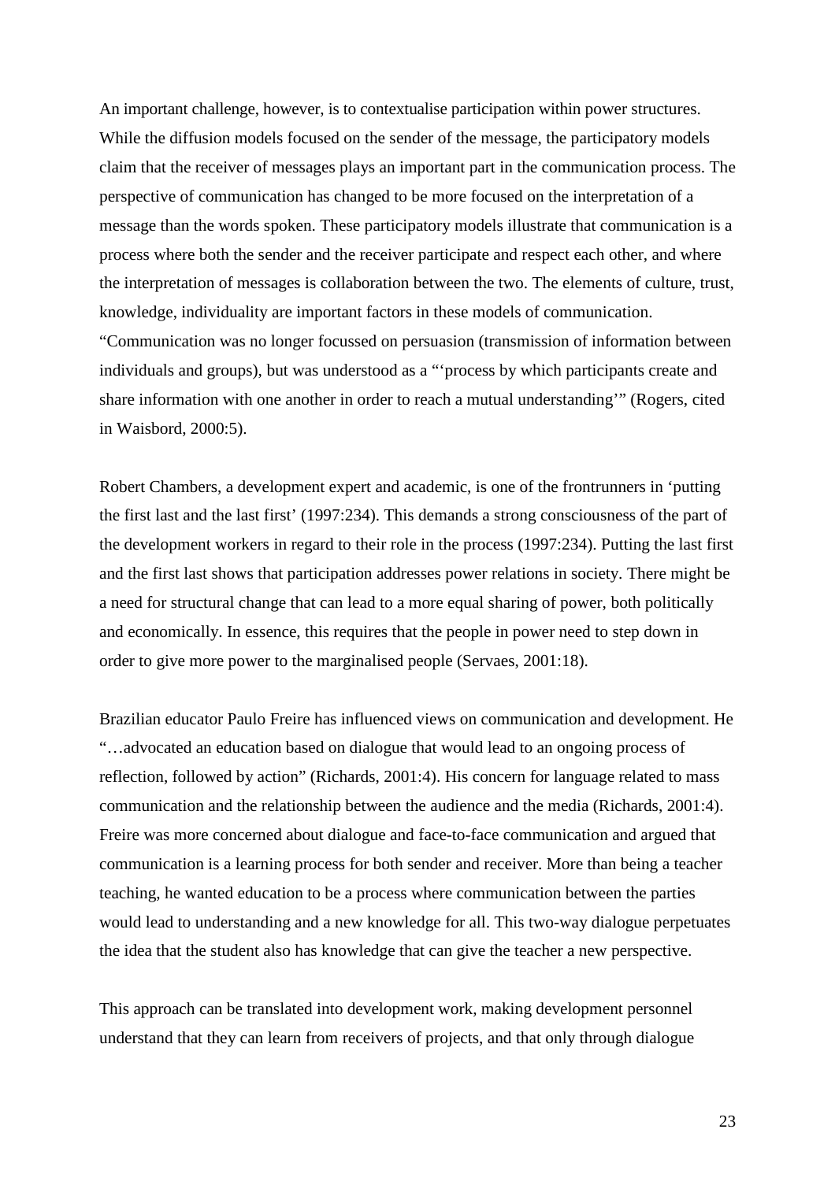An important challenge, however, is to contextualise participation within power structures. While the diffusion models focused on the sender of the message, the participatory models claim that the receiver of messages plays an important part in the communication process. The perspective of communication has changed to be more focused on the interpretation of a message than the words spoken. These participatory models illustrate that communication is a process where both the sender and the receiver participate and respect each other, and where the interpretation of messages is collaboration between the two. The elements of culture, trust, knowledge, individuality are important factors in these models of communication. "Communication was no longer focussed on persuasion (transmission of information between individuals and groups), but was understood as a "'process by which participants create and share information with one another in order to reach a mutual understanding'" (Rogers, cited in Waisbord, 2000:5).

Robert Chambers, a development expert and academic, is one of the frontrunners in 'putting the first last and the last first' (1997:234). This demands a strong consciousness of the part of the development workers in regard to their role in the process (1997:234). Putting the last first and the first last shows that participation addresses power relations in society. There might be a need for structural change that can lead to a more equal sharing of power, both politically and economically. In essence, this requires that the people in power need to step down in order to give more power to the marginalised people (Servaes, 2001:18).

Brazilian educator Paulo Freire has influenced views on communication and development. He "…advocated an education based on dialogue that would lead to an ongoing process of reflection, followed by action" (Richards, 2001:4). His concern for language related to mass communication and the relationship between the audience and the media (Richards, 2001:4). Freire was more concerned about dialogue and face-to-face communication and argued that communication is a learning process for both sender and receiver. More than being a teacher teaching, he wanted education to be a process where communication between the parties would lead to understanding and a new knowledge for all. This two-way dialogue perpetuates the idea that the student also has knowledge that can give the teacher a new perspective.

This approach can be translated into development work, making development personnel understand that they can learn from receivers of projects, and that only through dialogue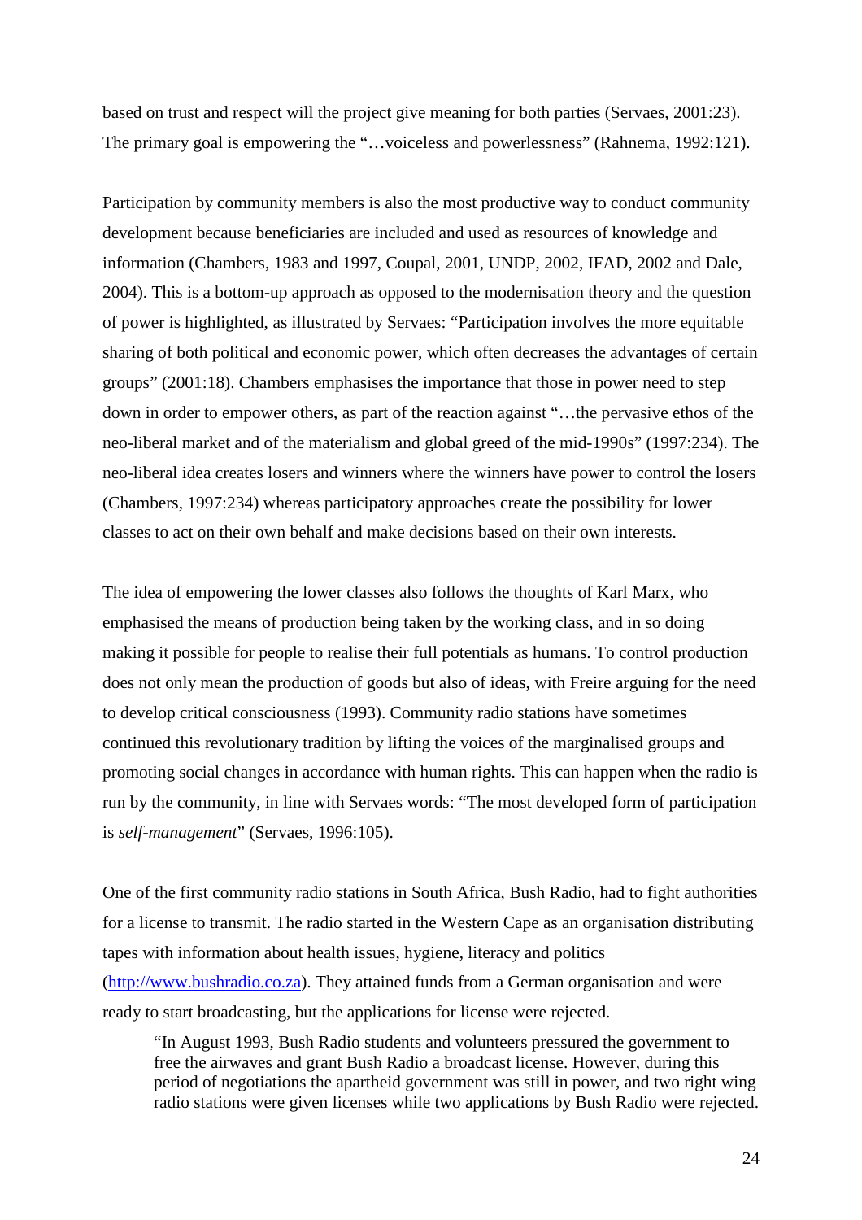based on trust and respect will the project give meaning for both parties (Servaes, 2001:23). The primary goal is empowering the "…voiceless and powerlessness" (Rahnema, 1992:121).

Participation by community members is also the most productive way to conduct community development because beneficiaries are included and used as resources of knowledge and information (Chambers, 1983 and 1997, Coupal, 2001, UNDP, 2002, IFAD, 2002 and Dale, 2004). This is a bottom-up approach as opposed to the modernisation theory and the question of power is highlighted, as illustrated by Servaes: "Participation involves the more equitable sharing of both political and economic power, which often decreases the advantages of certain groups" (2001:18). Chambers emphasises the importance that those in power need to step down in order to empower others, as part of the reaction against "…the pervasive ethos of the neo-liberal market and of the materialism and global greed of the mid-1990s" (1997:234). The neo-liberal idea creates losers and winners where the winners have power to control the losers (Chambers, 1997:234) whereas participatory approaches create the possibility for lower classes to act on their own behalf and make decisions based on their own interests.

The idea of empowering the lower classes also follows the thoughts of Karl Marx, who emphasised the means of production being taken by the working class, and in so doing making it possible for people to realise their full potentials as humans. To control production does not only mean the production of goods but also of ideas, with Freire arguing for the need to develop critical consciousness (1993). Community radio stations have sometimes continued this revolutionary tradition by lifting the voices of the marginalised groups and promoting social changes in accordance with human rights. This can happen when the radio is run by the community, in line with Servaes words: "The most developed form of participation is *self-management*" (Servaes, 1996:105).

One of the first community radio stations in South Africa, Bush Radio, had to fight authorities for a license to transmit. The radio started in the Western Cape as an organisation distributing tapes with information about health issues, hygiene, literacy and politics (http://www.bushradio.co.za). They attained funds from a German organisation and were ready to start broadcasting, but the applications for license were rejected.

> "In August 1993, Bush Radio students and volunteers pressured the government to free the airwaves and grant Bush Radio a broadcast license. However, during this period of negotiations the apartheid government was still in power, and two right wing radio stations were given licenses while two applications by Bush Radio were rejected.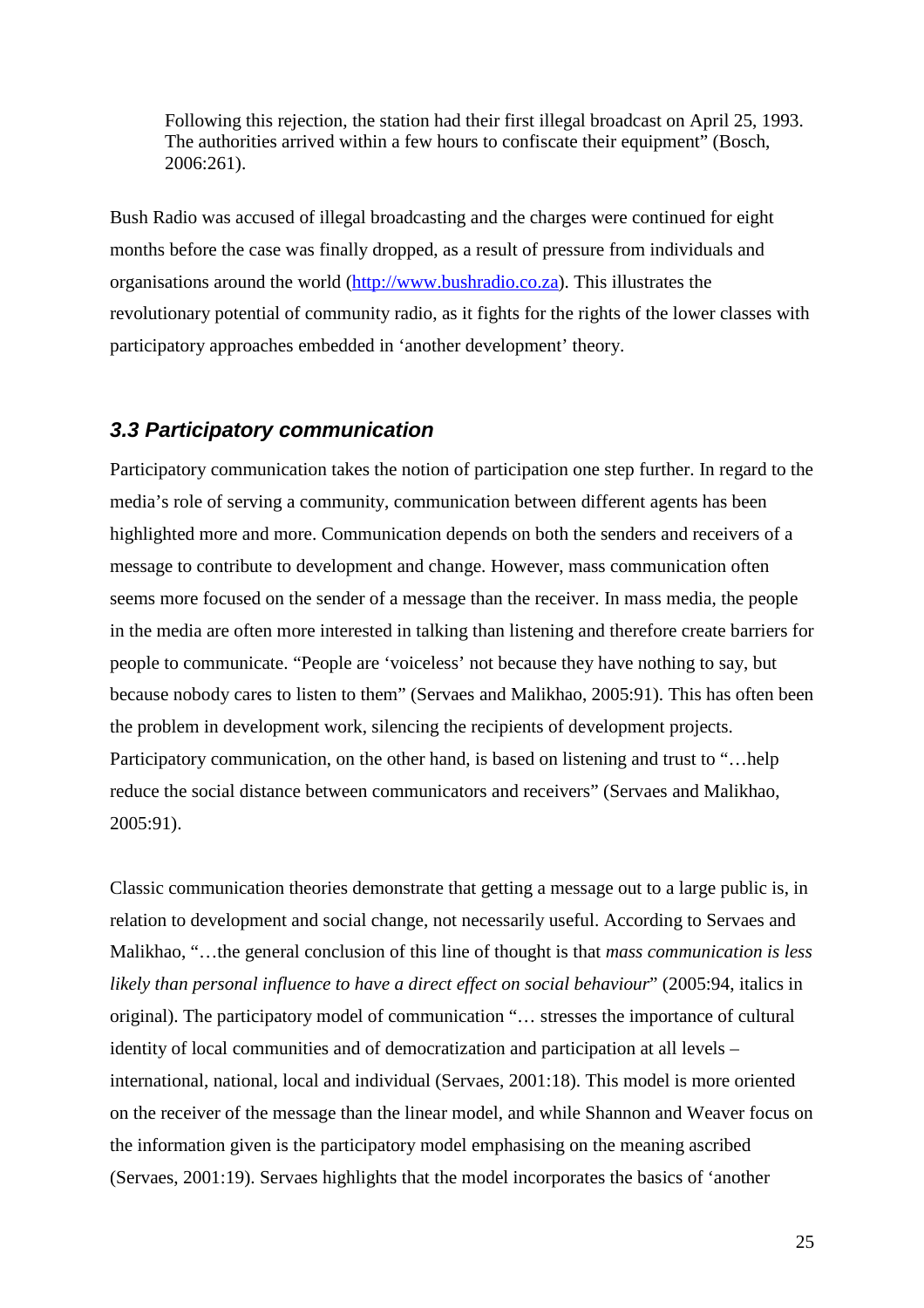> Following this rejection, the station had their first illegal broadcast on April 25, 1993. The authorities arrived within a few hours to confiscate their equipment" (Bosch, 2006:261).

Bush Radio was accused of illegal broadcasting and the charges were continued for eight months before the case was finally dropped, as a result of pressure from individuals and organisations around the world (http://www.bushradio.co.za). This illustrates the revolutionary potential of community radio, as it fights for the rights of the lower classes with participatory approaches embedded in 'another development' theory.

### *3.3 Participatory communication*

Participatory communication takes the notion of participation one step further. In regard to the media's role of serving a community, communication between different agents has been highlighted more and more. Communication depends on both the senders and receivers of a message to contribute to development and change. However, mass communication often seems more focused on the sender of a message than the receiver. In mass media, the people in the media are often more interested in talking than listening and therefore create barriers for people to communicate. "People are 'voiceless' not because they have nothing to say, but because nobody cares to listen to them" (Servaes and Malikhao, 2005:91). This has often been the problem in development work, silencing the recipients of development projects. Participatory communication, on the other hand, is based on listening and trust to "…help reduce the social distance between communicators and receivers" (Servaes and Malikhao, 2005:91).

Classic communication theories demonstrate that getting a message out to a large public is, in relation to development and social change, not necessarily useful. According to Servaes and Malikhao, "…the general conclusion of this line of thought is that *mass communication is less likely than personal influence to have a direct effect on social behaviour*" (2005:94, italics in original). The participatory model of communication "… stresses the importance of cultural identity of local communities and of democratization and participation at all levels – international, national, local and individual (Servaes, 2001:18). This model is more oriented on the receiver of the message than the linear model, and while Shannon and Weaver focus on the information given is the participatory model emphasising on the meaning ascribed (Servaes, 2001:19). Servaes highlights that the model incorporates the basics of 'another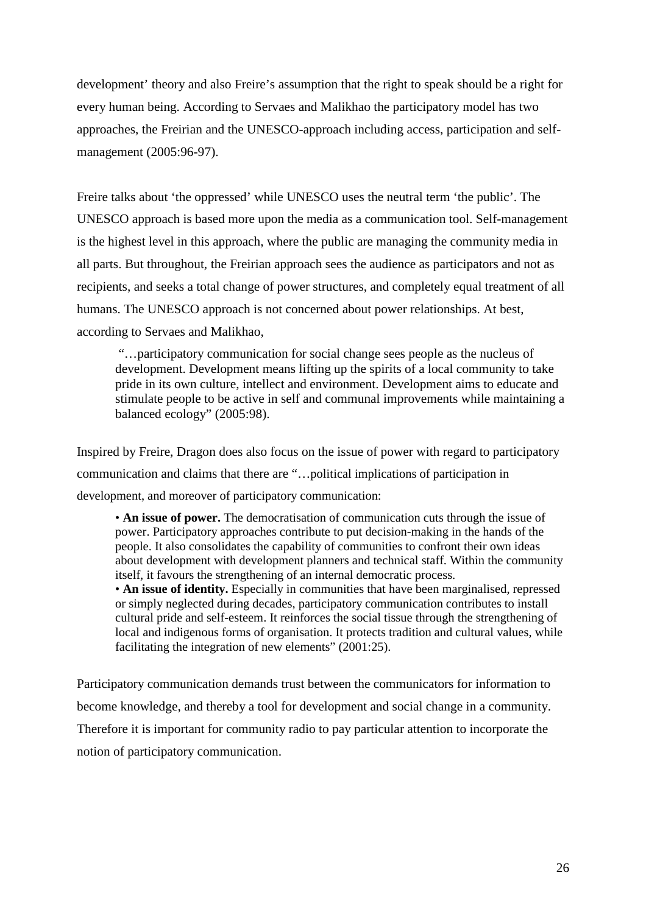development' theory and also Freire's assumption that the right to speak should be a right for every human being. According to Servaes and Malikhao the participatory model has two approaches, the Freirian and the UNESCO-approach including access, participation and self-management (2005:96-97).

Freire talks about 'the oppressed' while UNESCO uses the neutral term 'the public'. The UNESCO approach is based more upon the media as a communication tool. Self-management is the highest level in this approach, where the public are managing the community media in all parts. But throughout, the Freirian approach sees the audience as participators and not as recipients, and seeks a total change of power structures, and completely equal treatment of all humans. The UNESCO approach is not concerned about power relationships. At best, according to Servaes and Malikhao,

> "…participatory communication for social change sees people as the nucleus of development. Development means lifting up the spirits of a local community to take pride in its own culture, intellect and environment. Development aims to educate and stimulate people to be active in self and communal improvements while maintaining a balanced ecology" (2005:98).

Inspired by Freire, Dragon does also focus on the issue of power with regard to participatory communication and claims that there are "…political implications of participation in development, and moreover of participatory communication:

> • **An issue of power.** The democratisation of communication cuts through the issue of power. Participatory approaches contribute to put decision-making in the hands of the people. It also consolidates the capability of communities to confront their own ideas about development with development planners and technical staff. Within the community itself, it favours the strengthening of an internal democratic process.
> • **An issue of identity.** Especially in communities that have been marginalised, repressed or simply neglected during decades, participatory communication contributes to install cultural pride and self-esteem. It reinforces the social tissue through the strengthening of local and indigenous forms of organisation. It protects tradition and cultural values, while facilitating the integration of new elements" (2001:25).

Participatory communication demands trust between the communicators for information to become knowledge, and thereby a tool for development and social change in a community. Therefore it is important for community radio to pay particular attention to incorporate the notion of participatory communication.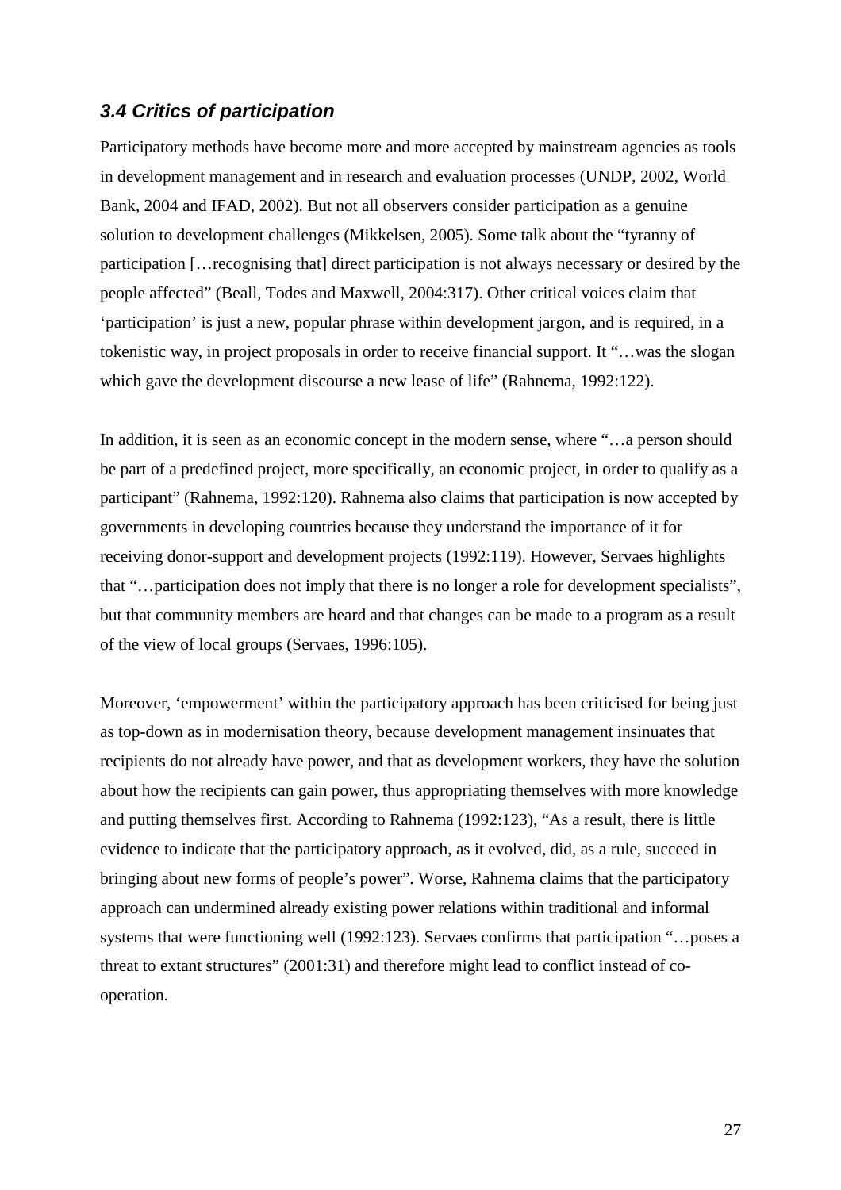### *3.4 Critics of participation*

Participatory methods have become more and more accepted by mainstream agencies as tools in development management and in research and evaluation processes (UNDP, 2002, World Bank, 2004 and IFAD, 2002). But not all observers consider participation as a genuine solution to development challenges (Mikkelsen, 2005). Some talk about the "tyranny of participation […recognising that] direct participation is not always necessary or desired by the people affected" (Beall, Todes and Maxwell, 2004:317). Other critical voices claim that 'participation' is just a new, popular phrase within development jargon, and is required, in a tokenistic way, in project proposals in order to receive financial support. It "…was the slogan which gave the development discourse a new lease of life" (Rahnema, 1992:122).

In addition, it is seen as an economic concept in the modern sense, where "…a person should be part of a predefined project, more specifically, an economic project, in order to qualify as a participant" (Rahnema, 1992:120). Rahnema also claims that participation is now accepted by governments in developing countries because they understand the importance of it for receiving donor-support and development projects (1992:119). However, Servaes highlights that "…participation does not imply that there is no longer a role for development specialists", but that community members are heard and that changes can be made to a program as a result of the view of local groups (Servaes, 1996:105).

Moreover, 'empowerment' within the participatory approach has been criticised for being just as top-down as in modernisation theory, because development management insinuates that recipients do not already have power, and that as development workers, they have the solution about how the recipients can gain power, thus appropriating themselves with more knowledge and putting themselves first. According to Rahnema (1992:123), "As a result, there is little evidence to indicate that the participatory approach, as it evolved, did, as a rule, succeed in bringing about new forms of people's power". Worse, Rahnema claims that the participatory approach can undermined already existing power relations within traditional and informal systems that were functioning well (1992:123). Servaes confirms that participation "…poses a threat to extant structures" (2001:31) and therefore might lead to conflict instead of co-operation.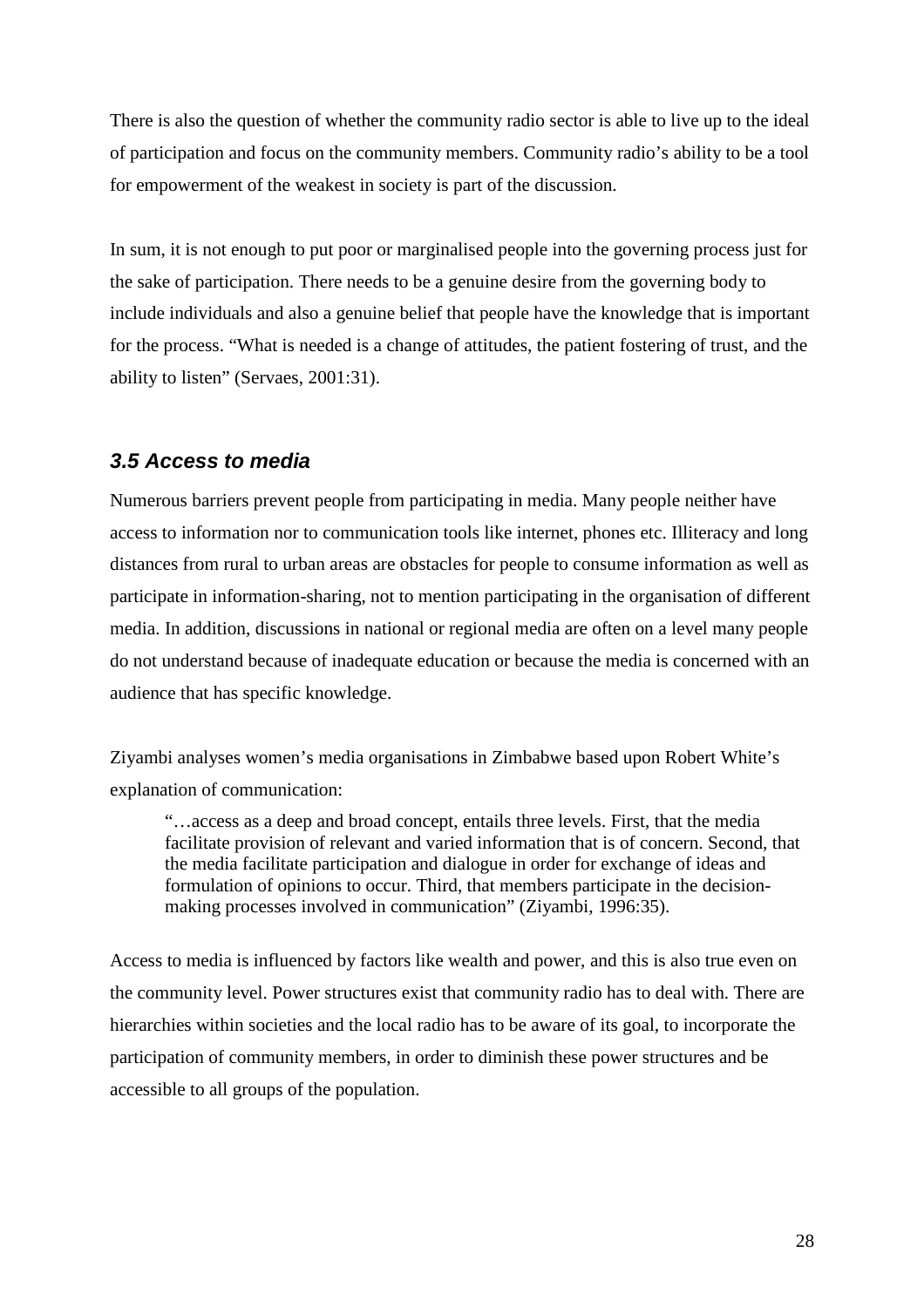There is also the question of whether the community radio sector is able to live up to the ideal of participation and focus on the community members. Community radio's ability to be a tool for empowerment of the weakest in society is part of the discussion.

In sum, it is not enough to put poor or marginalised people into the governing process just for the sake of participation. There needs to be a genuine desire from the governing body to include individuals and also a genuine belief that people have the knowledge that is important for the process. "What is needed is a change of attitudes, the patient fostering of trust, and the ability to listen" (Servaes, 2001:31).

## *3.5 Access to media*

Numerous barriers prevent people from participating in media. Many people neither have access to information nor to communication tools like internet, phones etc. Illiteracy and long distances from rural to urban areas are obstacles for people to consume information as well as participate in information-sharing, not to mention participating in the organisation of different media. In addition, discussions in national or regional media are often on a level many people do not understand because of inadequate education or because the media is concerned with an audience that has specific knowledge.

Ziyambi analyses women's media organisations in Zimbabwe based upon Robert White's explanation of communication:

> "…access as a deep and broad concept, entails three levels. First, that the media facilitate provision of relevant and varied information that is of concern. Second, that the media facilitate participation and dialogue in order for exchange of ideas and formulation of opinions to occur. Third, that members participate in the decision-making processes involved in communication" (Ziyambi, 1996:35).

Access to media is influenced by factors like wealth and power, and this is also true even on the community level. Power structures exist that community radio has to deal with. There are hierarchies within societies and the local radio has to be aware of its goal, to incorporate the participation of community members, in order to diminish these power structures and be accessible to all groups of the population.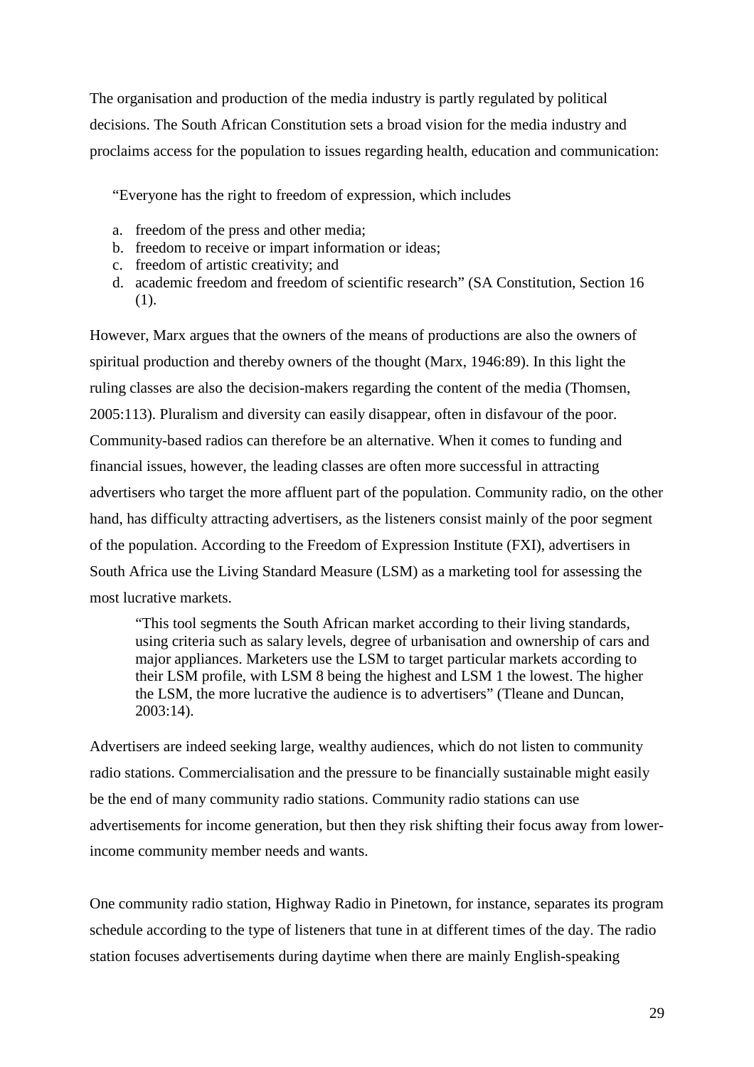The organisation and production of the media industry is partly regulated by political decisions. The South African Constitution sets a broad vision for the media industry and proclaims access for the population to issues regarding health, education and communication:

> "Everyone has the right to freedom of expression, which includes
>
> a. freedom of the press and other media;
> b. freedom to receive or impart information or ideas;
> c. freedom of artistic creativity; and
> d. academic freedom and freedom of scientific research" (SA Constitution, Section 16 (1).

However, Marx argues that the owners of the means of productions are also the owners of spiritual production and thereby owners of the thought (Marx, 1946:89). In this light the ruling classes are also the decision-makers regarding the content of the media (Thomsen, 2005:113). Pluralism and diversity can easily disappear, often in disfavour of the poor. Community-based radios can therefore be an alternative. When it comes to funding and financial issues, however, the leading classes are often more successful in attracting advertisers who target the more affluent part of the population. Community radio, on the other hand, has difficulty attracting advertisers, as the listeners consist mainly of the poor segment of the population. According to the Freedom of Expression Institute (FXI), advertisers in South Africa use the Living Standard Measure (LSM) as a marketing tool for assessing the most lucrative markets.

> "This tool segments the South African market according to their living standards, using criteria such as salary levels, degree of urbanisation and ownership of cars and major appliances. Marketers use the LSM to target particular markets according to their LSM profile, with LSM 8 being the highest and LSM 1 the lowest. The higher the LSM, the more lucrative the audience is to advertisers" (Tleane and Duncan, 2003:14).

Advertisers are indeed seeking large, wealthy audiences, which do not listen to community radio stations. Commercialisation and the pressure to be financially sustainable might easily be the end of many community radio stations. Community radio stations can use advertisements for income generation, but then they risk shifting their focus away from lower-income community member needs and wants.

One community radio station, Highway Radio in Pinetown, for instance, separates its program schedule according to the type of listeners that tune in at different times of the day. The radio station focuses advertisements during daytime when there are mainly English-speaking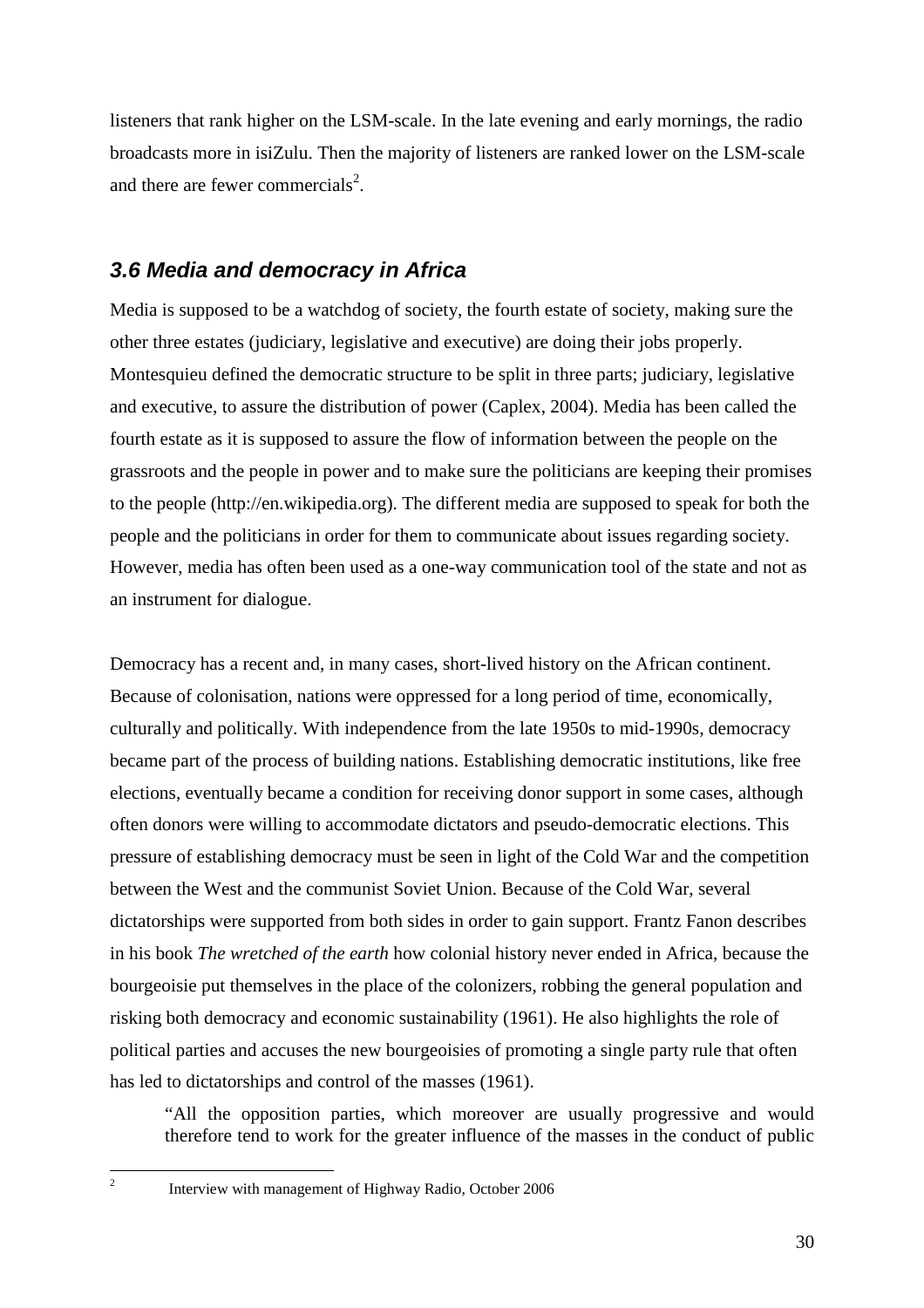listeners that rank higher on the LSM-scale. In the late evening and early mornings, the radio broadcasts more in isiZulu. Then the majority of listeners are ranked lower on the LSM-scale and there are fewer commercials[2].

### *3.6 Media and democracy in Africa*

Media is supposed to be a watchdog of society, the fourth estate of society, making sure the other three estates (judiciary, legislative and executive) are doing their jobs properly. Montesquieu defined the democratic structure to be split in three parts; judiciary, legislative and executive, to assure the distribution of power (Caplex, 2004). Media has been called the fourth estate as it is supposed to assure the flow of information between the people on the grassroots and the people in power and to make sure the politicians are keeping their promises to the people (http://en.wikipedia.org). The different media are supposed to speak for both the people and the politicians in order for them to communicate about issues regarding society. However, media has often been used as a one-way communication tool of the state and not as an instrument for dialogue.

Democracy has a recent and, in many cases, short-lived history on the African continent. Because of colonisation, nations were oppressed for a long period of time, economically, culturally and politically. With independence from the late 1950s to mid-1990s, democracy became part of the process of building nations. Establishing democratic institutions, like free elections, eventually became a condition for receiving donor support in some cases, although often donors were willing to accommodate dictators and pseudo-democratic elections. This pressure of establishing democracy must be seen in light of the Cold War and the competition between the West and the communist Soviet Union. Because of the Cold War, several dictatorships were supported from both sides in order to gain support. Frantz Fanon describes in his book *The wretched of the earth* how colonial history never ended in Africa, because the bourgeoisie put themselves in the place of the colonizers, robbing the general population and risking both democracy and economic sustainability (1961). He also highlights the role of political parties and accuses the new bourgeoisies of promoting a single party rule that often has led to dictatorships and control of the masses (1961).

> "All the opposition parties, which moreover are usually progressive and would therefore tend to work for the greater influence of the masses in the conduct of public

---

[2] Interview with management of Highway Radio, October 2006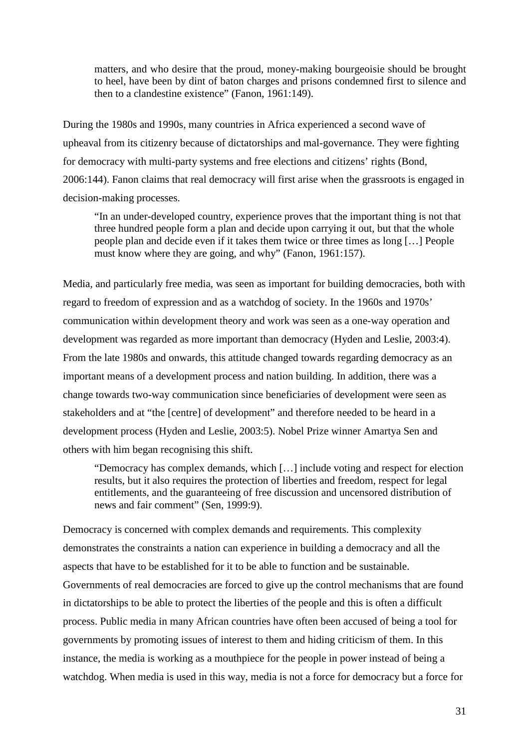> matters, and who desire that the proud, money-making bourgeoisie should be brought to heel, have been by dint of baton charges and prisons condemned first to silence and then to a clandestine existence" (Fanon, 1961:149).

During the 1980s and 1990s, many countries in Africa experienced a second wave of upheaval from its citizenry because of dictatorships and mal-governance. They were fighting for democracy with multi-party systems and free elections and citizens' rights (Bond, 2006:144). Fanon claims that real democracy will first arise when the grassroots is engaged in decision-making processes.

> "In an under-developed country, experience proves that the important thing is not that three hundred people form a plan and decide upon carrying it out, but that the whole people plan and decide even if it takes them twice or three times as long […] People must know where they are going, and why" (Fanon, 1961:157).

Media, and particularly free media, was seen as important for building democracies, both with regard to freedom of expression and as a watchdog of society. In the 1960s and 1970s' communication within development theory and work was seen as a one-way operation and development was regarded as more important than democracy (Hyden and Leslie, 2003:4). From the late 1980s and onwards, this attitude changed towards regarding democracy as an important means of a development process and nation building. In addition, there was a change towards two-way communication since beneficiaries of development were seen as stakeholders and at "the [centre] of development" and therefore needed to be heard in a development process (Hyden and Leslie, 2003:5). Nobel Prize winner Amartya Sen and others with him began recognising this shift.

> "Democracy has complex demands, which […] include voting and respect for election results, but it also requires the protection of liberties and freedom, respect for legal entitlements, and the guaranteeing of free discussion and uncensored distribution of news and fair comment" (Sen, 1999:9).

Democracy is concerned with complex demands and requirements. This complexity demonstrates the constraints a nation can experience in building a democracy and all the aspects that have to be established for it to be able to function and be sustainable. Governments of real democracies are forced to give up the control mechanisms that are found in dictatorships to be able to protect the liberties of the people and this is often a difficult process. Public media in many African countries have often been accused of being a tool for governments by promoting issues of interest to them and hiding criticism of them. In this instance, the media is working as a mouthpiece for the people in power instead of being a watchdog. When media is used in this way, media is not a force for democracy but a force for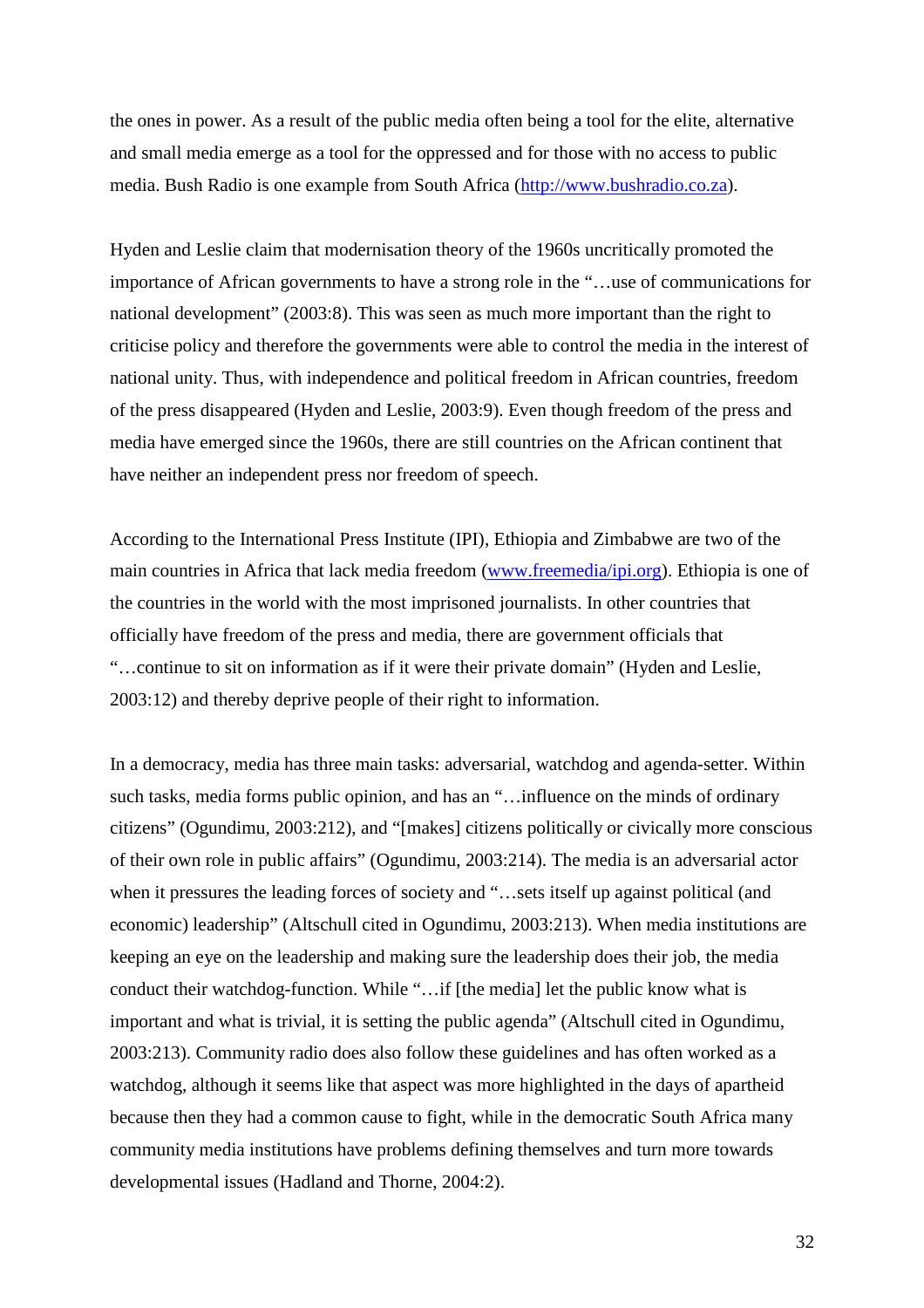the ones in power. As a result of the public media often being a tool for the elite, alternative and small media emerge as a tool for the oppressed and for those with no access to public media. Bush Radio is one example from South Africa (http://www.bushradio.co.za).

Hyden and Leslie claim that modernisation theory of the 1960s uncritically promoted the importance of African governments to have a strong role in the "…use of communications for national development" (2003:8). This was seen as much more important than the right to criticise policy and therefore the governments were able to control the media in the interest of national unity. Thus, with independence and political freedom in African countries, freedom of the press disappeared (Hyden and Leslie, 2003:9). Even though freedom of the press and media have emerged since the 1960s, there are still countries on the African continent that have neither an independent press nor freedom of speech.

According to the International Press Institute (IPI), Ethiopia and Zimbabwe are two of the main countries in Africa that lack media freedom (www.freemedia/ipi.org). Ethiopia is one of the countries in the world with the most imprisoned journalists. In other countries that officially have freedom of the press and media, there are government officials that "…continue to sit on information as if it were their private domain" (Hyden and Leslie, 2003:12) and thereby deprive people of their right to information.

In a democracy, media has three main tasks: adversarial, watchdog and agenda-setter. Within such tasks, media forms public opinion, and has an "…influence on the minds of ordinary citizens" (Ogundimu, 2003:212), and "[makes] citizens politically or civically more conscious of their own role in public affairs" (Ogundimu, 2003:214). The media is an adversarial actor when it pressures the leading forces of society and "…sets itself up against political (and economic) leadership" (Altschull cited in Ogundimu, 2003:213). When media institutions are keeping an eye on the leadership and making sure the leadership does their job, the media conduct their watchdog-function. While "…if [the media] let the public know what is important and what is trivial, it is setting the public agenda" (Altschull cited in Ogundimu, 2003:213). Community radio does also follow these guidelines and has often worked as a watchdog, although it seems like that aspect was more highlighted in the days of apartheid because then they had a common cause to fight, while in the democratic South Africa many community media institutions have problems defining themselves and turn more towards developmental issues (Hadland and Thorne, 2004:2).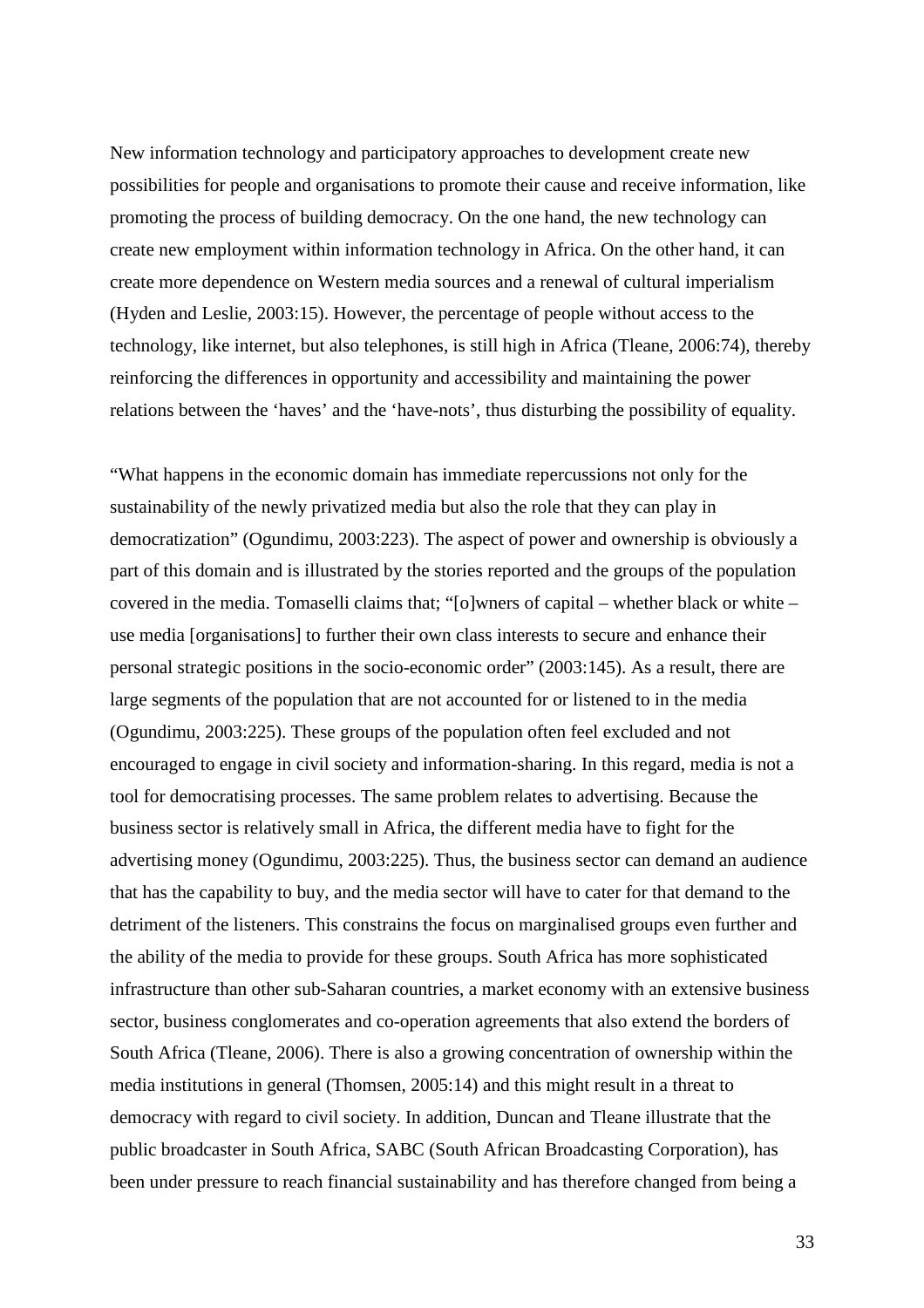New information technology and participatory approaches to development create new possibilities for people and organisations to promote their cause and receive information, like promoting the process of building democracy. On the one hand, the new technology can create new employment within information technology in Africa. On the other hand, it can create more dependence on Western media sources and a renewal of cultural imperialism (Hyden and Leslie, 2003:15). However, the percentage of people without access to the technology, like internet, but also telephones, is still high in Africa (Tleane, 2006:74), thereby reinforcing the differences in opportunity and accessibility and maintaining the power relations between the 'haves' and the 'have-nots', thus disturbing the possibility of equality.

"What happens in the economic domain has immediate repercussions not only for the sustainability of the newly privatized media but also the role that they can play in democratization" (Ogundimu, 2003:223). The aspect of power and ownership is obviously a part of this domain and is illustrated by the stories reported and the groups of the population covered in the media. Tomaselli claims that; "[o]wners of capital – whether black or white – use media [organisations] to further their own class interests to secure and enhance their personal strategic positions in the socio-economic order" (2003:145). As a result, there are large segments of the population that are not accounted for or listened to in the media (Ogundimu, 2003:225). These groups of the population often feel excluded and not encouraged to engage in civil society and information-sharing. In this regard, media is not a tool for democratising processes. The same problem relates to advertising. Because the business sector is relatively small in Africa, the different media have to fight for the advertising money (Ogundimu, 2003:225). Thus, the business sector can demand an audience that has the capability to buy, and the media sector will have to cater for that demand to the detriment of the listeners. This constrains the focus on marginalised groups even further and the ability of the media to provide for these groups. South Africa has more sophisticated infrastructure than other sub-Saharan countries, a market economy with an extensive business sector, business conglomerates and co-operation agreements that also extend the borders of South Africa (Tleane, 2006). There is also a growing concentration of ownership within the media institutions in general (Thomsen, 2005:14) and this might result in a threat to democracy with regard to civil society. In addition, Duncan and Tleane illustrate that the public broadcaster in South Africa, SABC (South African Broadcasting Corporation), has been under pressure to reach financial sustainability and has therefore changed from being a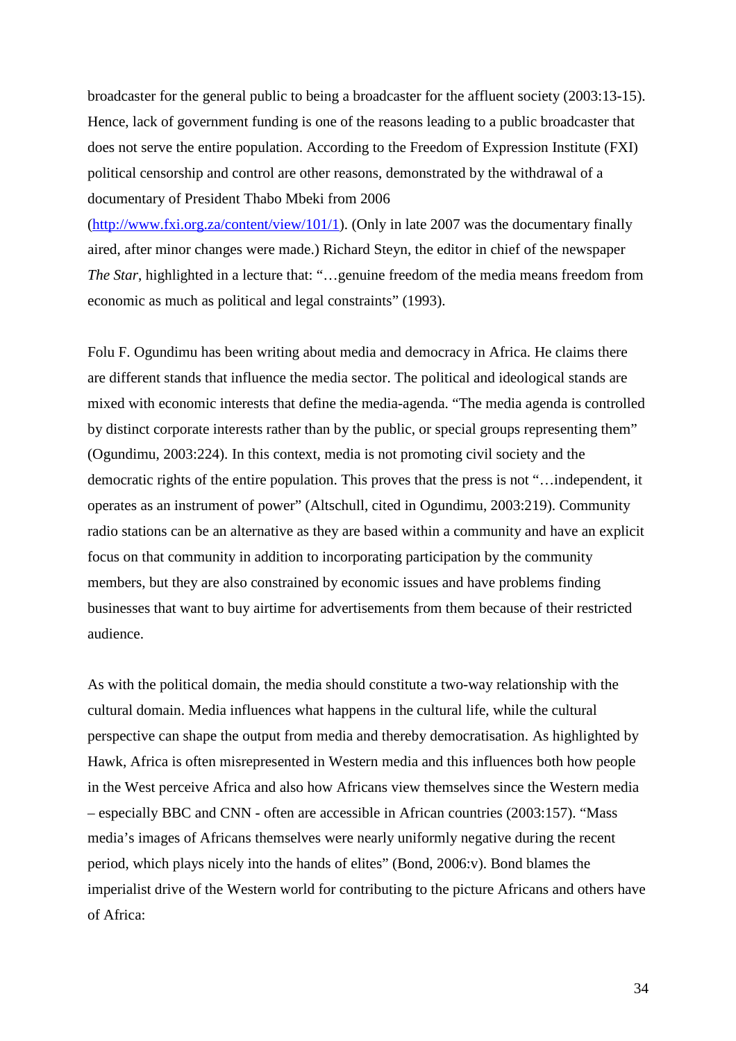broadcaster for the general public to being a broadcaster for the affluent society (2003:13-15). Hence, lack of government funding is one of the reasons leading to a public broadcaster that does not serve the entire population. According to the Freedom of Expression Institute (FXI) political censorship and control are other reasons, demonstrated by the withdrawal of a documentary of President Thabo Mbeki from 2006 (http://www.fxi.org.za/content/view/101/1). (Only in late 2007 was the documentary finally aired, after minor changes were made.) Richard Steyn, the editor in chief of the newspaper *The Star*, highlighted in a lecture that: "…genuine freedom of the media means freedom from economic as much as political and legal constraints" (1993).

Folu F. Ogundimu has been writing about media and democracy in Africa. He claims there are different stands that influence the media sector. The political and ideological stands are mixed with economic interests that define the media-agenda. "The media agenda is controlled by distinct corporate interests rather than by the public, or special groups representing them" (Ogundimu, 2003:224). In this context, media is not promoting civil society and the democratic rights of the entire population. This proves that the press is not "…independent, it operates as an instrument of power" (Altschull, cited in Ogundimu, 2003:219). Community radio stations can be an alternative as they are based within a community and have an explicit focus on that community in addition to incorporating participation by the community members, but they are also constrained by economic issues and have problems finding businesses that want to buy airtime for advertisements from them because of their restricted audience.

As with the political domain, the media should constitute a two-way relationship with the cultural domain. Media influences what happens in the cultural life, while the cultural perspective can shape the output from media and thereby democratisation. As highlighted by Hawk, Africa is often misrepresented in Western media and this influences both how people in the West perceive Africa and also how Africans view themselves since the Western media – especially BBC and CNN - often are accessible in African countries (2003:157). "Mass media's images of Africans themselves were nearly uniformly negative during the recent period, which plays nicely into the hands of elites" (Bond, 2006:v). Bond blames the imperialist drive of the Western world for contributing to the picture Africans and others have of Africa: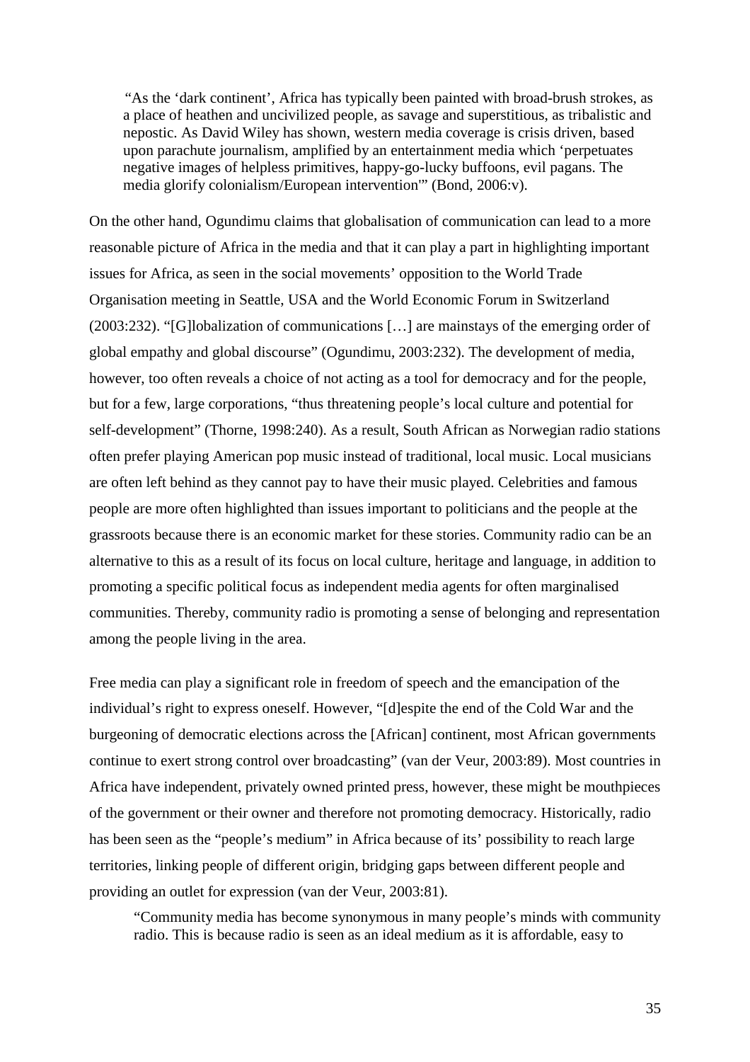> "As the 'dark continent', Africa has typically been painted with broad-brush strokes, as a place of heathen and uncivilized people, as savage and superstitious, as tribalistic and nepostic. As David Wiley has shown, western media coverage is crisis driven, based upon parachute journalism, amplified by an entertainment media which 'perpetuates negative images of helpless primitives, happy-go-lucky buffoons, evil pagans. The media glorify colonialism/European intervention'" (Bond, 2006:v).

On the other hand, Ogundimu claims that globalisation of communication can lead to a more reasonable picture of Africa in the media and that it can play a part in highlighting important issues for Africa, as seen in the social movements' opposition to the World Trade Organisation meeting in Seattle, USA and the World Economic Forum in Switzerland (2003:232). "[G]lobalization of communications […] are mainstays of the emerging order of global empathy and global discourse" (Ogundimu, 2003:232). The development of media, however, too often reveals a choice of not acting as a tool for democracy and for the people, but for a few, large corporations, "thus threatening people's local culture and potential for self-development" (Thorne, 1998:240). As a result, South African as Norwegian radio stations often prefer playing American pop music instead of traditional, local music. Local musicians are often left behind as they cannot pay to have their music played. Celebrities and famous people are more often highlighted than issues important to politicians and the people at the grassroots because there is an economic market for these stories. Community radio can be an alternative to this as a result of its focus on local culture, heritage and language, in addition to promoting a specific political focus as independent media agents for often marginalised communities. Thereby, community radio is promoting a sense of belonging and representation among the people living in the area.

Free media can play a significant role in freedom of speech and the emancipation of the individual's right to express oneself. However, "[d]espite the end of the Cold War and the burgeoning of democratic elections across the [African] continent, most African governments continue to exert strong control over broadcasting" (van der Veur, 2003:89). Most countries in Africa have independent, privately owned printed press, however, these might be mouthpieces of the government or their owner and therefore not promoting democracy. Historically, radio has been seen as the "people's medium" in Africa because of its' possibility to reach large territories, linking people of different origin, bridging gaps between different people and providing an outlet for expression (van der Veur, 2003:81).

> "Community media has become synonymous in many people's minds with community radio. This is because radio is seen as an ideal medium as it is affordable, easy to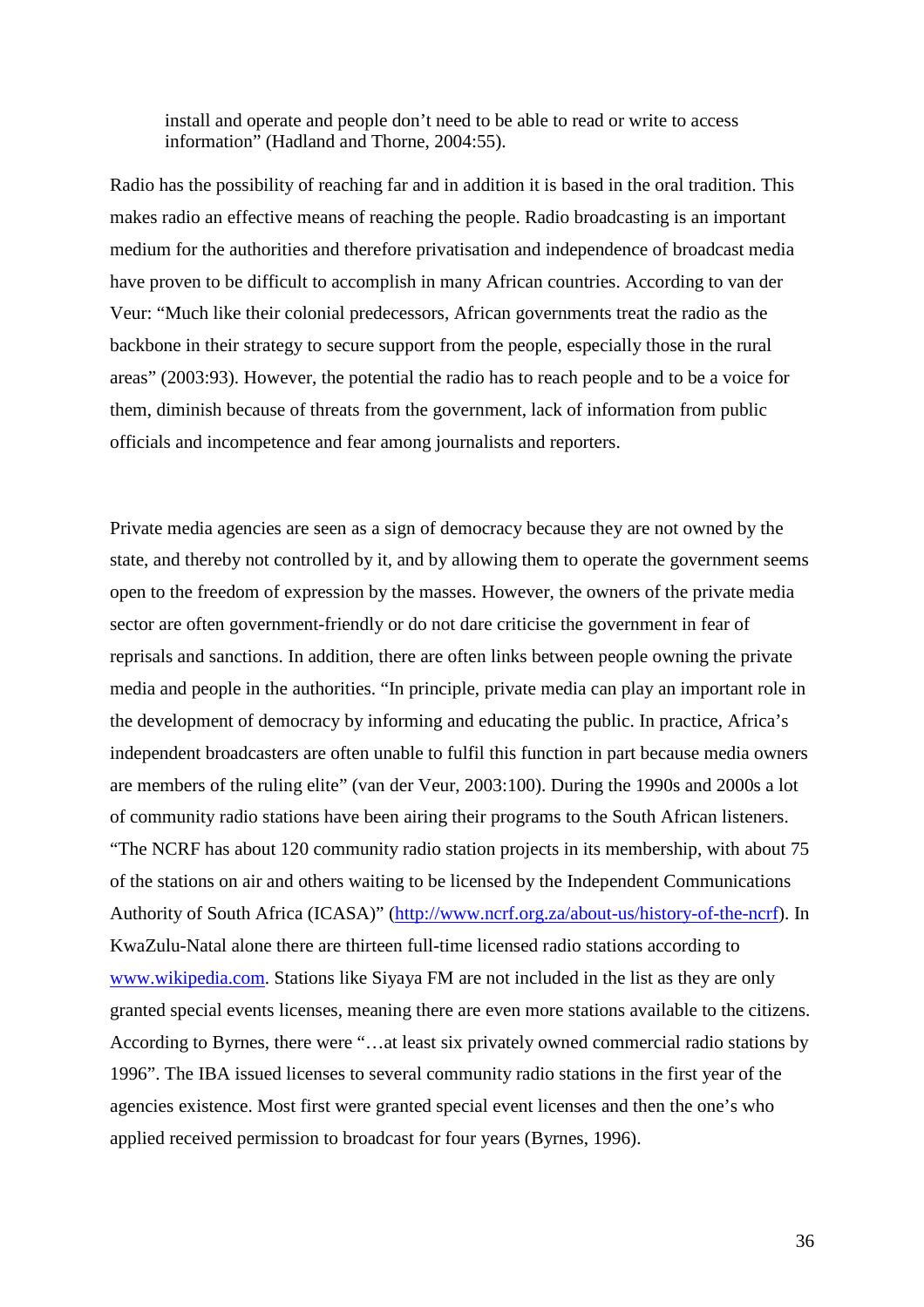> install and operate and people don't need to be able to read or write to access information" (Hadland and Thorne, 2004:55).

Radio has the possibility of reaching far and in addition it is based in the oral tradition. This makes radio an effective means of reaching the people. Radio broadcasting is an important medium for the authorities and therefore privatisation and independence of broadcast media have proven to be difficult to accomplish in many African countries. According to van der Veur: "Much like their colonial predecessors, African governments treat the radio as the backbone in their strategy to secure support from the people, especially those in the rural areas" (2003:93). However, the potential the radio has to reach people and to be a voice for them, diminish because of threats from the government, lack of information from public officials and incompetence and fear among journalists and reporters.

Private media agencies are seen as a sign of democracy because they are not owned by the state, and thereby not controlled by it, and by allowing them to operate the government seems open to the freedom of expression by the masses. However, the owners of the private media sector are often government-friendly or do not dare criticise the government in fear of reprisals and sanctions. In addition, there are often links between people owning the private media and people in the authorities. "In principle, private media can play an important role in the development of democracy by informing and educating the public. In practice, Africa's independent broadcasters are often unable to fulfil this function in part because media owners are members of the ruling elite" (van der Veur, 2003:100). During the 1990s and 2000s a lot of community radio stations have been airing their programs to the South African listeners. "The NCRF has about 120 community radio station projects in its membership, with about 75 of the stations on air and others waiting to be licensed by the Independent Communications Authority of South Africa (ICASA)" ([http://www.ncrf.org.za/about-us/history-of-the-ncrf](http://www.ncrf.org.za/about-us/history-of-the-ncrf)). In KwaZulu-Natal alone there are thirteen full-time licensed radio stations according to [www.wikipedia.com](www.wikipedia.com). Stations like Siyaya FM are not included in the list as they are only granted special events licenses, meaning there are even more stations available to the citizens. According to Byrnes, there were "…at least six privately owned commercial radio stations by 1996". The IBA issued licenses to several community radio stations in the first year of the agencies existence. Most first were granted special event licenses and then the one's who applied received permission to broadcast for four years (Byrnes, 1996).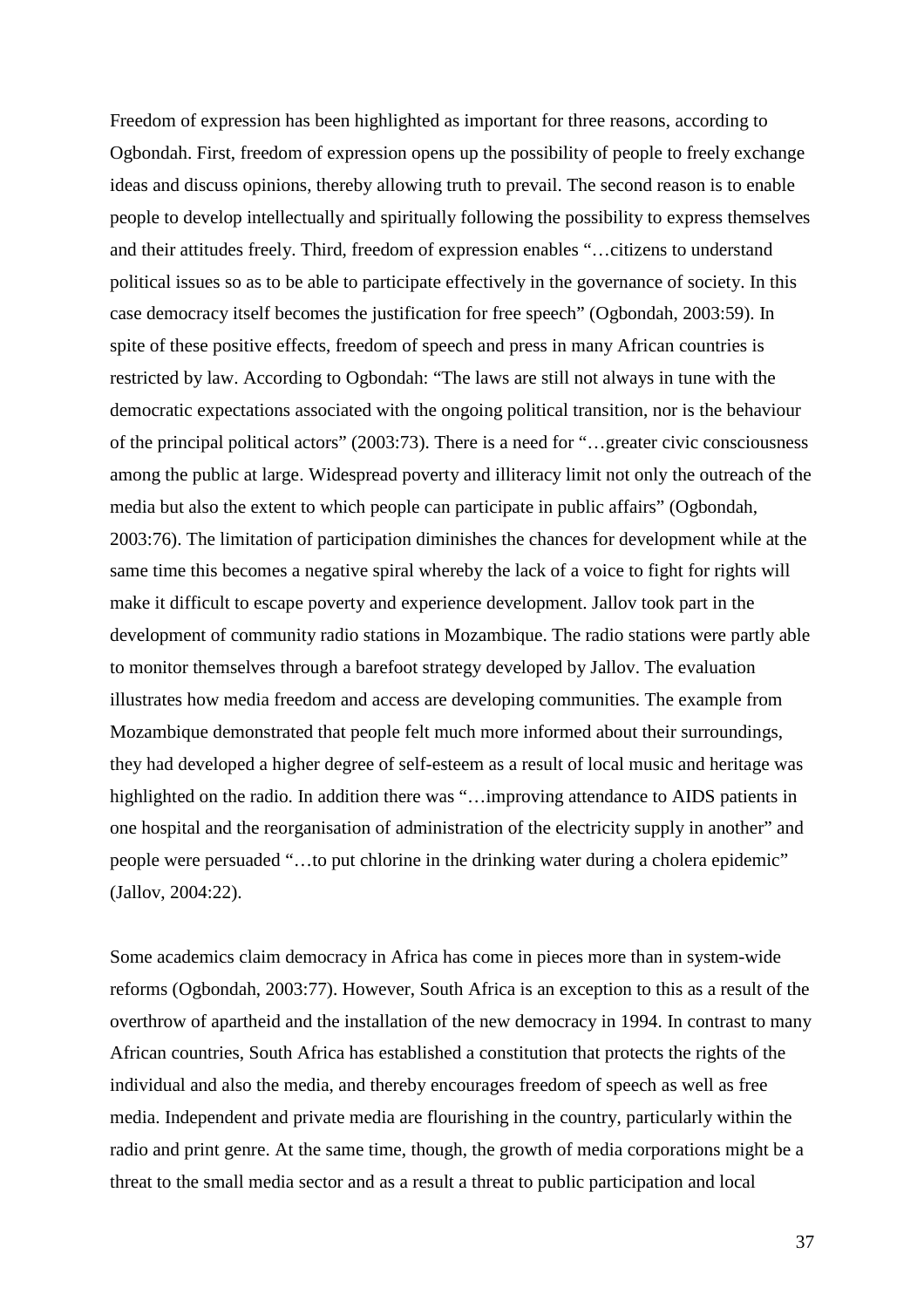Freedom of expression has been highlighted as important for three reasons, according to Ogbondah. First, freedom of expression opens up the possibility of people to freely exchange ideas and discuss opinions, thereby allowing truth to prevail. The second reason is to enable people to develop intellectually and spiritually following the possibility to express themselves and their attitudes freely. Third, freedom of expression enables "…citizens to understand political issues so as to be able to participate effectively in the governance of society. In this case democracy itself becomes the justification for free speech" (Ogbondah, 2003:59). In spite of these positive effects, freedom of speech and press in many African countries is restricted by law. According to Ogbondah: "The laws are still not always in tune with the democratic expectations associated with the ongoing political transition, nor is the behaviour of the principal political actors" (2003:73). There is a need for "…greater civic consciousness among the public at large. Widespread poverty and illiteracy limit not only the outreach of the media but also the extent to which people can participate in public affairs" (Ogbondah, 2003:76). The limitation of participation diminishes the chances for development while at the same time this becomes a negative spiral whereby the lack of a voice to fight for rights will make it difficult to escape poverty and experience development. Jallov took part in the development of community radio stations in Mozambique. The radio stations were partly able to monitor themselves through a barefoot strategy developed by Jallov. The evaluation illustrates how media freedom and access are developing communities. The example from Mozambique demonstrated that people felt much more informed about their surroundings, they had developed a higher degree of self-esteem as a result of local music and heritage was highlighted on the radio. In addition there was "…improving attendance to AIDS patients in one hospital and the reorganisation of administration of the electricity supply in another" and people were persuaded "…to put chlorine in the drinking water during a cholera epidemic" (Jallov, 2004:22).

Some academics claim democracy in Africa has come in pieces more than in system-wide reforms (Ogbondah, 2003:77). However, South Africa is an exception to this as a result of the overthrow of apartheid and the installation of the new democracy in 1994. In contrast to many African countries, South Africa has established a constitution that protects the rights of the individual and also the media, and thereby encourages freedom of speech as well as free media. Independent and private media are flourishing in the country, particularly within the radio and print genre. At the same time, though, the growth of media corporations might be a threat to the small media sector and as a result a threat to public participation and local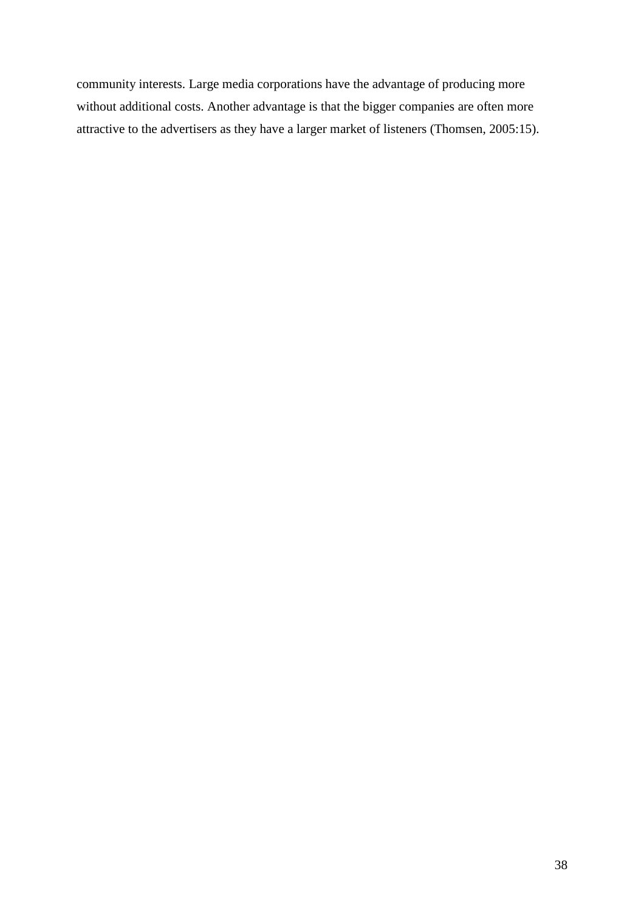community interests. Large media corporations have the advantage of producing more without additional costs. Another advantage is that the bigger companies are often more attractive to the advertisers as they have a larger market of listeners (Thomsen, 2005:15).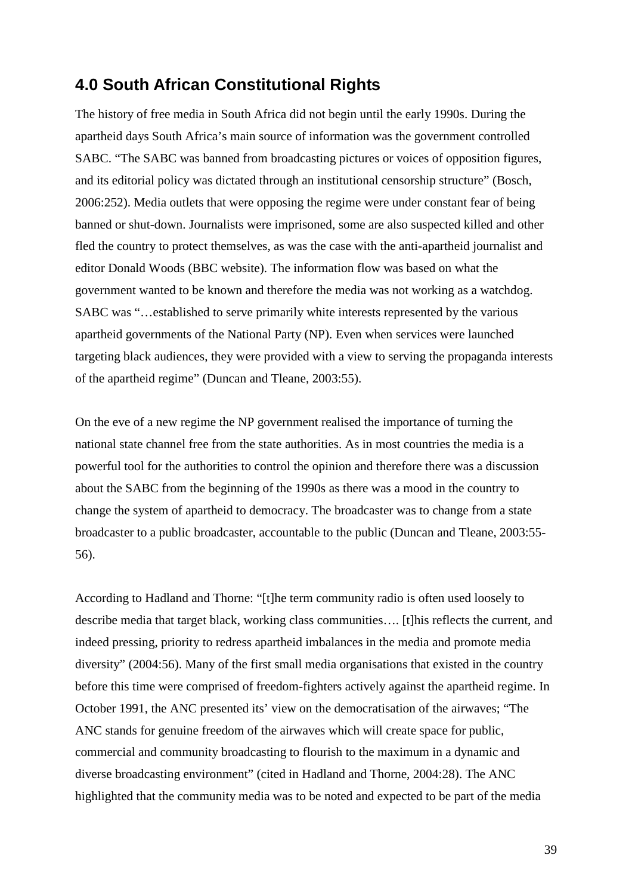## 4.0 South African Constitutional Rights

The history of free media in South Africa did not begin until the early 1990s. During the apartheid days South Africa's main source of information was the government controlled SABC. "The SABC was banned from broadcasting pictures or voices of opposition figures, and its editorial policy was dictated through an institutional censorship structure" (Bosch, 2006:252). Media outlets that were opposing the regime were under constant fear of being banned or shut-down. Journalists were imprisoned, some are also suspected killed and other fled the country to protect themselves, as was the case with the anti-apartheid journalist and editor Donald Woods (BBC website). The information flow was based on what the government wanted to be known and therefore the media was not working as a watchdog. SABC was "…established to serve primarily white interests represented by the various apartheid governments of the National Party (NP). Even when services were launched targeting black audiences, they were provided with a view to serving the propaganda interests of the apartheid regime" (Duncan and Tleane, 2003:55).

On the eve of a new regime the NP government realised the importance of turning the national state channel free from the state authorities. As in most countries the media is a powerful tool for the authorities to control the opinion and therefore there was a discussion about the SABC from the beginning of the 1990s as there was a mood in the country to change the system of apartheid to democracy. The broadcaster was to change from a state broadcaster to a public broadcaster, accountable to the public (Duncan and Tleane, 2003:55-56).

According to Hadland and Thorne: "[t]he term community radio is often used loosely to describe media that target black, working class communities…. [t]his reflects the current, and indeed pressing, priority to redress apartheid imbalances in the media and promote media diversity" (2004:56). Many of the first small media organisations that existed in the country before this time were comprised of freedom-fighters actively against the apartheid regime. In October 1991, the ANC presented its' view on the democratisation of the airwaves; "The ANC stands for genuine freedom of the airwaves which will create space for public, commercial and community broadcasting to flourish to the maximum in a dynamic and diverse broadcasting environment" (cited in Hadland and Thorne, 2004:28). The ANC highlighted that the community media was to be noted and expected to be part of the media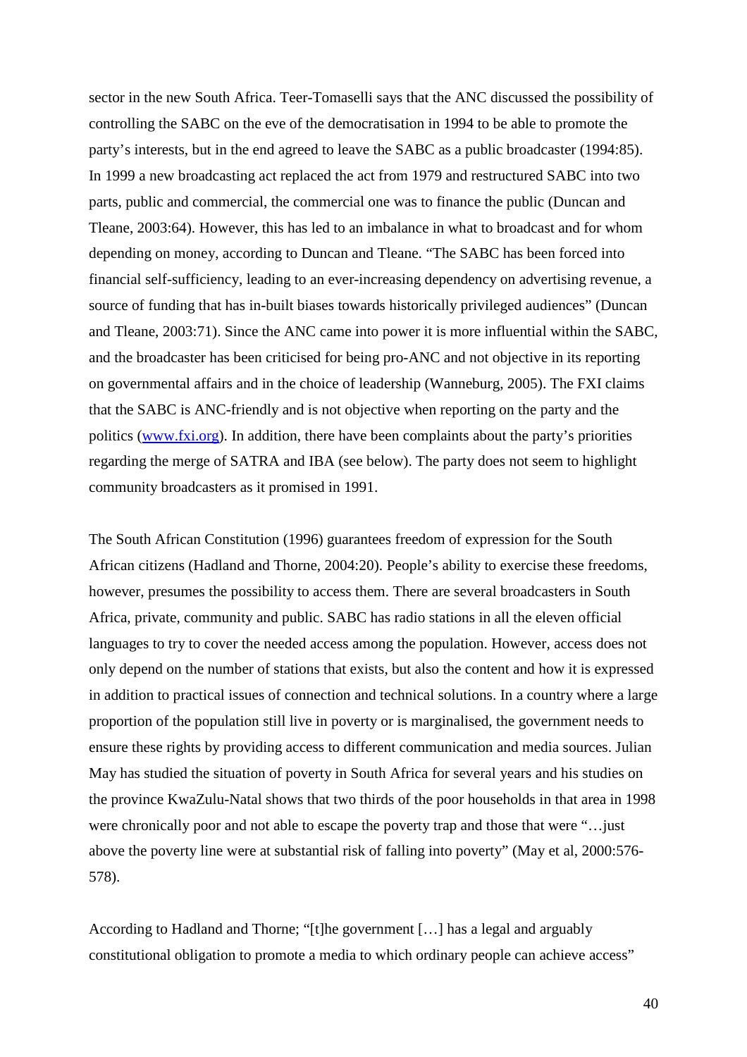sector in the new South Africa. Teer-Tomaselli says that the ANC discussed the possibility of controlling the SABC on the eve of the democratisation in 1994 to be able to promote the party's interests, but in the end agreed to leave the SABC as a public broadcaster (1994:85). In 1999 a new broadcasting act replaced the act from 1979 and restructured SABC into two parts, public and commercial, the commercial one was to finance the public (Duncan and Tleane, 2003:64). However, this has led to an imbalance in what to broadcast and for whom depending on money, according to Duncan and Tleane. "The SABC has been forced into financial self-sufficiency, leading to an ever-increasing dependency on advertising revenue, a source of funding that has in-built biases towards historically privileged audiences" (Duncan and Tleane, 2003:71). Since the ANC came into power it is more influential within the SABC, and the broadcaster has been criticised for being pro-ANC and not objective in its reporting on governmental affairs and in the choice of leadership (Wanneburg, 2005). The FXI claims that the SABC is ANC-friendly and is not objective when reporting on the party and the politics ([www.fxi.org](www.fxi.org)). In addition, there have been complaints about the party's priorities regarding the merge of SATRA and IBA (see below). The party does not seem to highlight community broadcasters as it promised in 1991.

The South African Constitution (1996) guarantees freedom of expression for the South African citizens (Hadland and Thorne, 2004:20). People's ability to exercise these freedoms, however, presumes the possibility to access them. There are several broadcasters in South Africa, private, community and public. SABC has radio stations in all the eleven official languages to try to cover the needed access among the population. However, access does not only depend on the number of stations that exists, but also the content and how it is expressed in addition to practical issues of connection and technical solutions. In a country where a large proportion of the population still live in poverty or is marginalised, the government needs to ensure these rights by providing access to different communication and media sources. Julian May has studied the situation of poverty in South Africa for several years and his studies on the province KwaZulu-Natal shows that two thirds of the poor households in that area in 1998 were chronically poor and not able to escape the poverty trap and those that were "…just above the poverty line were at substantial risk of falling into poverty" (May et al, 2000:576-578).

According to Hadland and Thorne; "[t]he government […] has a legal and arguably constitutional obligation to promote a media to which ordinary people can achieve access"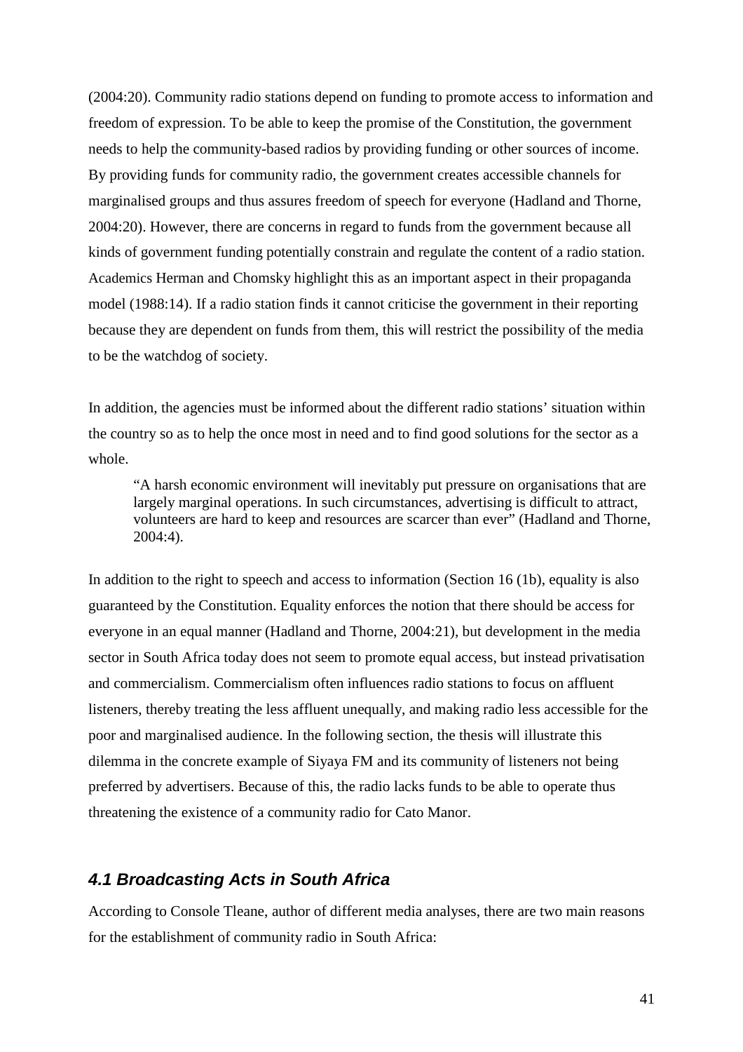(2004:20). Community radio stations depend on funding to promote access to information and freedom of expression. To be able to keep the promise of the Constitution, the government needs to help the community-based radios by providing funding or other sources of income. By providing funds for community radio, the government creates accessible channels for marginalised groups and thus assures freedom of speech for everyone (Hadland and Thorne, 2004:20). However, there are concerns in regard to funds from the government because all kinds of government funding potentially constrain and regulate the content of a radio station. Academics Herman and Chomsky highlight this as an important aspect in their propaganda model (1988:14). If a radio station finds it cannot criticise the government in their reporting because they are dependent on funds from them, this will restrict the possibility of the media to be the watchdog of society.

In addition, the agencies must be informed about the different radio stations' situation within the country so as to help the once most in need and to find good solutions for the sector as a whole.

> "A harsh economic environment will inevitably put pressure on organisations that are largely marginal operations. In such circumstances, advertising is difficult to attract, volunteers are hard to keep and resources are scarcer than ever" (Hadland and Thorne, 2004:4).

In addition to the right to speech and access to information (Section 16 (1b), equality is also guaranteed by the Constitution. Equality enforces the notion that there should be access for everyone in an equal manner (Hadland and Thorne, 2004:21), but development in the media sector in South Africa today does not seem to promote equal access, but instead privatisation and commercialism. Commercialism often influences radio stations to focus on affluent listeners, thereby treating the less affluent unequally, and making radio less accessible for the poor and marginalised audience. In the following section, the thesis will illustrate this dilemma in the concrete example of Siyaya FM and its community of listeners not being preferred by advertisers. Because of this, the radio lacks funds to be able to operate thus threatening the existence of a community radio for Cato Manor.

### *4.1 Broadcasting Acts in South Africa*

According to Console Tleane, author of different media analyses, there are two main reasons for the establishment of community radio in South Africa: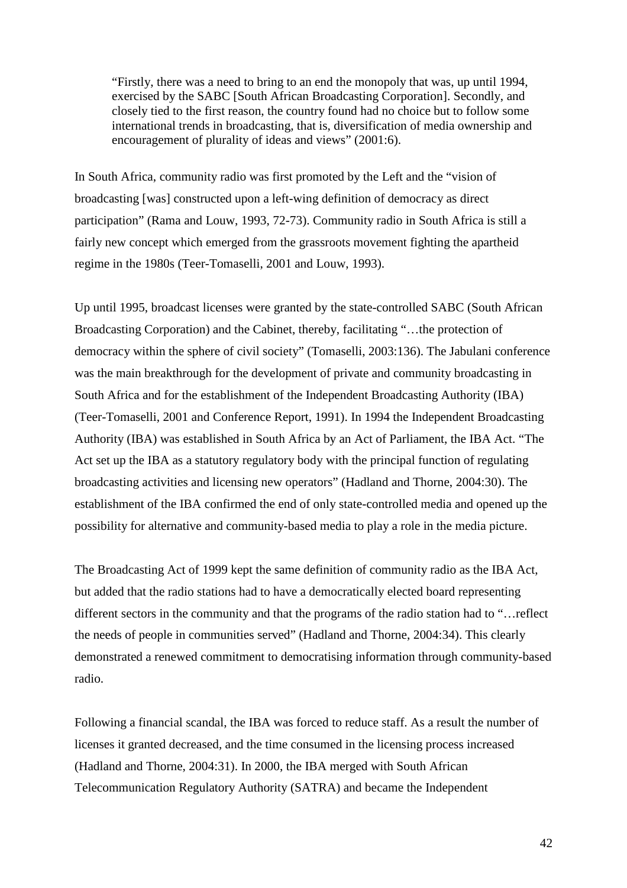> "Firstly, there was a need to bring to an end the monopoly that was, up until 1994, exercised by the SABC [South African Broadcasting Corporation]. Secondly, and closely tied to the first reason, the country found had no choice but to follow some international trends in broadcasting, that is, diversification of media ownership and encouragement of plurality of ideas and views" (2001:6).

In South Africa, community radio was first promoted by the Left and the "vision of broadcasting [was] constructed upon a left-wing definition of democracy as direct participation" (Rama and Louw, 1993, 72-73). Community radio in South Africa is still a fairly new concept which emerged from the grassroots movement fighting the apartheid regime in the 1980s (Teer-Tomaselli, 2001 and Louw, 1993).

Up until 1995, broadcast licenses were granted by the state-controlled SABC (South African Broadcasting Corporation) and the Cabinet, thereby, facilitating "…the protection of democracy within the sphere of civil society" (Tomaselli, 2003:136). The Jabulani conference was the main breakthrough for the development of private and community broadcasting in South Africa and for the establishment of the Independent Broadcasting Authority (IBA) (Teer-Tomaselli, 2001 and Conference Report, 1991). In 1994 the Independent Broadcasting Authority (IBA) was established in South Africa by an Act of Parliament, the IBA Act. "The Act set up the IBA as a statutory regulatory body with the principal function of regulating broadcasting activities and licensing new operators" (Hadland and Thorne, 2004:30). The establishment of the IBA confirmed the end of only state-controlled media and opened up the possibility for alternative and community-based media to play a role in the media picture.

The Broadcasting Act of 1999 kept the same definition of community radio as the IBA Act, but added that the radio stations had to have a democratically elected board representing different sectors in the community and that the programs of the radio station had to "…reflect the needs of people in communities served" (Hadland and Thorne, 2004:34). This clearly demonstrated a renewed commitment to democratising information through community-based radio.

Following a financial scandal, the IBA was forced to reduce staff. As a result the number of licenses it granted decreased, and the time consumed in the licensing process increased (Hadland and Thorne, 2004:31). In 2000, the IBA merged with South African Telecommunication Regulatory Authority (SATRA) and became the Independent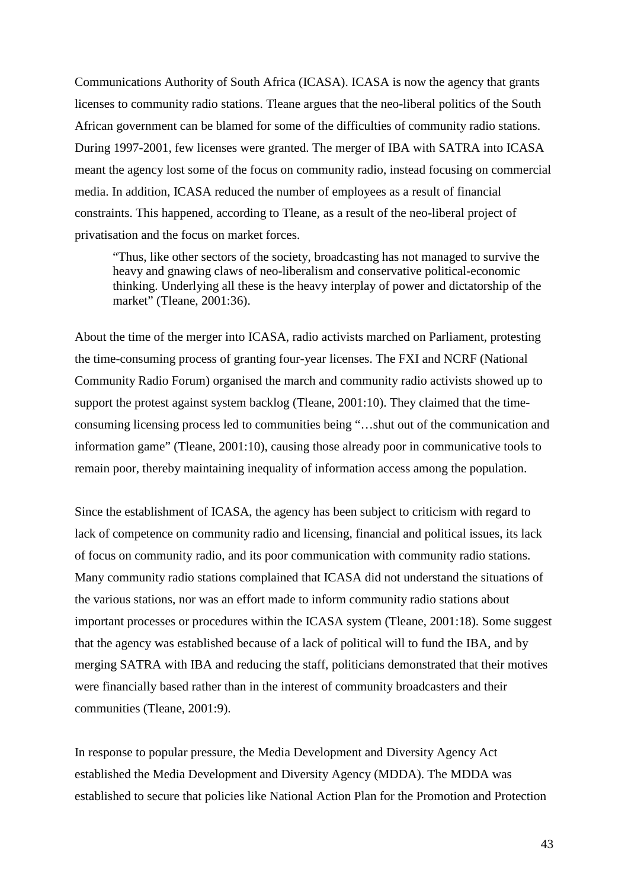Communications Authority of South Africa (ICASA). ICASA is now the agency that grants licenses to community radio stations. Tleane argues that the neo-liberal politics of the South African government can be blamed for some of the difficulties of community radio stations. During 1997-2001, few licenses were granted. The merger of IBA with SATRA into ICASA meant the agency lost some of the focus on community radio, instead focusing on commercial media. In addition, ICASA reduced the number of employees as a result of financial constraints. This happened, according to Tleane, as a result of the neo-liberal project of privatisation and the focus on market forces.

> "Thus, like other sectors of the society, broadcasting has not managed to survive the heavy and gnawing claws of neo-liberalism and conservative political-economic thinking. Underlying all these is the heavy interplay of power and dictatorship of the market" (Tleane, 2001:36).

About the time of the merger into ICASA, radio activists marched on Parliament, protesting the time-consuming process of granting four-year licenses. The FXI and NCRF (National Community Radio Forum) organised the march and community radio activists showed up to support the protest against system backlog (Tleane, 2001:10). They claimed that the time-consuming licensing process led to communities being "…shut out of the communication and information game" (Tleane, 2001:10), causing those already poor in communicative tools to remain poor, thereby maintaining inequality of information access among the population.

Since the establishment of ICASA, the agency has been subject to criticism with regard to lack of competence on community radio and licensing, financial and political issues, its lack of focus on community radio, and its poor communication with community radio stations. Many community radio stations complained that ICASA did not understand the situations of the various stations, nor was an effort made to inform community radio stations about important processes or procedures within the ICASA system (Tleane, 2001:18). Some suggest that the agency was established because of a lack of political will to fund the IBA, and by merging SATRA with IBA and reducing the staff, politicians demonstrated that their motives were financially based rather than in the interest of community broadcasters and their communities (Tleane, 2001:9).

In response to popular pressure, the Media Development and Diversity Agency Act established the Media Development and Diversity Agency (MDDA). The MDDA was established to secure that policies like National Action Plan for the Promotion and Protection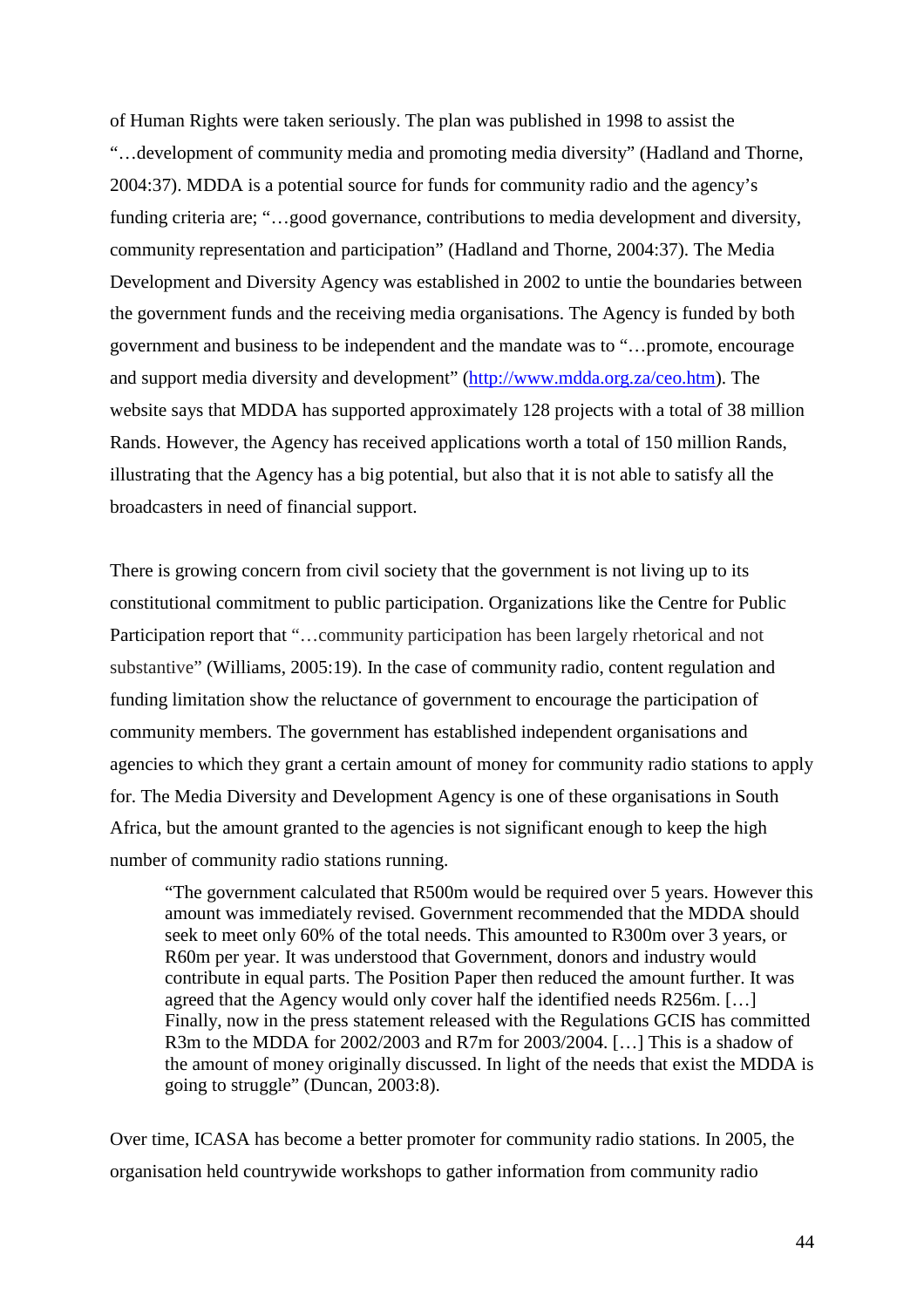of Human Rights were taken seriously. The plan was published in 1998 to assist the "…development of community media and promoting media diversity" (Hadland and Thorne, 2004:37). MDDA is a potential source for funds for community radio and the agency's funding criteria are; "…good governance, contributions to media development and diversity, community representation and participation" (Hadland and Thorne, 2004:37). The Media Development and Diversity Agency was established in 2002 to untie the boundaries between the government funds and the receiving media organisations. The Agency is funded by both government and business to be independent and the mandate was to "…promote, encourage and support media diversity and development" (http://www.mdda.org.za/ceo.htm). The website says that MDDA has supported approximately 128 projects with a total of 38 million Rands. However, the Agency has received applications worth a total of 150 million Rands, illustrating that the Agency has a big potential, but also that it is not able to satisfy all the broadcasters in need of financial support.

There is growing concern from civil society that the government is not living up to its constitutional commitment to public participation. Organizations like the Centre for Public Participation report that "…community participation has been largely rhetorical and not substantive" (Williams, 2005:19). In the case of community radio, content regulation and funding limitation show the reluctance of government to encourage the participation of community members. The government has established independent organisations and agencies to which they grant a certain amount of money for community radio stations to apply for. The Media Diversity and Development Agency is one of these organisations in South Africa, but the amount granted to the agencies is not significant enough to keep the high number of community radio stations running.

> "The government calculated that R500m would be required over 5 years. However this amount was immediately revised. Government recommended that the MDDA should seek to meet only 60% of the total needs. This amounted to R300m over 3 years, or R60m per year. It was understood that Government, donors and industry would contribute in equal parts. The Position Paper then reduced the amount further. It was agreed that the Agency would only cover half the identified needs R256m. […] Finally, now in the press statement released with the Regulations GCIS has committed R3m to the MDDA for 2002/2003 and R7m for 2003/2004. […] This is a shadow of the amount of money originally discussed. In light of the needs that exist the MDDA is going to struggle" (Duncan, 2003:8).

Over time, ICASA has become a better promoter for community radio stations. In 2005, the organisation held countrywide workshops to gather information from community radio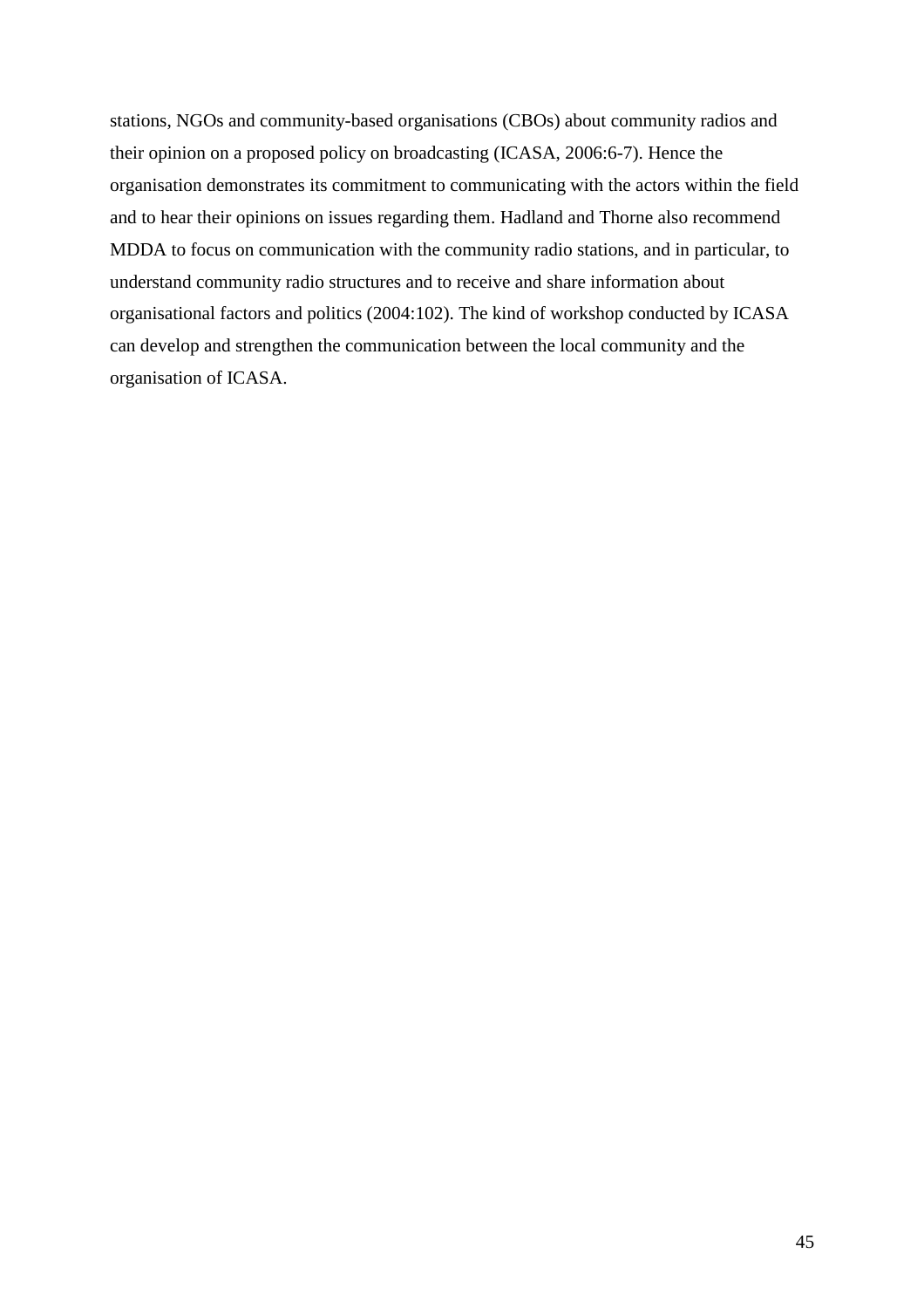stations, NGOs and community-based organisations (CBOs) about community radios and their opinion on a proposed policy on broadcasting (ICASA, 2006:6-7). Hence the organisation demonstrates its commitment to communicating with the actors within the field and to hear their opinions on issues regarding them. Hadland and Thorne also recommend MDDA to focus on communication with the community radio stations, and in particular, to understand community radio structures and to receive and share information about organisational factors and politics (2004:102). The kind of workshop conducted by ICASA can develop and strengthen the communication between the local community and the organisation of ICASA.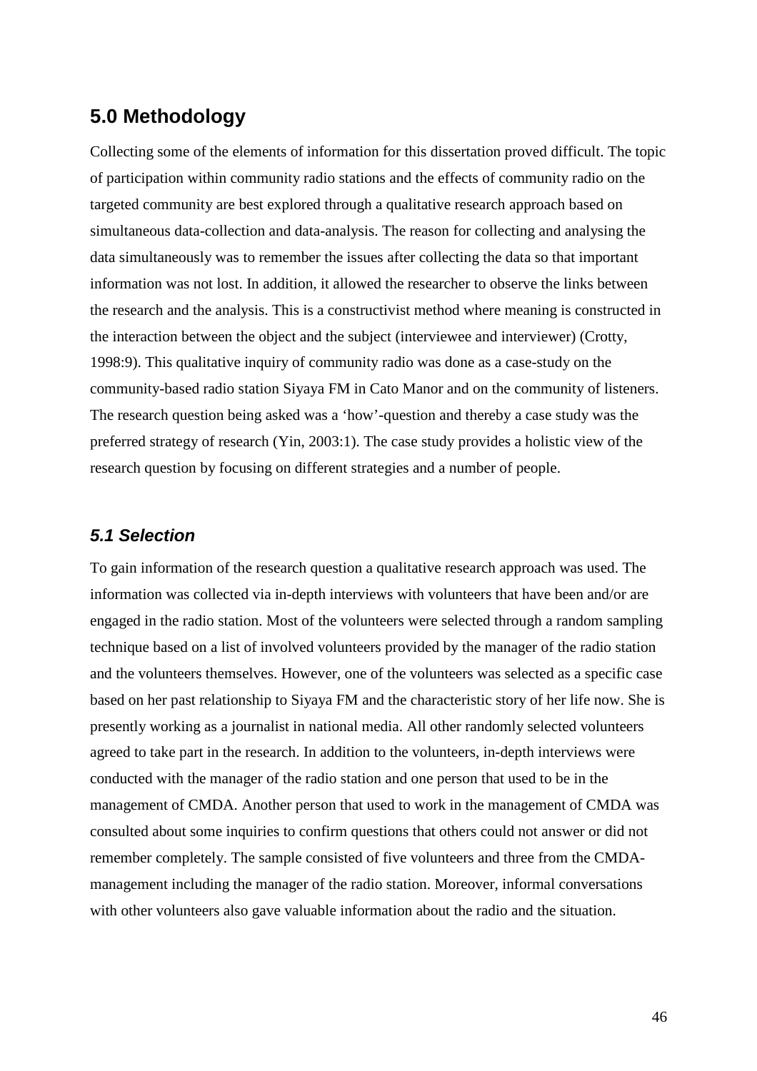## 5.0 Methodology

Collecting some of the elements of information for this dissertation proved difficult. The topic of participation within community radio stations and the effects of community radio on the targeted community are best explored through a qualitative research approach based on simultaneous data-collection and data-analysis. The reason for collecting and analysing the data simultaneously was to remember the issues after collecting the data so that important information was not lost. In addition, it allowed the researcher to observe the links between the research and the analysis. This is a constructivist method where meaning is constructed in the interaction between the object and the subject (interviewee and interviewer) (Crotty, 1998:9). This qualitative inquiry of community radio was done as a case-study on the community-based radio station Siyaya FM in Cato Manor and on the community of listeners. The research question being asked was a 'how'-question and thereby a case study was the preferred strategy of research (Yin, 2003:1). The case study provides a holistic view of the research question by focusing on different strategies and a number of people.

### *5.1 Selection*

To gain information of the research question a qualitative research approach was used. The information was collected via in-depth interviews with volunteers that have been and/or are engaged in the radio station. Most of the volunteers were selected through a random sampling technique based on a list of involved volunteers provided by the manager of the radio station and the volunteers themselves. However, one of the volunteers was selected as a specific case based on her past relationship to Siyaya FM and the characteristic story of her life now. She is presently working as a journalist in national media. All other randomly selected volunteers agreed to take part in the research. In addition to the volunteers, in-depth interviews were conducted with the manager of the radio station and one person that used to be in the management of CMDA. Another person that used to work in the management of CMDA was consulted about some inquiries to confirm questions that others could not answer or did not remember completely. The sample consisted of five volunteers and three from the CMDA-management including the manager of the radio station. Moreover, informal conversations with other volunteers also gave valuable information about the radio and the situation.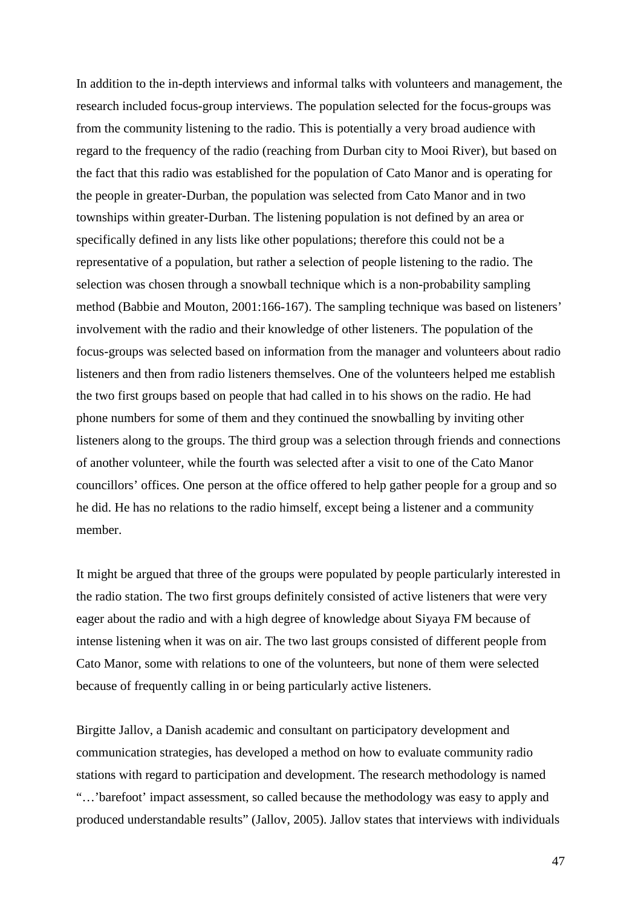In addition to the in-depth interviews and informal talks with volunteers and management, the research included focus-group interviews. The population selected for the focus-groups was from the community listening to the radio. This is potentially a very broad audience with regard to the frequency of the radio (reaching from Durban city to Mooi River), but based on the fact that this radio was established for the population of Cato Manor and is operating for the people in greater-Durban, the population was selected from Cato Manor and in two townships within greater-Durban. The listening population is not defined by an area or specifically defined in any lists like other populations; therefore this could not be a representative of a population, but rather a selection of people listening to the radio. The selection was chosen through a snowball technique which is a non-probability sampling method (Babbie and Mouton, 2001:166-167). The sampling technique was based on listeners' involvement with the radio and their knowledge of other listeners. The population of the focus-groups was selected based on information from the manager and volunteers about radio listeners and then from radio listeners themselves. One of the volunteers helped me establish the two first groups based on people that had called in to his shows on the radio. He had phone numbers for some of them and they continued the snowballing by inviting other listeners along to the groups. The third group was a selection through friends and connections of another volunteer, while the fourth was selected after a visit to one of the Cato Manor councillors' offices. One person at the office offered to help gather people for a group and so he did. He has no relations to the radio himself, except being a listener and a community member.

It might be argued that three of the groups were populated by people particularly interested in the radio station. The two first groups definitely consisted of active listeners that were very eager about the radio and with a high degree of knowledge about Siyaya FM because of intense listening when it was on air. The two last groups consisted of different people from Cato Manor, some with relations to one of the volunteers, but none of them were selected because of frequently calling in or being particularly active listeners.

Birgitte Jallov, a Danish academic and consultant on participatory development and communication strategies, has developed a method on how to evaluate community radio stations with regard to participation and development. The research methodology is named "…'barefoot' impact assessment, so called because the methodology was easy to apply and produced understandable results" (Jallov, 2005). Jallov states that interviews with individuals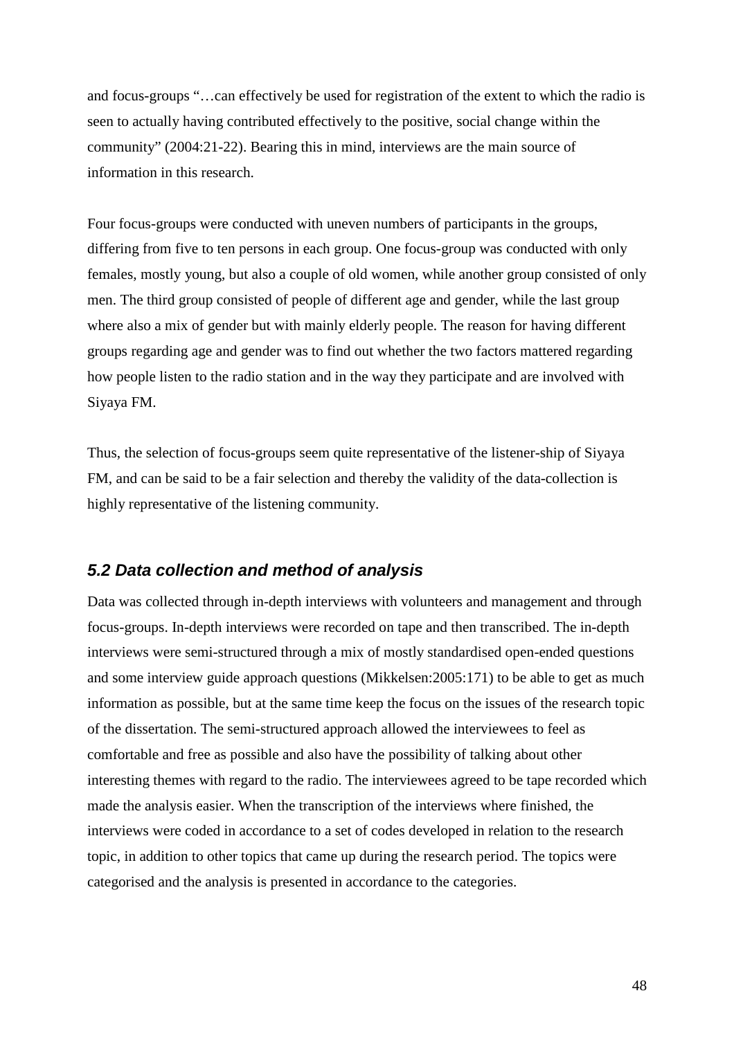and focus-groups "…can effectively be used for registration of the extent to which the radio is seen to actually having contributed effectively to the positive, social change within the community" (2004:21-22). Bearing this in mind, interviews are the main source of information in this research.

Four focus-groups were conducted with uneven numbers of participants in the groups, differing from five to ten persons in each group. One focus-group was conducted with only females, mostly young, but also a couple of old women, while another group consisted of only men. The third group consisted of people of different age and gender, while the last group where also a mix of gender but with mainly elderly people. The reason for having different groups regarding age and gender was to find out whether the two factors mattered regarding how people listen to the radio station and in the way they participate and are involved with Siyaya FM.

Thus, the selection of focus-groups seem quite representative of the listener-ship of Siyaya FM, and can be said to be a fair selection and thereby the validity of the data-collection is highly representative of the listening community.

## *5.2 Data collection and method of analysis*

Data was collected through in-depth interviews with volunteers and management and through focus-groups. In-depth interviews were recorded on tape and then transcribed. The in-depth interviews were semi-structured through a mix of mostly standardised open-ended questions and some interview guide approach questions (Mikkelsen:2005:171) to be able to get as much information as possible, but at the same time keep the focus on the issues of the research topic of the dissertation. The semi-structured approach allowed the interviewees to feel as comfortable and free as possible and also have the possibility of talking about other interesting themes with regard to the radio. The interviewees agreed to be tape recorded which made the analysis easier. When the transcription of the interviews where finished, the interviews were coded in accordance to a set of codes developed in relation to the research topic, in addition to other topics that came up during the research period. The topics were categorised and the analysis is presented in accordance to the categories.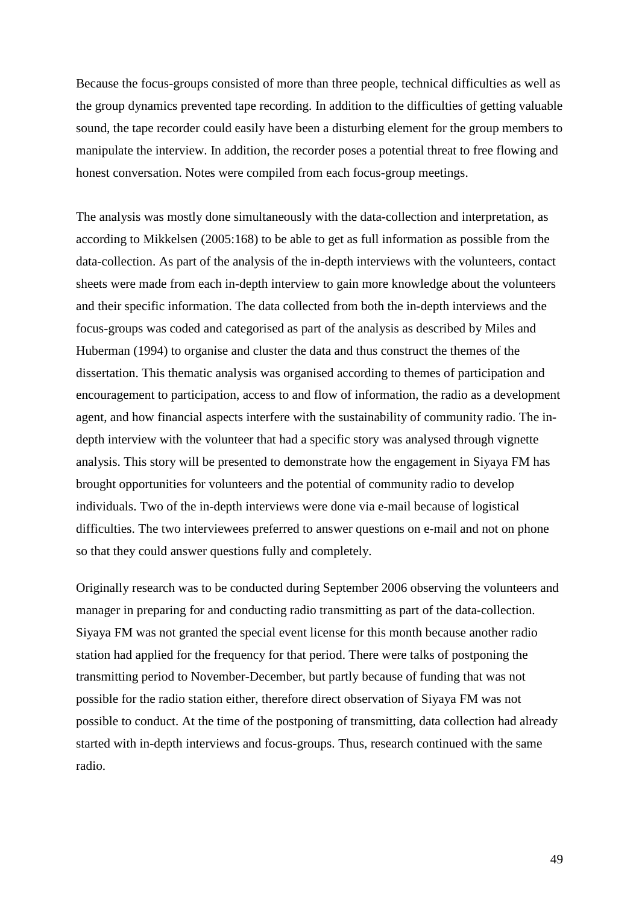Because the focus-groups consisted of more than three people, technical difficulties as well as the group dynamics prevented tape recording. In addition to the difficulties of getting valuable sound, the tape recorder could easily have been a disturbing element for the group members to manipulate the interview. In addition, the recorder poses a potential threat to free flowing and honest conversation. Notes were compiled from each focus-group meetings.

The analysis was mostly done simultaneously with the data-collection and interpretation, as according to Mikkelsen (2005:168) to be able to get as full information as possible from the data-collection. As part of the analysis of the in-depth interviews with the volunteers, contact sheets were made from each in-depth interview to gain more knowledge about the volunteers and their specific information. The data collected from both the in-depth interviews and the focus-groups was coded and categorised as part of the analysis as described by Miles and Huberman (1994) to organise and cluster the data and thus construct the themes of the dissertation. This thematic analysis was organised according to themes of participation and encouragement to participation, access to and flow of information, the radio as a development agent, and how financial aspects interfere with the sustainability of community radio. The in-depth interview with the volunteer that had a specific story was analysed through vignette analysis. This story will be presented to demonstrate how the engagement in Siyaya FM has brought opportunities for volunteers and the potential of community radio to develop individuals. Two of the in-depth interviews were done via e-mail because of logistical difficulties. The two interviewees preferred to answer questions on e-mail and not on phone so that they could answer questions fully and completely.

Originally research was to be conducted during September 2006 observing the volunteers and manager in preparing for and conducting radio transmitting as part of the data-collection. Siyaya FM was not granted the special event license for this month because another radio station had applied for the frequency for that period. There were talks of postponing the transmitting period to November-December, but partly because of funding that was not possible for the radio station either, therefore direct observation of Siyaya FM was not possible to conduct. At the time of the postponing of transmitting, data collection had already started with in-depth interviews and focus-groups. Thus, research continued with the same radio.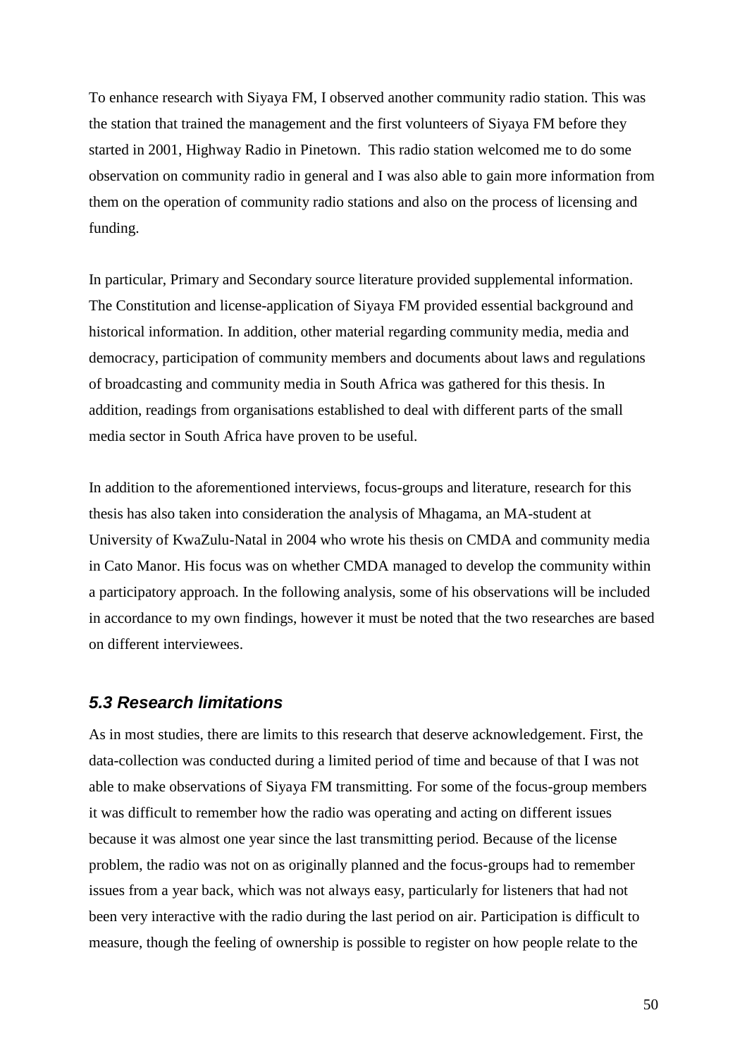To enhance research with Siyaya FM, I observed another community radio station. This was the station that trained the management and the first volunteers of Siyaya FM before they started in 2001, Highway Radio in Pinetown. This radio station welcomed me to do some observation on community radio in general and I was also able to gain more information from them on the operation of community radio stations and also on the process of licensing and funding.

In particular, Primary and Secondary source literature provided supplemental information. The Constitution and license-application of Siyaya FM provided essential background and historical information. In addition, other material regarding community media, media and democracy, participation of community members and documents about laws and regulations of broadcasting and community media in South Africa was gathered for this thesis. In addition, readings from organisations established to deal with different parts of the small media sector in South Africa have proven to be useful.

In addition to the aforementioned interviews, focus-groups and literature, research for this thesis has also taken into consideration the analysis of Mhagama, an MA-student at University of KwaZulu-Natal in 2004 who wrote his thesis on CMDA and community media in Cato Manor. His focus was on whether CMDA managed to develop the community within a participatory approach. In the following analysis, some of his observations will be included in accordance to my own findings, however it must be noted that the two researches are based on different interviewees.

### *5.3 Research limitations*

As in most studies, there are limits to this research that deserve acknowledgement. First, the data-collection was conducted during a limited period of time and because of that I was not able to make observations of Siyaya FM transmitting. For some of the focus-group members it was difficult to remember how the radio was operating and acting on different issues because it was almost one year since the last transmitting period. Because of the license problem, the radio was not on as originally planned and the focus-groups had to remember issues from a year back, which was not always easy, particularly for listeners that had not been very interactive with the radio during the last period on air. Participation is difficult to measure, though the feeling of ownership is possible to register on how people relate to the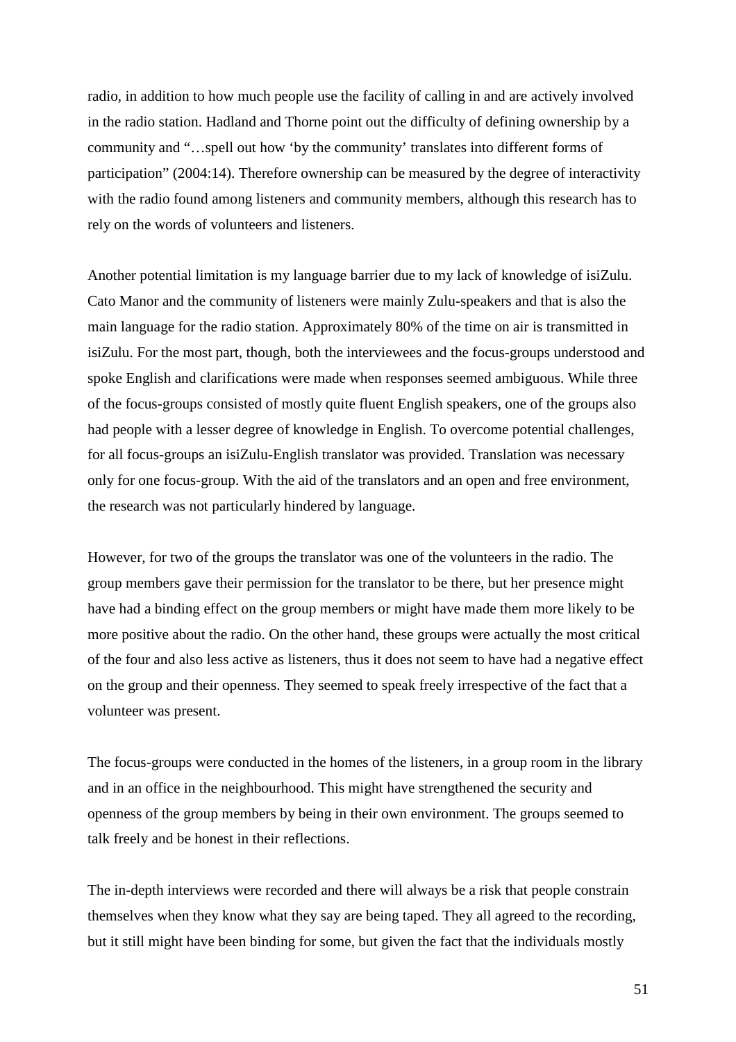radio, in addition to how much people use the facility of calling in and are actively involved in the radio station. Hadland and Thorne point out the difficulty of defining ownership by a community and "…spell out how 'by the community' translates into different forms of participation" (2004:14). Therefore ownership can be measured by the degree of interactivity with the radio found among listeners and community members, although this research has to rely on the words of volunteers and listeners.

Another potential limitation is my language barrier due to my lack of knowledge of isiZulu. Cato Manor and the community of listeners were mainly Zulu-speakers and that is also the main language for the radio station. Approximately 80% of the time on air is transmitted in isiZulu. For the most part, though, both the interviewees and the focus-groups understood and spoke English and clarifications were made when responses seemed ambiguous. While three of the focus-groups consisted of mostly quite fluent English speakers, one of the groups also had people with a lesser degree of knowledge in English. To overcome potential challenges, for all focus-groups an isiZulu-English translator was provided. Translation was necessary only for one focus-group. With the aid of the translators and an open and free environment, the research was not particularly hindered by language.

However, for two of the groups the translator was one of the volunteers in the radio. The group members gave their permission for the translator to be there, but her presence might have had a binding effect on the group members or might have made them more likely to be more positive about the radio. On the other hand, these groups were actually the most critical of the four and also less active as listeners, thus it does not seem to have had a negative effect on the group and their openness. They seemed to speak freely irrespective of the fact that a volunteer was present.

The focus-groups were conducted in the homes of the listeners, in a group room in the library and in an office in the neighbourhood. This might have strengthened the security and openness of the group members by being in their own environment. The groups seemed to talk freely and be honest in their reflections.

The in-depth interviews were recorded and there will always be a risk that people constrain themselves when they know what they say are being taped. They all agreed to the recording, but it still might have been binding for some, but given the fact that the individuals mostly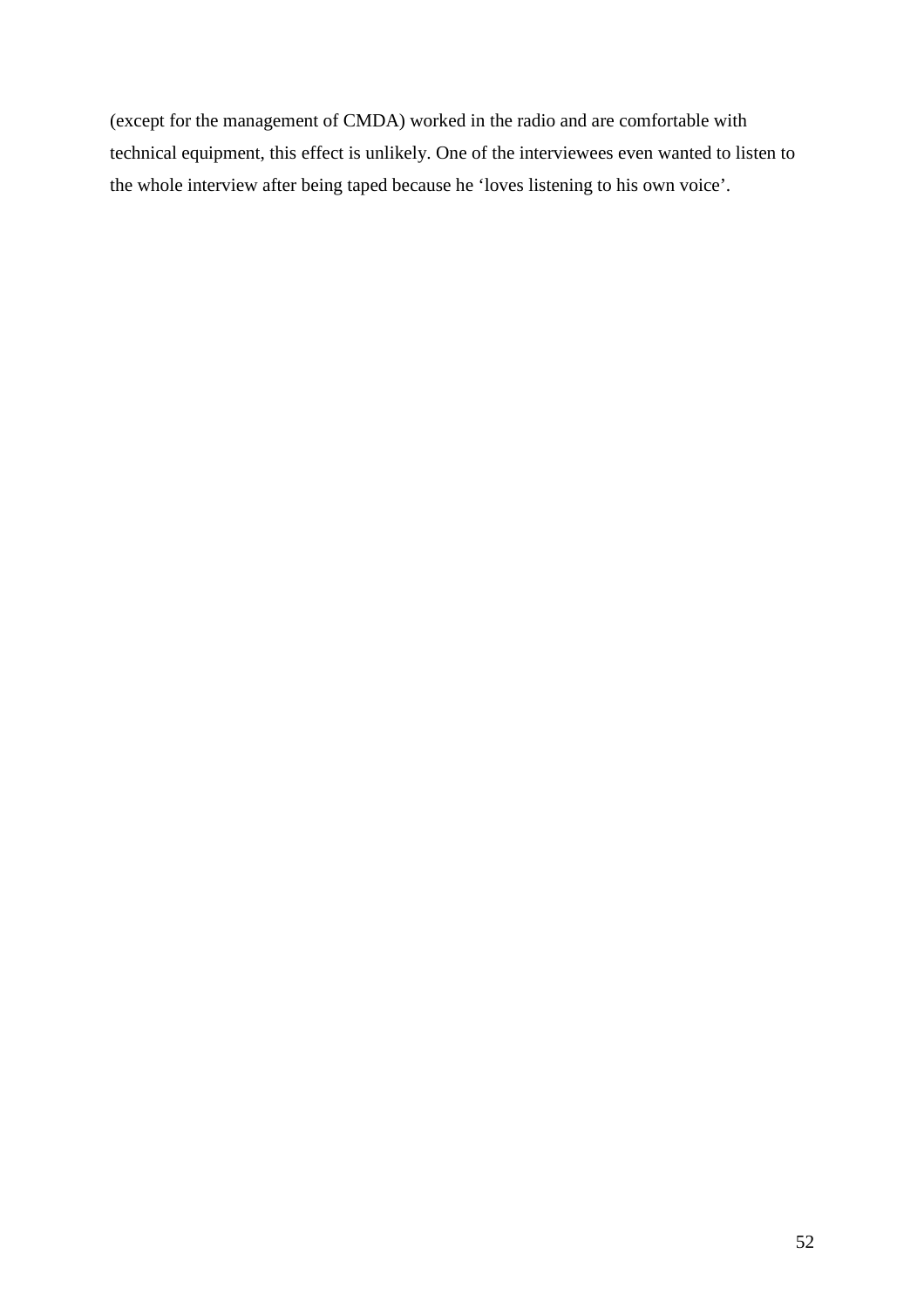(except for the management of CMDA) worked in the radio and are comfortable with technical equipment, this effect is unlikely. One of the interviewees even wanted to listen to the whole interview after being taped because he 'loves listening to his own voice'.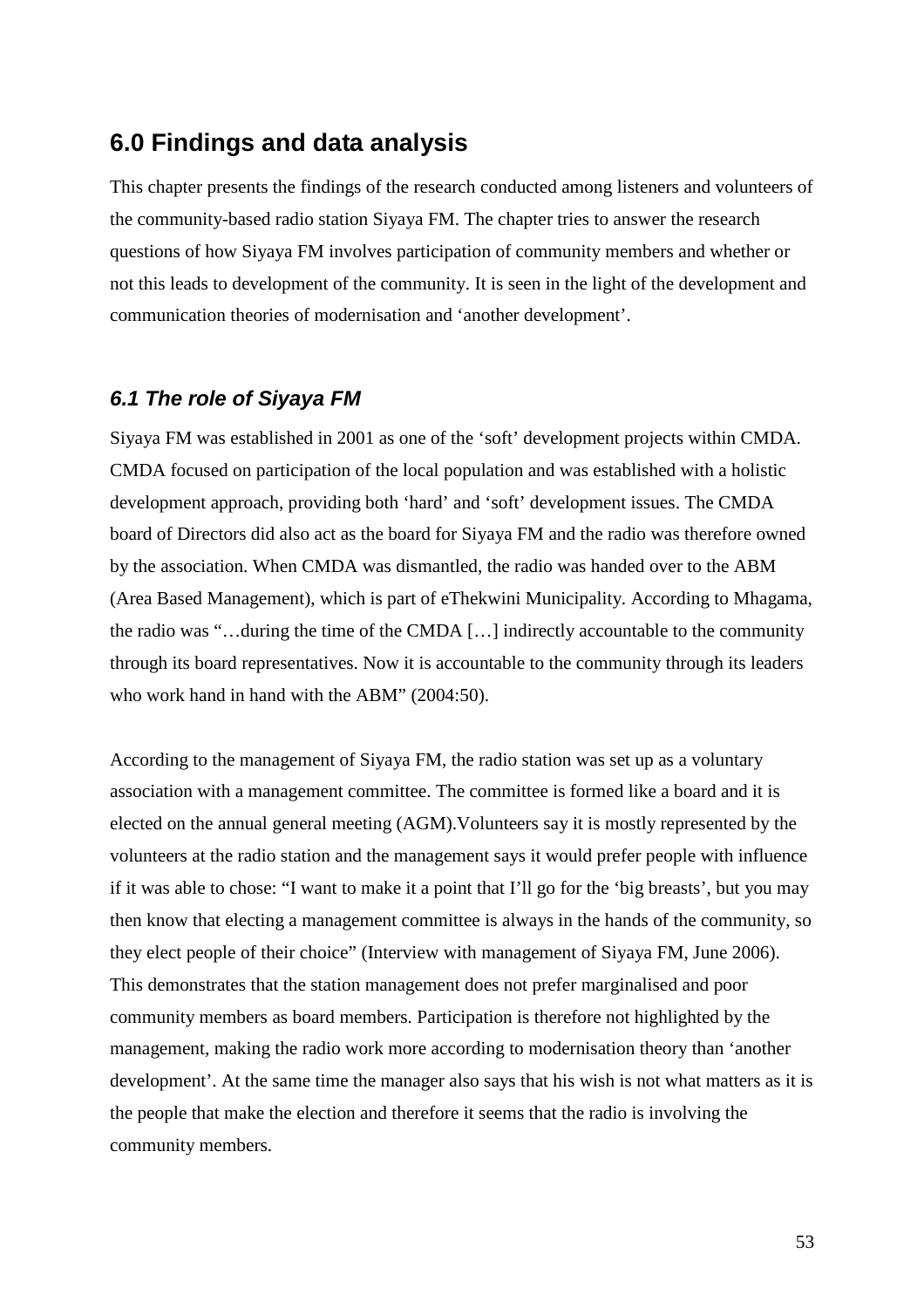# 6.0 Findings and data analysis

This chapter presents the findings of the research conducted among listeners and volunteers of the community-based radio station Siyaya FM. The chapter tries to answer the research questions of how Siyaya FM involves participation of community members and whether or not this leads to development of the community. It is seen in the light of the development and communication theories of modernisation and 'another development'.

## *6.1 The role of Siyaya FM*

Siyaya FM was established in 2001 as one of the 'soft' development projects within CMDA. CMDA focused on participation of the local population and was established with a holistic development approach, providing both 'hard' and 'soft' development issues. The CMDA board of Directors did also act as the board for Siyaya FM and the radio was therefore owned by the association. When CMDA was dismantled, the radio was handed over to the ABM (Area Based Management), which is part of eThekwini Municipality. According to Mhagama, the radio was "…during the time of the CMDA […] indirectly accountable to the community through its board representatives. Now it is accountable to the community through its leaders who work hand in hand with the ABM" (2004:50).

According to the management of Siyaya FM, the radio station was set up as a voluntary association with a management committee. The committee is formed like a board and it is elected on the annual general meeting (AGM).Volunteers say it is mostly represented by the volunteers at the radio station and the management says it would prefer people with influence if it was able to chose: "I want to make it a point that I'll go for the 'big breasts', but you may then know that electing a management committee is always in the hands of the community, so they elect people of their choice" (Interview with management of Siyaya FM, June 2006). This demonstrates that the station management does not prefer marginalised and poor community members as board members. Participation is therefore not highlighted by the management, making the radio work more according to modernisation theory than 'another development'. At the same time the manager also says that his wish is not what matters as it is the people that make the election and therefore it seems that the radio is involving the community members.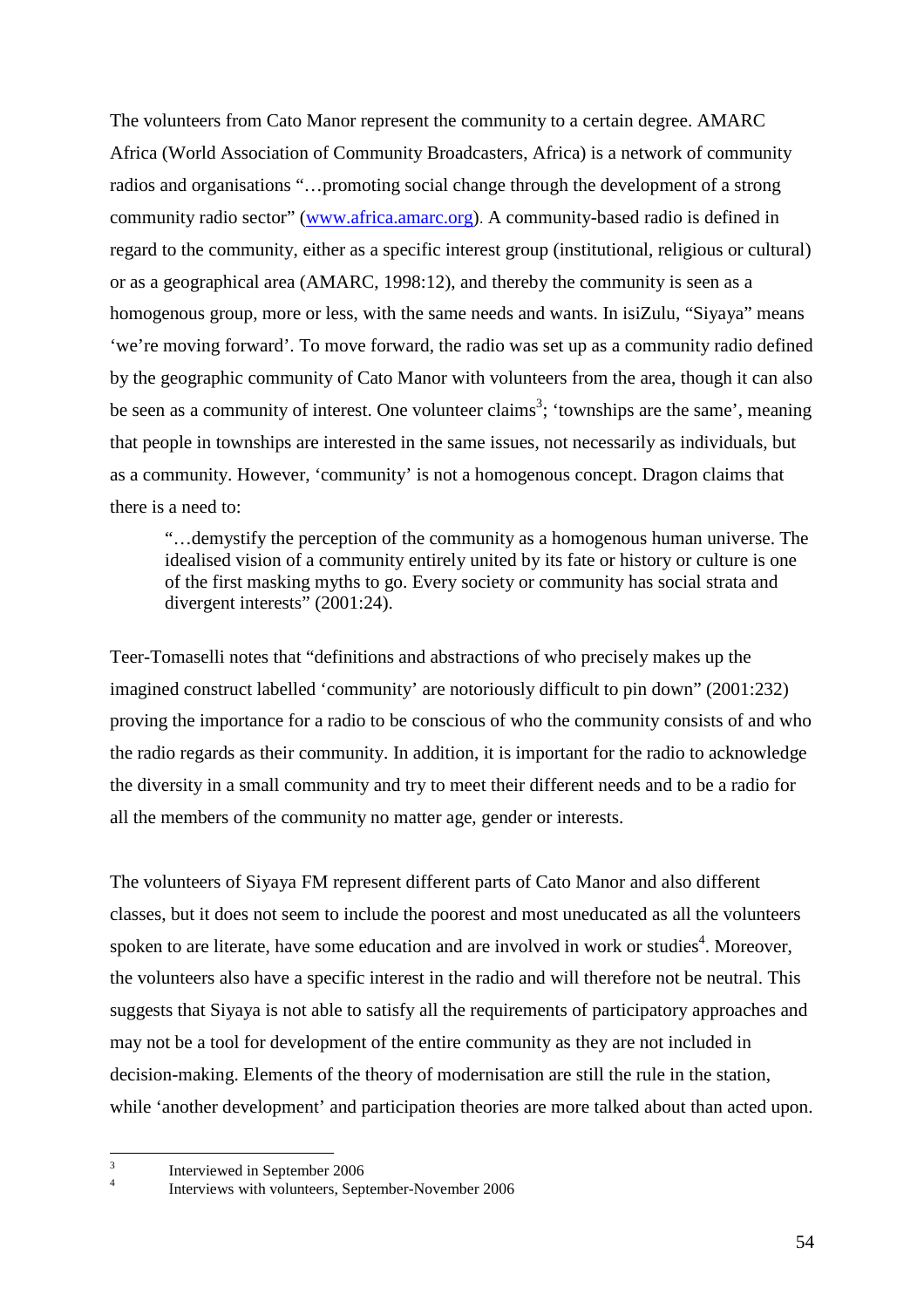The volunteers from Cato Manor represent the community to a certain degree. AMARC Africa (World Association of Community Broadcasters, Africa) is a network of community radios and organisations "…promoting social change through the development of a strong community radio sector" (www.africa.amarc.org). A community-based radio is defined in regard to the community, either as a specific interest group (institutional, religious or cultural) or as a geographical area (AMARC, 1998:12), and thereby the community is seen as a homogenous group, more or less, with the same needs and wants. In isiZulu, "Siyaya" means 'we're moving forward'. To move forward, the radio was set up as a community radio defined by the geographic community of Cato Manor with volunteers from the area, though it can also be seen as a community of interest. One volunteer claims[3]; 'townships are the same', meaning that people in townships are interested in the same issues, not necessarily as individuals, but as a community. However, 'community' is not a homogenous concept. Dragon claims that there is a need to:

> "…demystify the perception of the community as a homogenous human universe. The idealised vision of a community entirely united by its fate or history or culture is one of the first masking myths to go. Every society or community has social strata and divergent interests" (2001:24).

Teer-Tomaselli notes that "definitions and abstractions of who precisely makes up the imagined construct labelled 'community' are notoriously difficult to pin down" (2001:232) proving the importance for a radio to be conscious of who the community consists of and who the radio regards as their community. In addition, it is important for the radio to acknowledge the diversity in a small community and try to meet their different needs and to be a radio for all the members of the community no matter age, gender or interests.

The volunteers of Siyaya FM represent different parts of Cato Manor and also different classes, but it does not seem to include the poorest and most uneducated as all the volunteers spoken to are literate, have some education and are involved in work or studies[4]. Moreover, the volunteers also have a specific interest in the radio and will therefore not be neutral. This suggests that Siyaya is not able to satisfy all the requirements of participatory approaches and may not be a tool for development of the entire community as they are not included in decision-making. Elements of the theory of modernisation are still the rule in the station, while 'another development' and participation theories are more talked about than acted upon.

---

[3] Interviewed in September 2006

[4] Interviews with volunteers, September-November 2006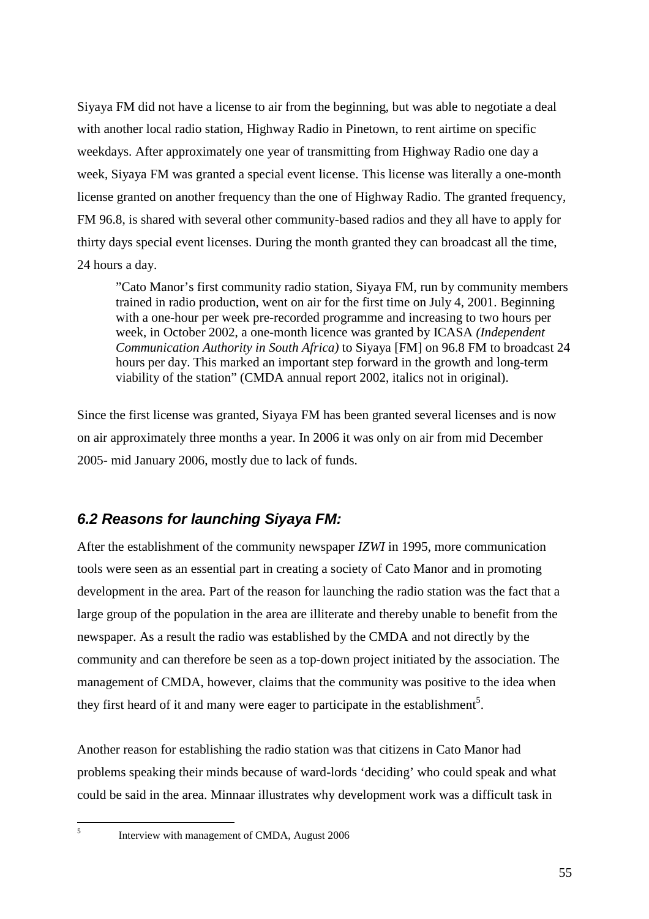Siyaya FM did not have a license to air from the beginning, but was able to negotiate a deal with another local radio station, Highway Radio in Pinetown, to rent airtime on specific weekdays. After approximately one year of transmitting from Highway Radio one day a week, Siyaya FM was granted a special event license. This license was literally a one-month license granted on another frequency than the one of Highway Radio. The granted frequency, FM 96.8, is shared with several other community-based radios and they all have to apply for thirty days special event licenses. During the month granted they can broadcast all the time, 24 hours a day.

> ”Cato Manor’s first community radio station, Siyaya FM, run by community members trained in radio production, went on air for the first time on July 4, 2001. Beginning with a one-hour per week pre-recorded programme and increasing to two hours per week, in October 2002, a one-month licence was granted by ICASA *(Independent Communication Authority in South Africa)* to Siyaya [FM] on 96.8 FM to broadcast 24 hours per day. This marked an important step forward in the growth and long-term viability of the station” (CMDA annual report 2002, italics not in original).

Since the first license was granted, Siyaya FM has been granted several licenses and is now on air approximately three months a year. In 2006 it was only on air from mid December 2005- mid January 2006, mostly due to lack of funds.

## *6.2 Reasons for launching Siyaya FM:*

After the establishment of the community newspaper *IZWI* in 1995, more communication tools were seen as an essential part in creating a society of Cato Manor and in promoting development in the area. Part of the reason for launching the radio station was the fact that a large group of the population in the area are illiterate and thereby unable to benefit from the newspaper. As a result the radio was established by the CMDA and not directly by the community and can therefore be seen as a top-down project initiated by the association. The management of CMDA, however, claims that the community was positive to the idea when they first heard of it and many were eager to participate in the establishment[5].

Another reason for establishing the radio station was that citizens in Cato Manor had problems speaking their minds because of ward-lords ‘deciding’ who could speak and what could be said in the area. Minnaar illustrates why development work was a difficult task in

[5] Interview with management of CMDA, August 2006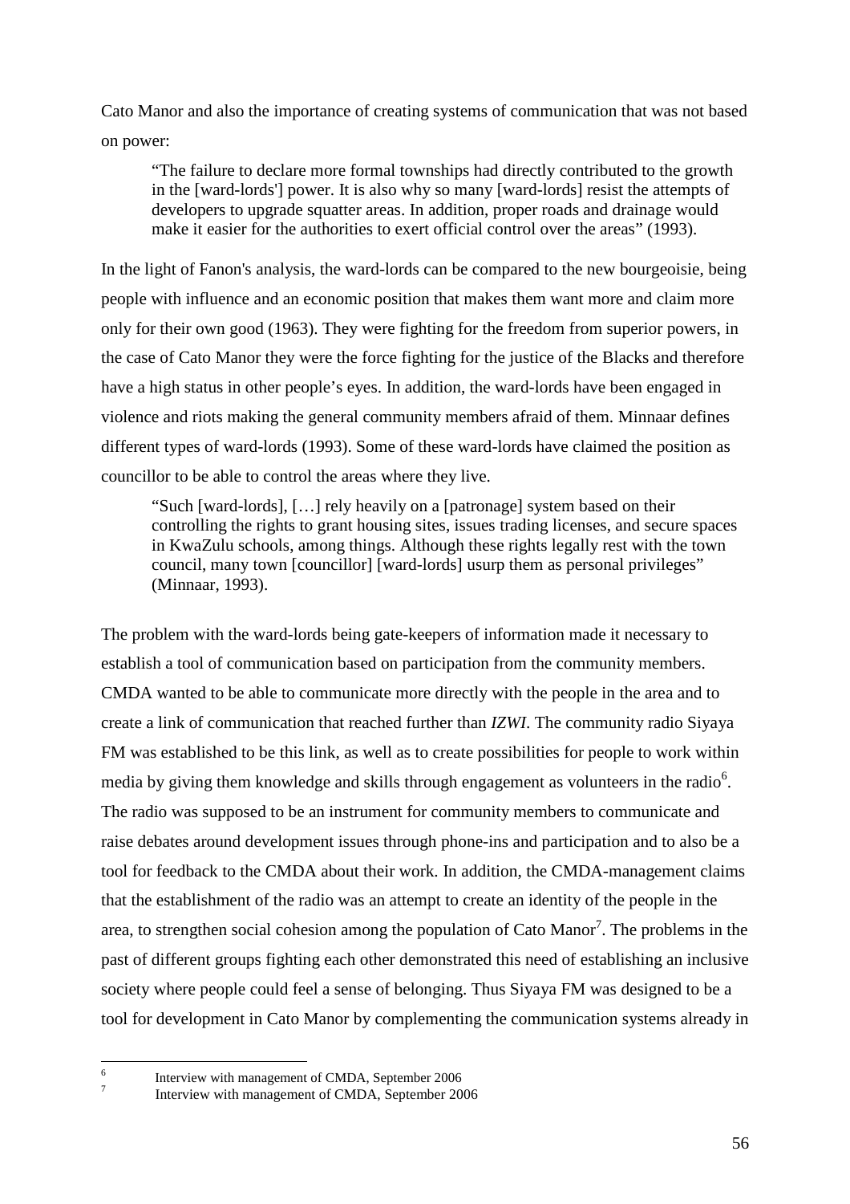Cato Manor and also the importance of creating systems of communication that was not based on power:

> "The failure to declare more formal townships had directly contributed to the growth in the [ward-lords'] power. It is also why so many [ward-lords] resist the attempts of developers to upgrade squatter areas. In addition, proper roads and drainage would make it easier for the authorities to exert official control over the areas" (1993).

In the light of Fanon's analysis, the ward-lords can be compared to the new bourgeoisie, being people with influence and an economic position that makes them want more and claim more only for their own good (1963). They were fighting for the freedom from superior powers, in the case of Cato Manor they were the force fighting for the justice of the Blacks and therefore have a high status in other people's eyes. In addition, the ward-lords have been engaged in violence and riots making the general community members afraid of them. Minnaar defines different types of ward-lords (1993). Some of these ward-lords have claimed the position as councillor to be able to control the areas where they live.

> "Such [ward-lords], […] rely heavily on a [patronage] system based on their controlling the rights to grant housing sites, issues trading licenses, and secure spaces in KwaZulu schools, among things. Although these rights legally rest with the town council, many town [councillor] [ward-lords] usurp them as personal privileges" (Minnaar, 1993).

The problem with the ward-lords being gate-keepers of information made it necessary to establish a tool of communication based on participation from the community members. CMDA wanted to be able to communicate more directly with the people in the area and to create a link of communication that reached further than *IZWI.* The community radio Siyaya FM was established to be this link, as well as to create possibilities for people to work within media by giving them knowledge and skills through engagement as volunteers in the radio[6]. The radio was supposed to be an instrument for community members to communicate and raise debates around development issues through phone-ins and participation and to also be a tool for feedback to the CMDA about their work. In addition, the CMDA-management claims that the establishment of the radio was an attempt to create an identity of the people in the area, to strengthen social cohesion among the population of Cato Manor[7]. The problems in the past of different groups fighting each other demonstrated this need of establishing an inclusive society where people could feel a sense of belonging. Thus Siyaya FM was designed to be a tool for development in Cato Manor by complementing the communication systems already in

---

[6] Interview with management of CMDA, September 2006

[7] Interview with management of CMDA, September 2006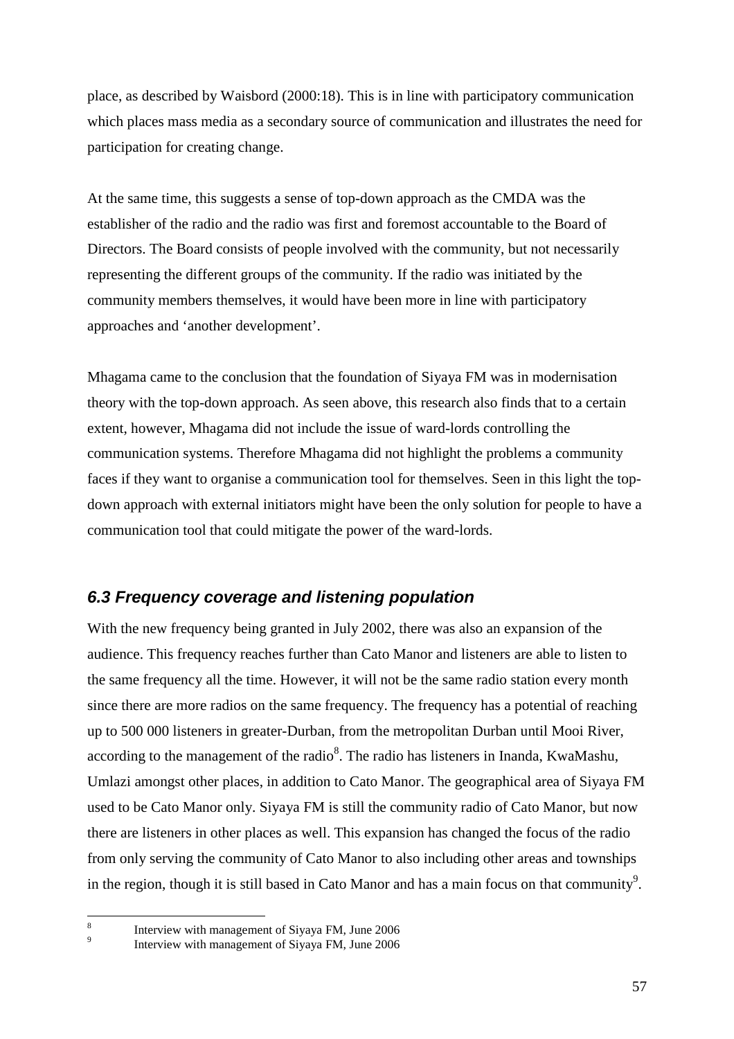place, as described by Waisbord (2000:18). This is in line with participatory communication which places mass media as a secondary source of communication and illustrates the need for participation for creating change.

At the same time, this suggests a sense of top-down approach as the CMDA was the establisher of the radio and the radio was first and foremost accountable to the Board of Directors. The Board consists of people involved with the community, but not necessarily representing the different groups of the community. If the radio was initiated by the community members themselves, it would have been more in line with participatory approaches and 'another development'.

Mhagama came to the conclusion that the foundation of Siyaya FM was in modernisation theory with the top-down approach. As seen above, this research also finds that to a certain extent, however, Mhagama did not include the issue of ward-lords controlling the communication systems. Therefore Mhagama did not highlight the problems a community faces if they want to organise a communication tool for themselves. Seen in this light the top-down approach with external initiators might have been the only solution for people to have a communication tool that could mitigate the power of the ward-lords.

### *6.3 Frequency coverage and listening population*

With the new frequency being granted in July 2002, there was also an expansion of the audience. This frequency reaches further than Cato Manor and listeners are able to listen to the same frequency all the time. However, it will not be the same radio station every month since there are more radios on the same frequency. The frequency has a potential of reaching up to 500 000 listeners in greater-Durban, from the metropolitan Durban until Mooi River, according to the management of the radio[8]. The radio has listeners in Inanda, KwaMashu, Umlazi amongst other places, in addition to Cato Manor. The geographical area of Siyaya FM used to be Cato Manor only. Siyaya FM is still the community radio of Cato Manor, but now there are listeners in other places as well. This expansion has changed the focus of the radio from only serving the community of Cato Manor to also including other areas and townships in the region, though it is still based in Cato Manor and has a main focus on that community[9].

---

[8] Interview with management of Siyaya FM, June 2006

[9] Interview with management of Siyaya FM, June 2006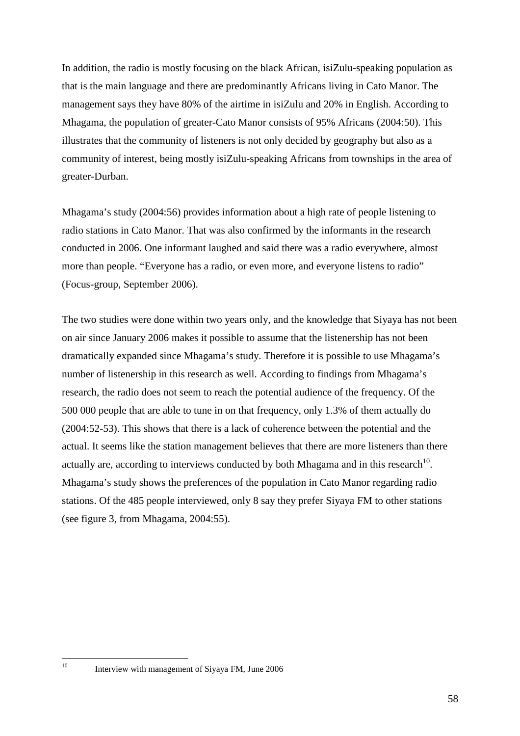In addition, the radio is mostly focusing on the black African, isiZulu-speaking population as that is the main language and there are predominantly Africans living in Cato Manor. The management says they have 80% of the airtime in isiZulu and 20% in English. According to Mhagama, the population of greater-Cato Manor consists of 95% Africans (2004:50). This illustrates that the community of listeners is not only decided by geography but also as a community of interest, being mostly isiZulu-speaking Africans from townships in the area of greater-Durban.

Mhagama's study (2004:56) provides information about a high rate of people listening to radio stations in Cato Manor. That was also confirmed by the informants in the research conducted in 2006. One informant laughed and said there was a radio everywhere, almost more than people. "Everyone has a radio, or even more, and everyone listens to radio" (Focus-group, September 2006).

The two studies were done within two years only, and the knowledge that Siyaya has not been on air since January 2006 makes it possible to assume that the listenership has not been dramatically expanded since Mhagama's study. Therefore it is possible to use Mhagama's number of listenership in this research as well. According to findings from Mhagama's research, the radio does not seem to reach the potential audience of the frequency. Of the 500 000 people that are able to tune in on that frequency, only 1.3% of them actually do (2004:52-53). This shows that there is a lack of coherence between the potential and the actual. It seems like the station management believes that there are more listeners than there actually are, according to interviews conducted by both Mhagama and in this research[10]. Mhagama's study shows the preferences of the population in Cato Manor regarding radio stations. Of the 485 people interviewed, only 8 say they prefer Siyaya FM to other stations (see figure 3, from Mhagama, 2004:55).

[10] Interview with management of Siyaya FM, June 2006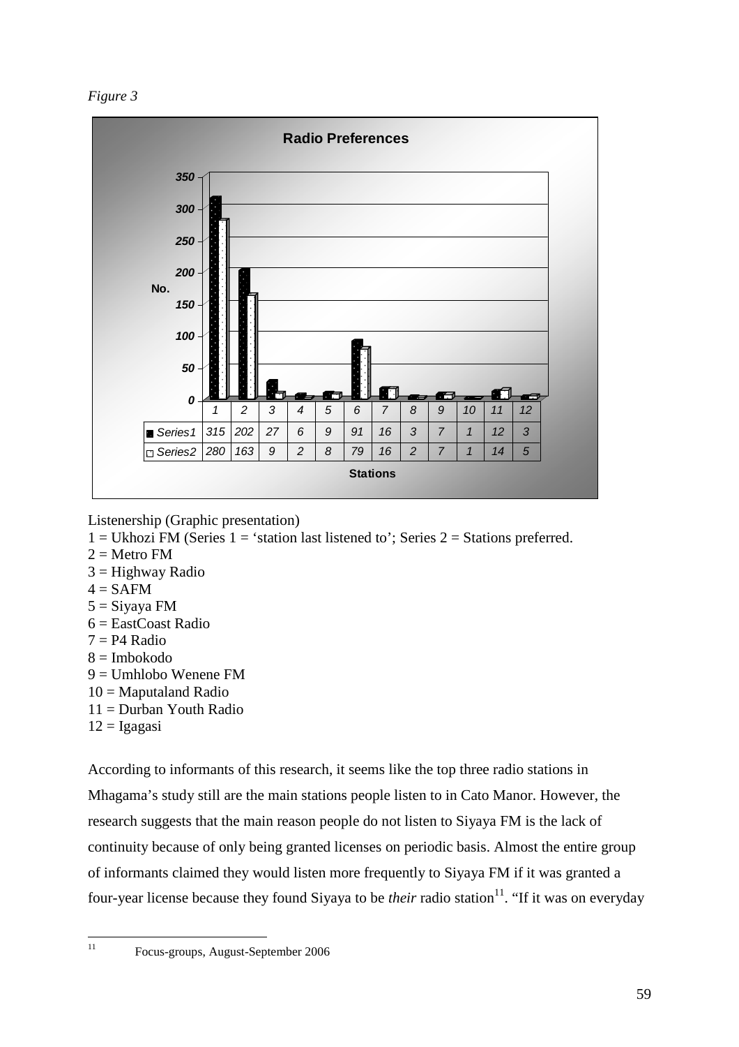*Figure 3*

**Radio Preferences**

| Stations | 1 | 2 | 3 | 4 | 5 | 6 | 7 | 8 | 9 | 10 | 11 | 12 |
|---|---|---|---|---|---|---|---|---|---|---|---|---|
| Series1 | 315 | 202 | 27 | 6 | 9 | 91 | 16 | 3 | 7 | 1 | 12 | 3 |
| Series2 | 280 | 163 | 9 | 2 | 8 | 79 | 16 | 2 | 7 | 1 | 14 | 5 |

Listenership (Graphic presentation)
1 = Ukhozi FM (Series 1 = 'station last listened to'; Series 2 = Stations preferred.
2 = Metro FM
3 = Highway Radio
4 = SAFM
5 = Siyaya FM
6 = EastCoast Radio
7 = P4 Radio
8 = Imbokodo
9 = Umhlobo Wenene FM
10 = Maputaland Radio
11 = Durban Youth Radio
12 = Igagasi

According to informants of this research, it seems like the top three radio stations in Mhagama's study still are the main stations people listen to in Cato Manor. However, the research suggests that the main reason people do not listen to Siyaya FM is the lack of continuity because of only being granted licenses on periodic basis. Almost the entire group of informants claimed they would listen more frequently to Siyaya FM if it was granted a four-year license because they found Siyaya to be *their* radio station[11]. "If it was on everyday

[11] Focus-groups, August-September 2006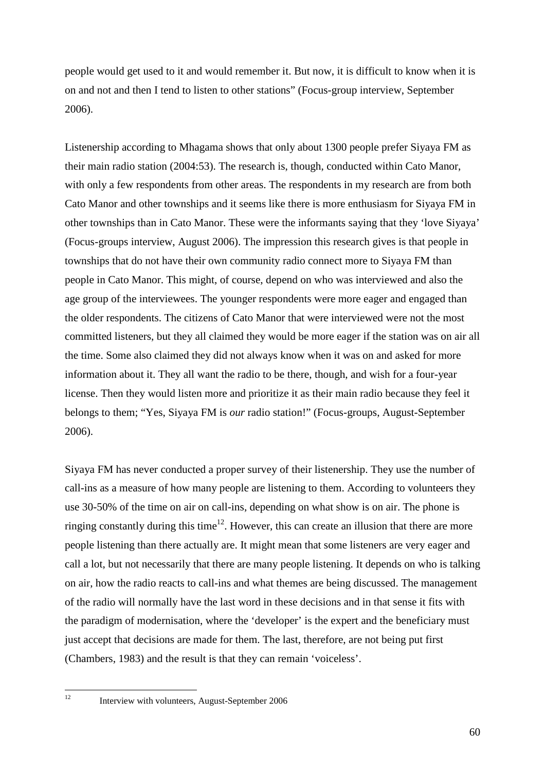people would get used to it and would remember it. But now, it is difficult to know when it is on and not and then I tend to listen to other stations" (Focus-group interview, September 2006).

Listenership according to Mhagama shows that only about 1300 people prefer Siyaya FM as their main radio station (2004:53). The research is, though, conducted within Cato Manor, with only a few respondents from other areas. The respondents in my research are from both Cato Manor and other townships and it seems like there is more enthusiasm for Siyaya FM in other townships than in Cato Manor. These were the informants saying that they 'love Siyaya' (Focus-groups interview, August 2006). The impression this research gives is that people in townships that do not have their own community radio connect more to Siyaya FM than people in Cato Manor. This might, of course, depend on who was interviewed and also the age group of the interviewees. The younger respondents were more eager and engaged than the older respondents. The citizens of Cato Manor that were interviewed were not the most committed listeners, but they all claimed they would be more eager if the station was on air all the time. Some also claimed they did not always know when it was on and asked for more information about it. They all want the radio to be there, though, and wish for a four-year license. Then they would listen more and prioritize it as their main radio because they feel it belongs to them; "Yes, Siyaya FM is *our* radio station!" (Focus-groups, August-September 2006).

Siyaya FM has never conducted a proper survey of their listenership. They use the number of call-ins as a measure of how many people are listening to them. According to volunteers they use 30-50% of the time on air on call-ins, depending on what show is on air. The phone is ringing constantly during this time[12]. However, this can create an illusion that there are more people listening than there actually are. It might mean that some listeners are very eager and call a lot, but not necessarily that there are many people listening. It depends on who is talking on air, how the radio reacts to call-ins and what themes are being discussed. The management of the radio will normally have the last word in these decisions and in that sense it fits with the paradigm of modernisation, where the 'developer' is the expert and the beneficiary must just accept that decisions are made for them. The last, therefore, are not being put first (Chambers, 1983) and the result is that they can remain 'voiceless'.

[12] Interview with volunteers, August-September 2006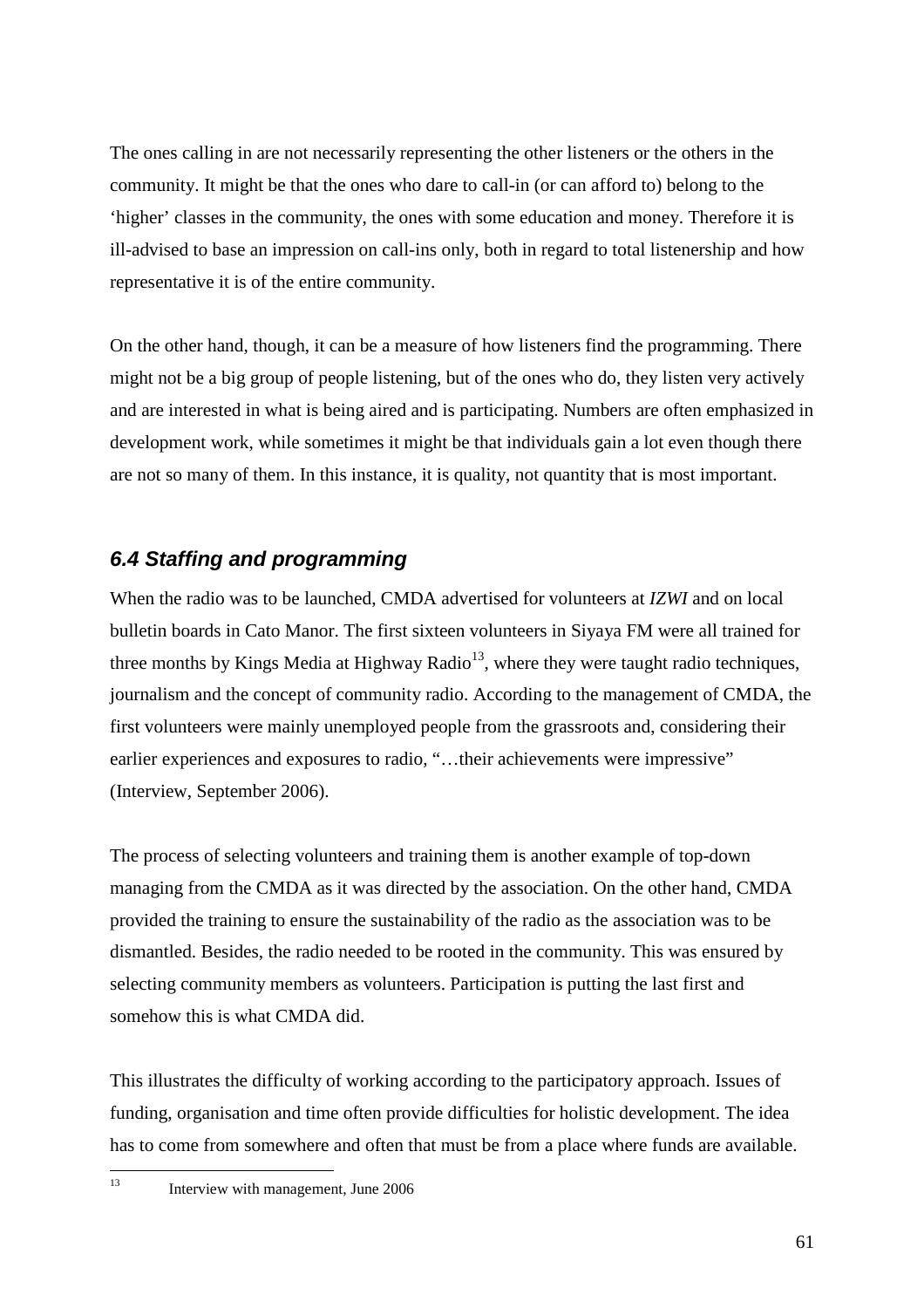The ones calling in are not necessarily representing the other listeners or the others in the community. It might be that the ones who dare to call-in (or can afford to) belong to the 'higher' classes in the community, the ones with some education and money. Therefore it is ill-advised to base an impression on call-ins only, both in regard to total listenership and how representative it is of the entire community.

On the other hand, though, it can be a measure of how listeners find the programming. There might not be a big group of people listening, but of the ones who do, they listen very actively and are interested in what is being aired and is participating. Numbers are often emphasized in development work, while sometimes it might be that individuals gain a lot even though there are not so many of them. In this instance, it is quality, not quantity that is most important.

### *6.4 Staffing and programming*

When the radio was to be launched, CMDA advertised for volunteers at *IZWI* and on local bulletin boards in Cato Manor. The first sixteen volunteers in Siyaya FM were all trained for three months by Kings Media at Highway Radio[13], where they were taught radio techniques, journalism and the concept of community radio. According to the management of CMDA, the first volunteers were mainly unemployed people from the grassroots and, considering their earlier experiences and exposures to radio, "…their achievements were impressive" (Interview, September 2006).

The process of selecting volunteers and training them is another example of top-down managing from the CMDA as it was directed by the association. On the other hand, CMDA provided the training to ensure the sustainability of the radio as the association was to be dismantled. Besides, the radio needed to be rooted in the community. This was ensured by selecting community members as volunteers. Participation is putting the last first and somehow this is what CMDA did.

This illustrates the difficulty of working according to the participatory approach. Issues of funding, organisation and time often provide difficulties for holistic development. The idea has to come from somewhere and often that must be from a place where funds are available.

[13] Interview with management, June 2006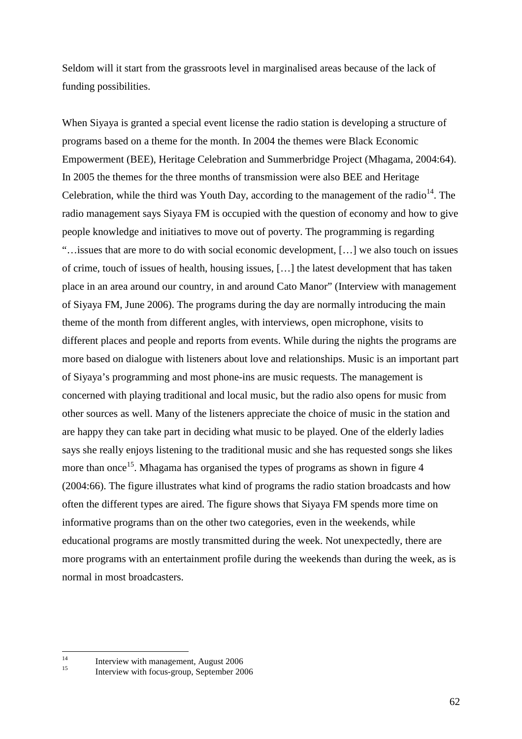Seldom will it start from the grassroots level in marginalised areas because of the lack of funding possibilities.

When Siyaya is granted a special event license the radio station is developing a structure of programs based on a theme for the month. In 2004 the themes were Black Economic Empowerment (BEE), Heritage Celebration and Summerbridge Project (Mhagama, 2004:64). In 2005 the themes for the three months of transmission were also BEE and Heritage Celebration, while the third was Youth Day, according to the management of the radio[14]. The radio management says Siyaya FM is occupied with the question of economy and how to give people knowledge and initiatives to move out of poverty. The programming is regarding "…issues that are more to do with social economic development, […] we also touch on issues of crime, touch of issues of health, housing issues, […] the latest development that has taken place in an area around our country, in and around Cato Manor" (Interview with management of Siyaya FM, June 2006). The programs during the day are normally introducing the main theme of the month from different angles, with interviews, open microphone, visits to different places and people and reports from events. While during the nights the programs are more based on dialogue with listeners about love and relationships. Music is an important part of Siyaya's programming and most phone-ins are music requests. The management is concerned with playing traditional and local music, but the radio also opens for music from other sources as well. Many of the listeners appreciate the choice of music in the station and are happy they can take part in deciding what music to be played. One of the elderly ladies says she really enjoys listening to the traditional music and she has requested songs she likes more than once[15]. Mhagama has organised the types of programs as shown in figure 4 (2004:66). The figure illustrates what kind of programs the radio station broadcasts and how often the different types are aired. The figure shows that Siyaya FM spends more time on informative programs than on the other two categories, even in the weekends, while educational programs are mostly transmitted during the week. Not unexpectedly, there are more programs with an entertainment profile during the weekends than during the week, as is normal in most broadcasters.

---

[14] Interview with management, August 2006

[15] Interview with focus-group, September 2006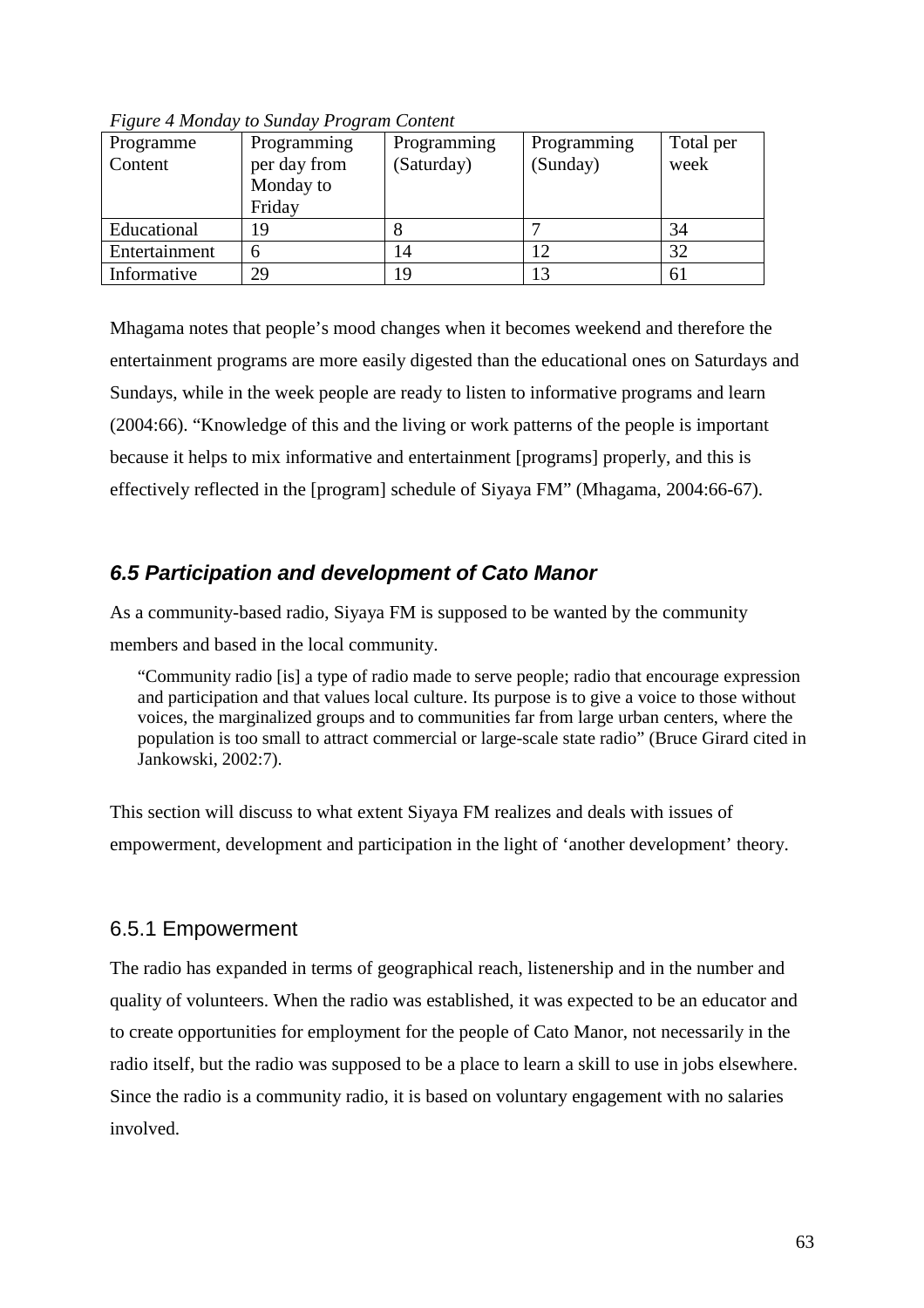*Figure 4 Monday to Sunday Program Content*

| Programme Content | Programming per day from Monday to Friday | Programming (Saturday) | Programming (Sunday) | Total per week |
|---|---|---|---|---|
| Educational | 19 | 8 | 7 | 34 |
| Entertainment | 6 | 14 | 12 | 32 |
| Informative | 29 | 19 | 13 | 61 |

Mhagama notes that people's mood changes when it becomes weekend and therefore the entertainment programs are more easily digested than the educational ones on Saturdays and Sundays, while in the week people are ready to listen to informative programs and learn (2004:66). "Knowledge of this and the living or work patterns of the people is important because it helps to mix informative and entertainment [programs] properly, and this is effectively reflected in the [program] schedule of Siyaya FM" (Mhagama, 2004:66-67).

## *6.5 Participation and development of Cato Manor*

As a community-based radio, Siyaya FM is supposed to be wanted by the community members and based in the local community.

> "Community radio [is] a type of radio made to serve people; radio that encourage expression and participation and that values local culture. Its purpose is to give a voice to those without voices, the marginalized groups and to communities far from large urban centers, where the population is too small to attract commercial or large-scale state radio" (Bruce Girard cited in Jankowski, 2002:7).

This section will discuss to what extent Siyaya FM realizes and deals with issues of empowerment, development and participation in the light of 'another development' theory.

### 6.5.1 Empowerment

The radio has expanded in terms of geographical reach, listenership and in the number and quality of volunteers. When the radio was established, it was expected to be an educator and to create opportunities for employment for the people of Cato Manor, not necessarily in the radio itself, but the radio was supposed to be a place to learn a skill to use in jobs elsewhere. Since the radio is a community radio, it is based on voluntary engagement with no salaries involved.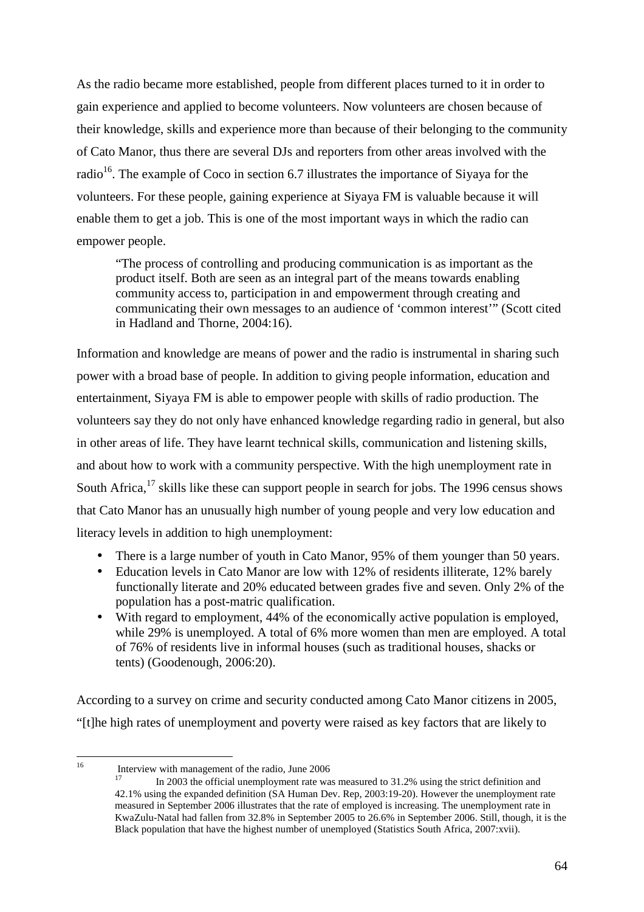As the radio became more established, people from different places turned to it in order to gain experience and applied to become volunteers. Now volunteers are chosen because of their knowledge, skills and experience more than because of their belonging to the community of Cato Manor, thus there are several DJs and reporters from other areas involved with the radio[16]. The example of Coco in section 6.7 illustrates the importance of Siyaya for the volunteers. For these people, gaining experience at Siyaya FM is valuable because it will enable them to get a job. This is one of the most important ways in which the radio can empower people.

> "The process of controlling and producing communication is as important as the product itself. Both are seen as an integral part of the means towards enabling community access to, participation in and empowerment through creating and communicating their own messages to an audience of 'common interest'" (Scott cited in Hadland and Thorne, 2004:16).

Information and knowledge are means of power and the radio is instrumental in sharing such power with a broad base of people. In addition to giving people information, education and entertainment, Siyaya FM is able to empower people with skills of radio production. The volunteers say they do not only have enhanced knowledge regarding radio in general, but also in other areas of life. They have learnt technical skills, communication and listening skills, and about how to work with a community perspective. With the high unemployment rate in South Africa,[17] skills like these can support people in search for jobs. The 1996 census shows that Cato Manor has an unusually high number of young people and very low education and literacy levels in addition to high unemployment:

- There is a large number of youth in Cato Manor, 95% of them younger than 50 years.
- Education levels in Cato Manor are low with 12% of residents illiterate, 12% barely functionally literate and 20% educated between grades five and seven. Only 2% of the population has a post-matric qualification.
- With regard to employment, 44% of the economically active population is employed, while 29% is unemployed. A total of 6% more women than men are employed. A total of 76% of residents live in informal houses (such as traditional houses, shacks or tents) (Goodenough, 2006:20).

According to a survey on crime and security conducted among Cato Manor citizens in 2005, "[t]he high rates of unemployment and poverty were raised as key factors that are likely to

---

[16] Interview with management of the radio, June 2006

[17] In 2003 the official unemployment rate was measured to 31.2% using the strict definition and 42.1% using the expanded definition (SA Human Dev. Rep, 2003:19-20). However the unemployment rate measured in September 2006 illustrates that the rate of employed is increasing. The unemployment rate in KwaZulu-Natal had fallen from 32.8% in September 2005 to 26.6% in September 2006. Still, though, it is the Black population that have the highest number of unemployed (Statistics South Africa, 2007:xvii).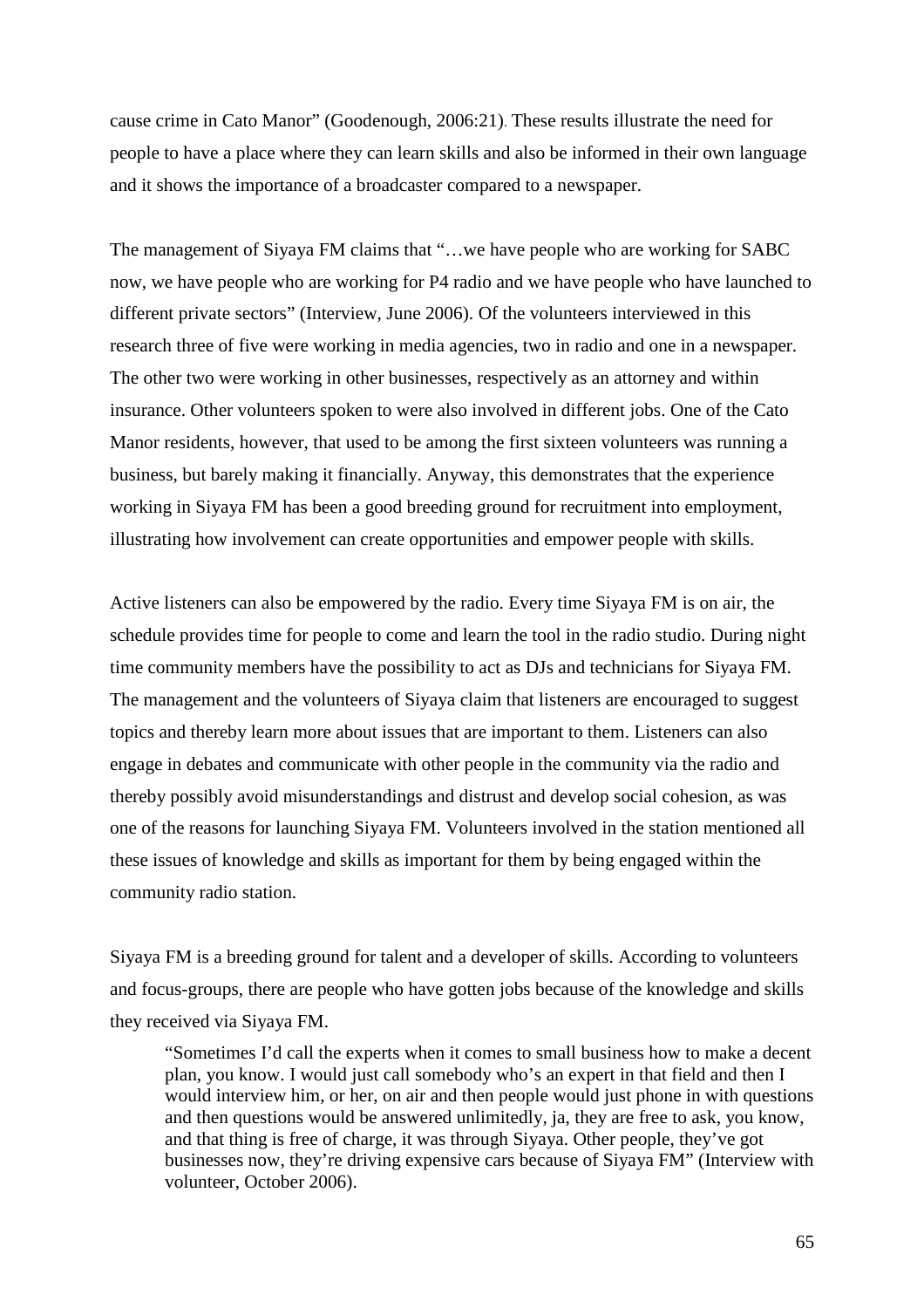cause crime in Cato Manor" (Goodenough, 2006:21). These results illustrate the need for people to have a place where they can learn skills and also be informed in their own language and it shows the importance of a broadcaster compared to a newspaper.

The management of Siyaya FM claims that "…we have people who are working for SABC now, we have people who are working for P4 radio and we have people who have launched to different private sectors" (Interview, June 2006). Of the volunteers interviewed in this research three of five were working in media agencies, two in radio and one in a newspaper. The other two were working in other businesses, respectively as an attorney and within insurance. Other volunteers spoken to were also involved in different jobs. One of the Cato Manor residents, however, that used to be among the first sixteen volunteers was running a business, but barely making it financially. Anyway, this demonstrates that the experience working in Siyaya FM has been a good breeding ground for recruitment into employment, illustrating how involvement can create opportunities and empower people with skills.

Active listeners can also be empowered by the radio. Every time Siyaya FM is on air, the schedule provides time for people to come and learn the tool in the radio studio. During night time community members have the possibility to act as DJs and technicians for Siyaya FM. The management and the volunteers of Siyaya claim that listeners are encouraged to suggest topics and thereby learn more about issues that are important to them. Listeners can also engage in debates and communicate with other people in the community via the radio and thereby possibly avoid misunderstandings and distrust and develop social cohesion, as was one of the reasons for launching Siyaya FM. Volunteers involved in the station mentioned all these issues of knowledge and skills as important for them by being engaged within the community radio station.

Siyaya FM is a breeding ground for talent and a developer of skills. According to volunteers and focus-groups, there are people who have gotten jobs because of the knowledge and skills they received via Siyaya FM.

> "Sometimes I'd call the experts when it comes to small business how to make a decent plan, you know. I would just call somebody who's an expert in that field and then I would interview him, or her, on air and then people would just phone in with questions and then questions would be answered unlimitedly, ja, they are free to ask, you know, and that thing is free of charge, it was through Siyaya. Other people, they've got businesses now, they're driving expensive cars because of Siyaya FM" (Interview with volunteer, October 2006).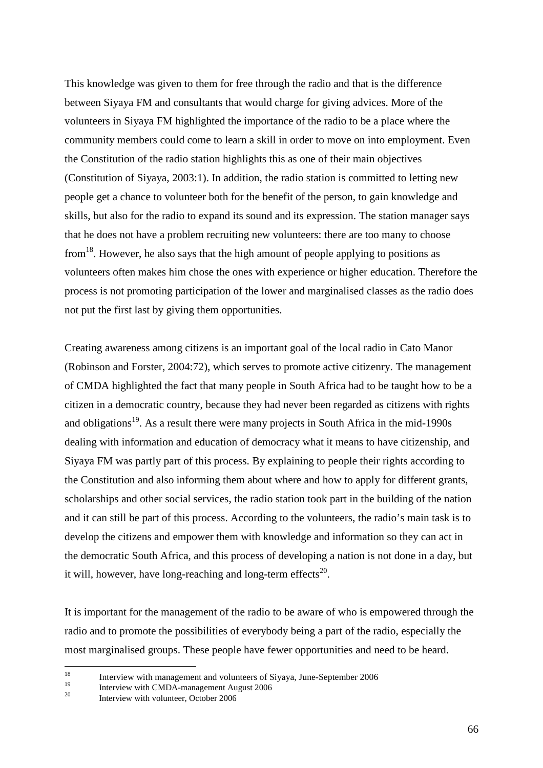This knowledge was given to them for free through the radio and that is the difference between Siyaya FM and consultants that would charge for giving advices. More of the volunteers in Siyaya FM highlighted the importance of the radio to be a place where the community members could come to learn a skill in order to move on into employment. Even the Constitution of the radio station highlights this as one of their main objectives (Constitution of Siyaya, 2003:1). In addition, the radio station is committed to letting new people get a chance to volunteer both for the benefit of the person, to gain knowledge and skills, but also for the radio to expand its sound and its expression. The station manager says that he does not have a problem recruiting new volunteers: there are too many to choose from[18]. However, he also says that the high amount of people applying to positions as volunteers often makes him chose the ones with experience or higher education. Therefore the process is not promoting participation of the lower and marginalised classes as the radio does not put the first last by giving them opportunities.

Creating awareness among citizens is an important goal of the local radio in Cato Manor (Robinson and Forster, 2004:72), which serves to promote active citizenry. The management of CMDA highlighted the fact that many people in South Africa had to be taught how to be a citizen in a democratic country, because they had never been regarded as citizens with rights and obligations[19]. As a result there were many projects in South Africa in the mid-1990s dealing with information and education of democracy what it means to have citizenship, and Siyaya FM was partly part of this process. By explaining to people their rights according to the Constitution and also informing them about where and how to apply for different grants, scholarships and other social services, the radio station took part in the building of the nation and it can still be part of this process. According to the volunteers, the radio's main task is to develop the citizens and empower them with knowledge and information so they can act in the democratic South Africa, and this process of developing a nation is not done in a day, but it will, however, have long-reaching and long-term effects[20].

It is important for the management of the radio to be aware of who is empowered through the radio and to promote the possibilities of everybody being a part of the radio, especially the most marginalised groups. These people have fewer opportunities and need to be heard.

---

[18] Interview with management and volunteers of Siyaya, June-September 2006

[19] Interview with CMDA-management August 2006

[20] Interview with volunteer, October 2006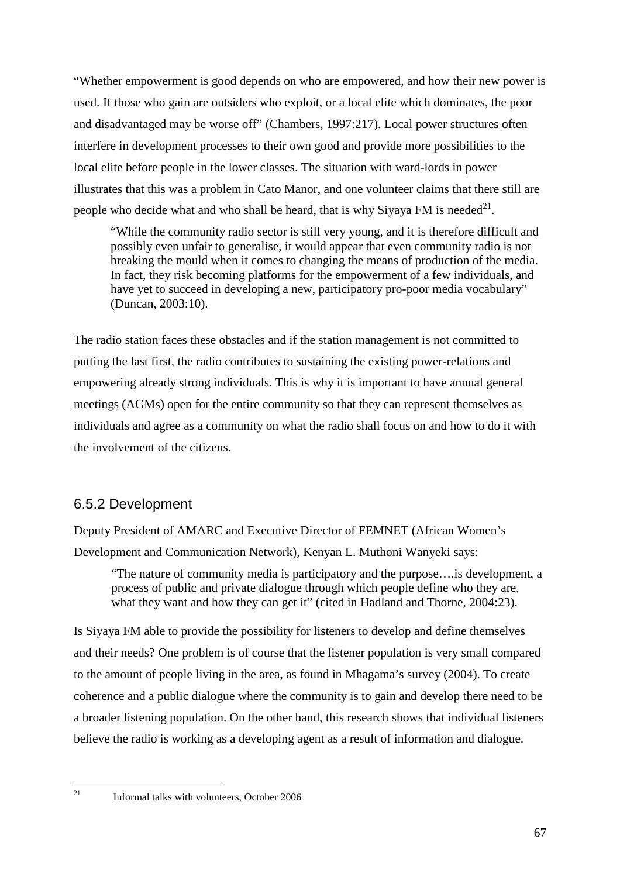"Whether empowerment is good depends on who are empowered, and how their new power is used. If those who gain are outsiders who exploit, or a local elite which dominates, the poor and disadvantaged may be worse off" (Chambers, 1997:217). Local power structures often interfere in development processes to their own good and provide more possibilities to the local elite before people in the lower classes. The situation with ward-lords in power illustrates that this was a problem in Cato Manor, and one volunteer claims that there still are people who decide what and who shall be heard, that is why Siyaya FM is needed[21].

> "While the community radio sector is still very young, and it is therefore difficult and possibly even unfair to generalise, it would appear that even community radio is not breaking the mould when it comes to changing the means of production of the media. In fact, they risk becoming platforms for the empowerment of a few individuals, and have yet to succeed in developing a new, participatory pro-poor media vocabulary" (Duncan, 2003:10).

The radio station faces these obstacles and if the station management is not committed to putting the last first, the radio contributes to sustaining the existing power-relations and empowering already strong individuals. This is why it is important to have annual general meetings (AGMs) open for the entire community so that they can represent themselves as individuals and agree as a community on what the radio shall focus on and how to do it with the involvement of the citizens.

### 6.5.2 Development

Deputy President of AMARC and Executive Director of FEMNET (African Women's Development and Communication Network), Kenyan L. Muthoni Wanyeki says:

> "The nature of community media is participatory and the purpose….is development, a process of public and private dialogue through which people define who they are, what they want and how they can get it" (cited in Hadland and Thorne, 2004:23).

Is Siyaya FM able to provide the possibility for listeners to develop and define themselves and their needs? One problem is of course that the listener population is very small compared to the amount of people living in the area, as found in Mhagama's survey (2004). To create coherence and a public dialogue where the community is to gain and develop there need to be a broader listening population. On the other hand, this research shows that individual listeners believe the radio is working as a developing agent as a result of information and dialogue.

---

[21] Informal talks with volunteers, October 2006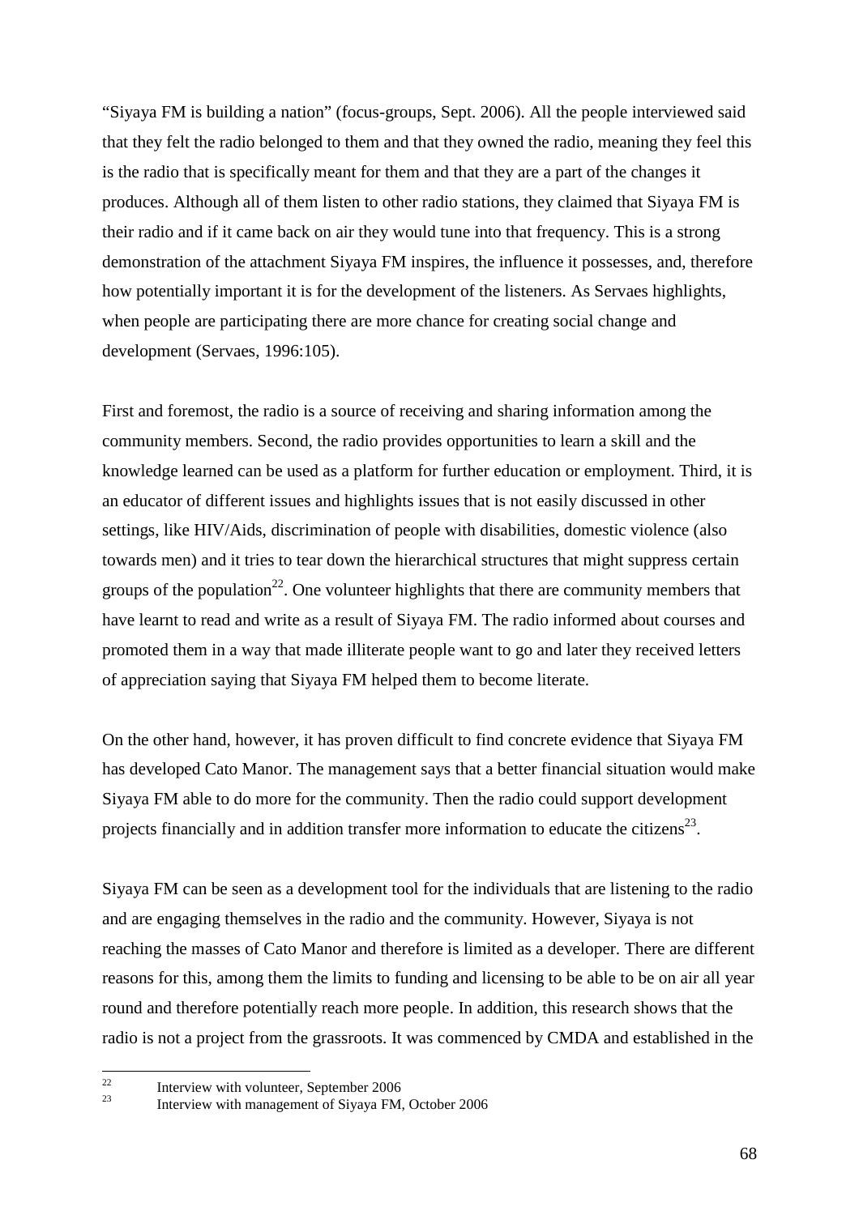"Siyaya FM is building a nation" (focus-groups, Sept. 2006). All the people interviewed said that they felt the radio belonged to them and that they owned the radio, meaning they feel this is the radio that is specifically meant for them and that they are a part of the changes it produces. Although all of them listen to other radio stations, they claimed that Siyaya FM is their radio and if it came back on air they would tune into that frequency. This is a strong demonstration of the attachment Siyaya FM inspires, the influence it possesses, and, therefore how potentially important it is for the development of the listeners. As Servaes highlights, when people are participating there are more chance for creating social change and development (Servaes, 1996:105).

First and foremost, the radio is a source of receiving and sharing information among the community members. Second, the radio provides opportunities to learn a skill and the knowledge learned can be used as a platform for further education or employment. Third, it is an educator of different issues and highlights issues that is not easily discussed in other settings, like HIV/Aids, discrimination of people with disabilities, domestic violence (also towards men) and it tries to tear down the hierarchical structures that might suppress certain groups of the population[22]. One volunteer highlights that there are community members that have learnt to read and write as a result of Siyaya FM. The radio informed about courses and promoted them in a way that made illiterate people want to go and later they received letters of appreciation saying that Siyaya FM helped them to become literate.

On the other hand, however, it has proven difficult to find concrete evidence that Siyaya FM has developed Cato Manor. The management says that a better financial situation would make Siyaya FM able to do more for the community. Then the radio could support development projects financially and in addition transfer more information to educate the citizens[23].

Siyaya FM can be seen as a development tool for the individuals that are listening to the radio and are engaging themselves in the radio and the community. However, Siyaya is not reaching the masses of Cato Manor and therefore is limited as a developer. There are different reasons for this, among them the limits to funding and licensing to be able to be on air all year round and therefore potentially reach more people. In addition, this research shows that the radio is not a project from the grassroots. It was commenced by CMDA and established in the

[22] Interview with volunteer, September 2006

[23] Interview with management of Siyaya FM, October 2006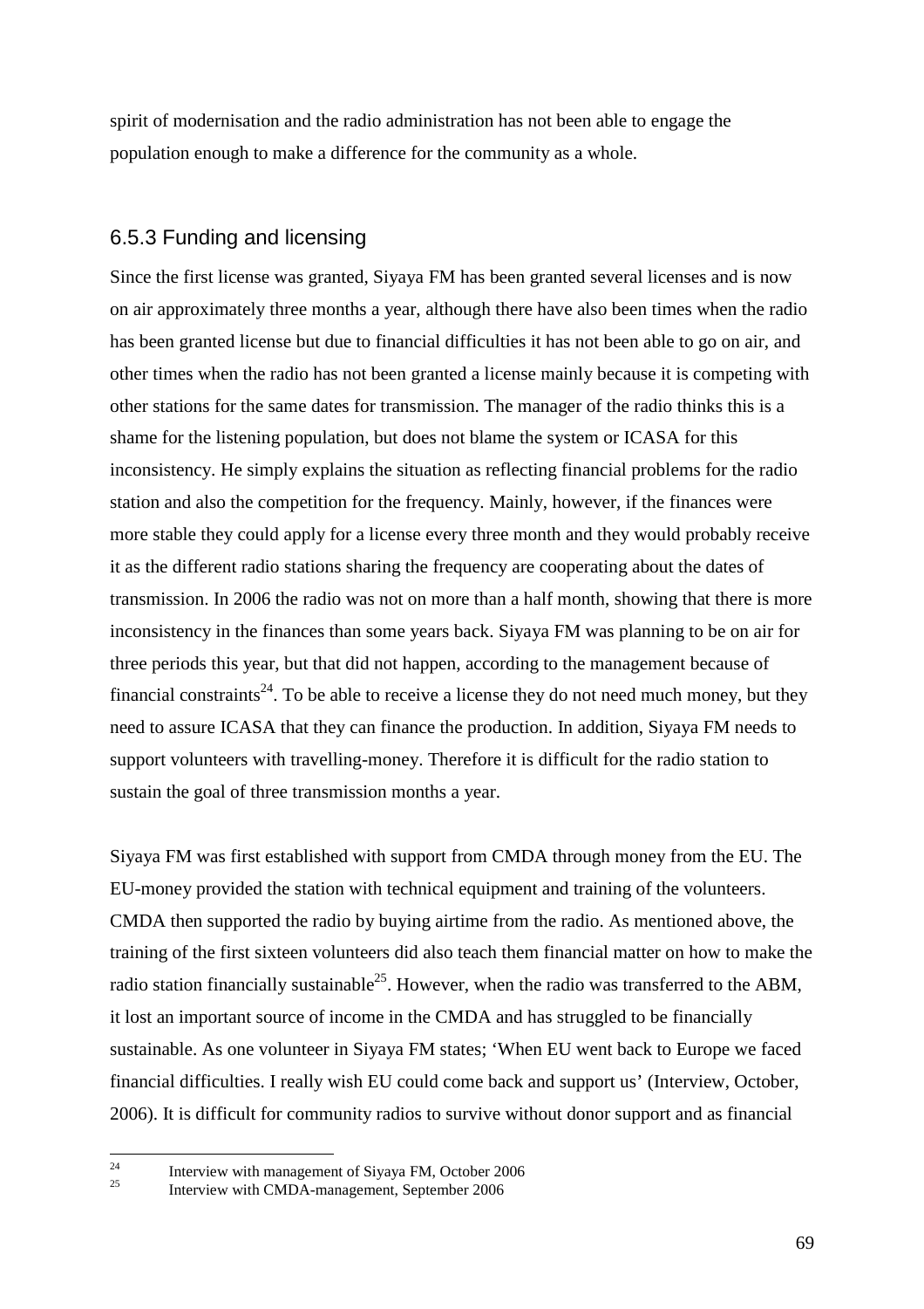spirit of modernisation and the radio administration has not been able to engage the population enough to make a difference for the community as a whole.

### 6.5.3 Funding and licensing

Since the first license was granted, Siyaya FM has been granted several licenses and is now on air approximately three months a year, although there have also been times when the radio has been granted license but due to financial difficulties it has not been able to go on air, and other times when the radio has not been granted a license mainly because it is competing with other stations for the same dates for transmission. The manager of the radio thinks this is a shame for the listening population, but does not blame the system or ICASA for this inconsistency. He simply explains the situation as reflecting financial problems for the radio station and also the competition for the frequency. Mainly, however, if the finances were more stable they could apply for a license every three month and they would probably receive it as the different radio stations sharing the frequency are cooperating about the dates of transmission. In 2006 the radio was not on more than a half month, showing that there is more inconsistency in the finances than some years back. Siyaya FM was planning to be on air for three periods this year, but that did not happen, according to the management because of financial constraints[24]. To be able to receive a license they do not need much money, but they need to assure ICASA that they can finance the production. In addition, Siyaya FM needs to support volunteers with travelling-money. Therefore it is difficult for the radio station to sustain the goal of three transmission months a year.

Siyaya FM was first established with support from CMDA through money from the EU. The EU-money provided the station with technical equipment and training of the volunteers. CMDA then supported the radio by buying airtime from the radio. As mentioned above, the training of the first sixteen volunteers did also teach them financial matter on how to make the radio station financially sustainable[25]. However, when the radio was transferred to the ABM, it lost an important source of income in the CMDA and has struggled to be financially sustainable. As one volunteer in Siyaya FM states; 'When EU went back to Europe we faced financial difficulties. I really wish EU could come back and support us' (Interview, October, 2006). It is difficult for community radios to survive without donor support and as financial

---

[24] Interview with management of Siyaya FM, October 2006

[25] Interview with CMDA-management, September 2006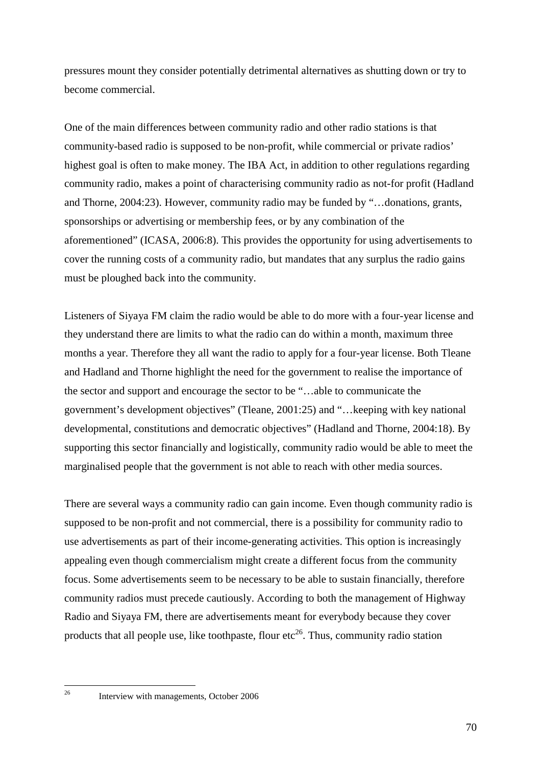pressures mount they consider potentially detrimental alternatives as shutting down or try to become commercial.

One of the main differences between community radio and other radio stations is that community-based radio is supposed to be non-profit, while commercial or private radios' highest goal is often to make money. The IBA Act, in addition to other regulations regarding community radio, makes a point of characterising community radio as not-for profit (Hadland and Thorne, 2004:23). However, community radio may be funded by "…donations, grants, sponsorships or advertising or membership fees, or by any combination of the aforementioned" (ICASA, 2006:8). This provides the opportunity for using advertisements to cover the running costs of a community radio, but mandates that any surplus the radio gains must be ploughed back into the community.

Listeners of Siyaya FM claim the radio would be able to do more with a four-year license and they understand there are limits to what the radio can do within a month, maximum three months a year. Therefore they all want the radio to apply for a four-year license. Both Tleane and Hadland and Thorne highlight the need for the government to realise the importance of the sector and support and encourage the sector to be "…able to communicate the government's development objectives" (Tleane, 2001:25) and "…keeping with key national developmental, constitutions and democratic objectives" (Hadland and Thorne, 2004:18). By supporting this sector financially and logistically, community radio would be able to meet the marginalised people that the government is not able to reach with other media sources.

There are several ways a community radio can gain income. Even though community radio is supposed to be non-profit and not commercial, there is a possibility for community radio to use advertisements as part of their income-generating activities. This option is increasingly appealing even though commercialism might create a different focus from the community focus. Some advertisements seem to be necessary to be able to sustain financially, therefore community radios must precede cautiously. According to both the management of Highway Radio and Siyaya FM, there are advertisements meant for everybody because they cover products that all people use, like toothpaste, flour etc[26]. Thus, community radio station

[26] Interview with managements, October 2006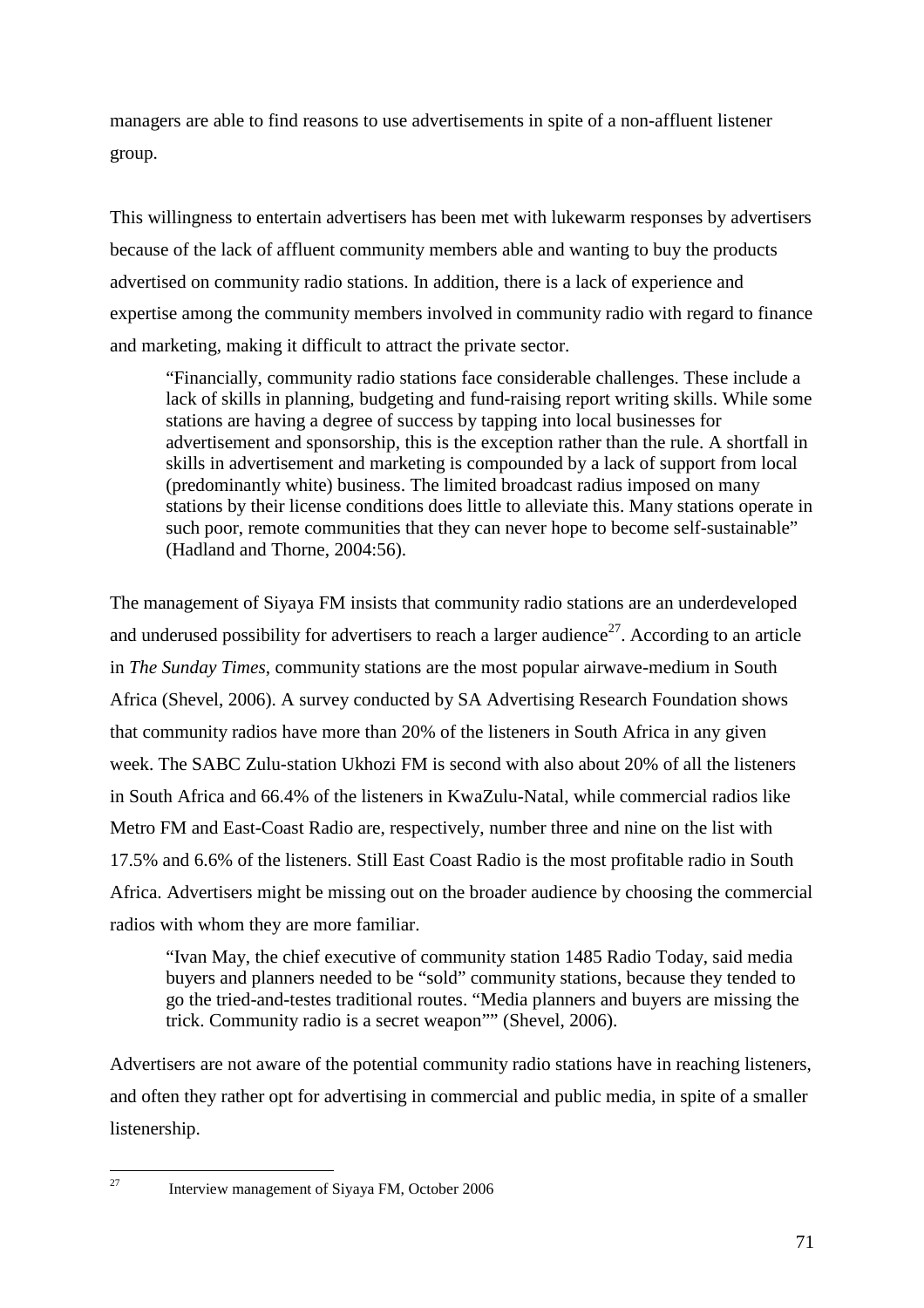managers are able to find reasons to use advertisements in spite of a non-affluent listener group.

This willingness to entertain advertisers has been met with lukewarm responses by advertisers because of the lack of affluent community members able and wanting to buy the products advertised on community radio stations. In addition, there is a lack of experience and expertise among the community members involved in community radio with regard to finance and marketing, making it difficult to attract the private sector.

> "Financially, community radio stations face considerable challenges. These include a lack of skills in planning, budgeting and fund-raising report writing skills. While some stations are having a degree of success by tapping into local businesses for advertisement and sponsorship, this is the exception rather than the rule. A shortfall in skills in advertisement and marketing is compounded by a lack of support from local (predominantly white) business. The limited broadcast radius imposed on many stations by their license conditions does little to alleviate this. Many stations operate in such poor, remote communities that they can never hope to become self-sustainable" (Hadland and Thorne, 2004:56).

The management of Siyaya FM insists that community radio stations are an underdeveloped and underused possibility for advertisers to reach a larger audience[27]. According to an article in *The Sunday Times*, community stations are the most popular airwave-medium in South Africa (Shevel, 2006). A survey conducted by SA Advertising Research Foundation shows that community radios have more than 20% of the listeners in South Africa in any given week. The SABC Zulu-station Ukhozi FM is second with also about 20% of all the listeners in South Africa and 66.4% of the listeners in KwaZulu-Natal, while commercial radios like Metro FM and East-Coast Radio are, respectively, number three and nine on the list with 17.5% and 6.6% of the listeners. Still East Coast Radio is the most profitable radio in South Africa. Advertisers might be missing out on the broader audience by choosing the commercial radios with whom they are more familiar.

> "Ivan May, the chief executive of community station 1485 Radio Today, said media buyers and planners needed to be "sold" community stations, because they tended to go the tried-and-testes traditional routes. "Media planners and buyers are missing the trick. Community radio is a secret weapon"" (Shevel, 2006).

Advertisers are not aware of the potential community radio stations have in reaching listeners, and often they rather opt for advertising in commercial and public media, in spite of a smaller listenership.

[27] Interview management of Siyaya FM, October 2006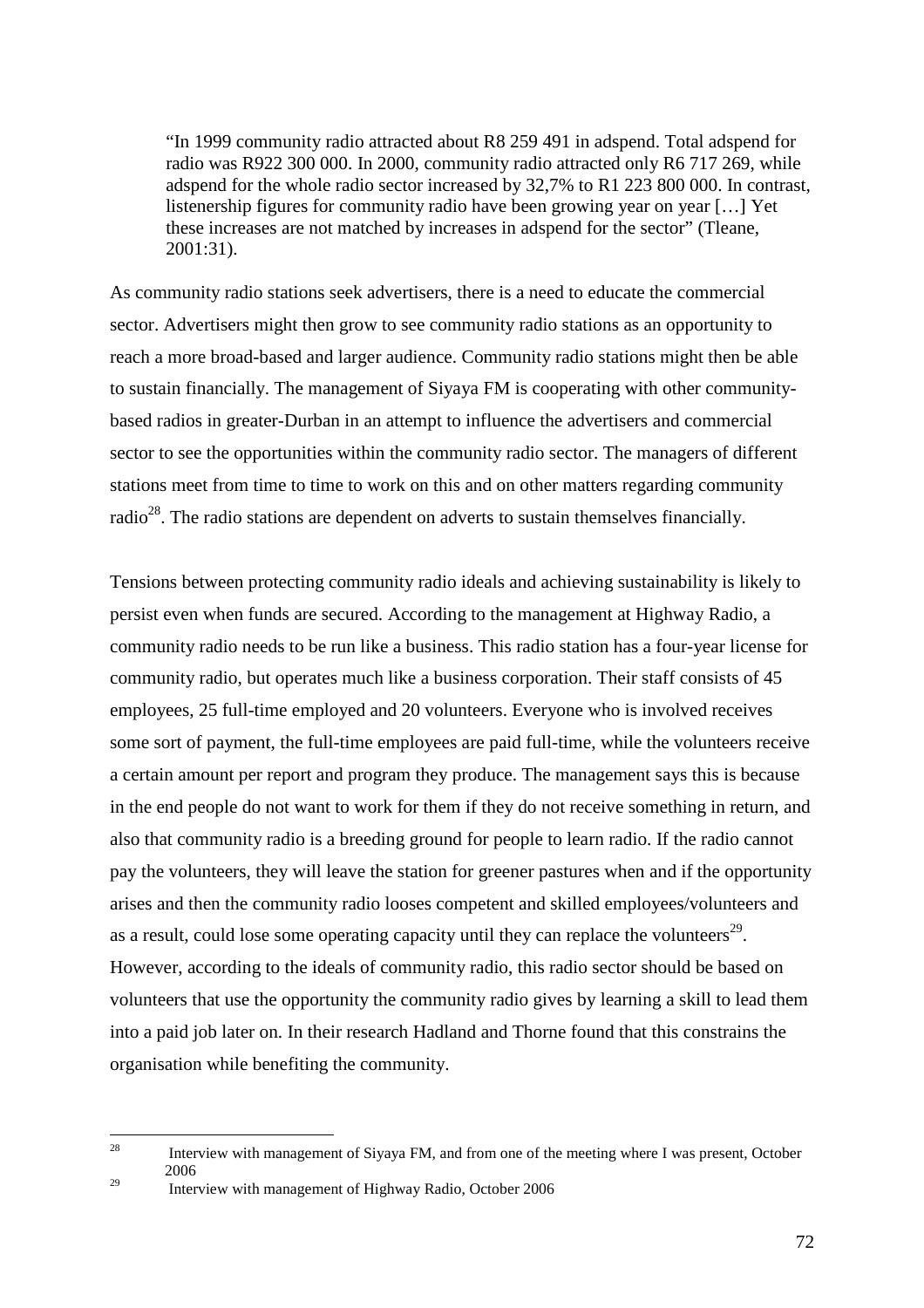> "In 1999 community radio attracted about R8 259 491 in adspend. Total adspend for radio was R922 300 000. In 2000, community radio attracted only R6 717 269, while adspend for the whole radio sector increased by 32,7% to R1 223 800 000. In contrast, listenership figures for community radio have been growing year on year […] Yet these increases are not matched by increases in adspend for the sector" (Tleane, 2001:31).

As community radio stations seek advertisers, there is a need to educate the commercial sector. Advertisers might then grow to see community radio stations as an opportunity to reach a more broad-based and larger audience. Community radio stations might then be able to sustain financially. The management of Siyaya FM is cooperating with other community-based radios in greater-Durban in an attempt to influence the advertisers and commercial sector to see the opportunities within the community radio sector. The managers of different stations meet from time to time to work on this and on other matters regarding community radio[28]. The radio stations are dependent on adverts to sustain themselves financially.

Tensions between protecting community radio ideals and achieving sustainability is likely to persist even when funds are secured. According to the management at Highway Radio, a community radio needs to be run like a business. This radio station has a four-year license for community radio, but operates much like a business corporation. Their staff consists of 45 employees, 25 full-time employed and 20 volunteers. Everyone who is involved receives some sort of payment, the full-time employees are paid full-time, while the volunteers receive a certain amount per report and program they produce. The management says this is because in the end people do not want to work for them if they do not receive something in return, and also that community radio is a breeding ground for people to learn radio. If the radio cannot pay the volunteers, they will leave the station for greener pastures when and if the opportunity arises and then the community radio looses competent and skilled employees/volunteers and as a result, could lose some operating capacity until they can replace the volunteers[29]. However, according to the ideals of community radio, this radio sector should be based on volunteers that use the opportunity the community radio gives by learning a skill to lead them into a paid job later on. In their research Hadland and Thorne found that this constrains the organisation while benefiting the community.

---

[28] Interview with management of Siyaya FM, and from one of the meeting where I was present, October 2006

[29] Interview with management of Highway Radio, October 2006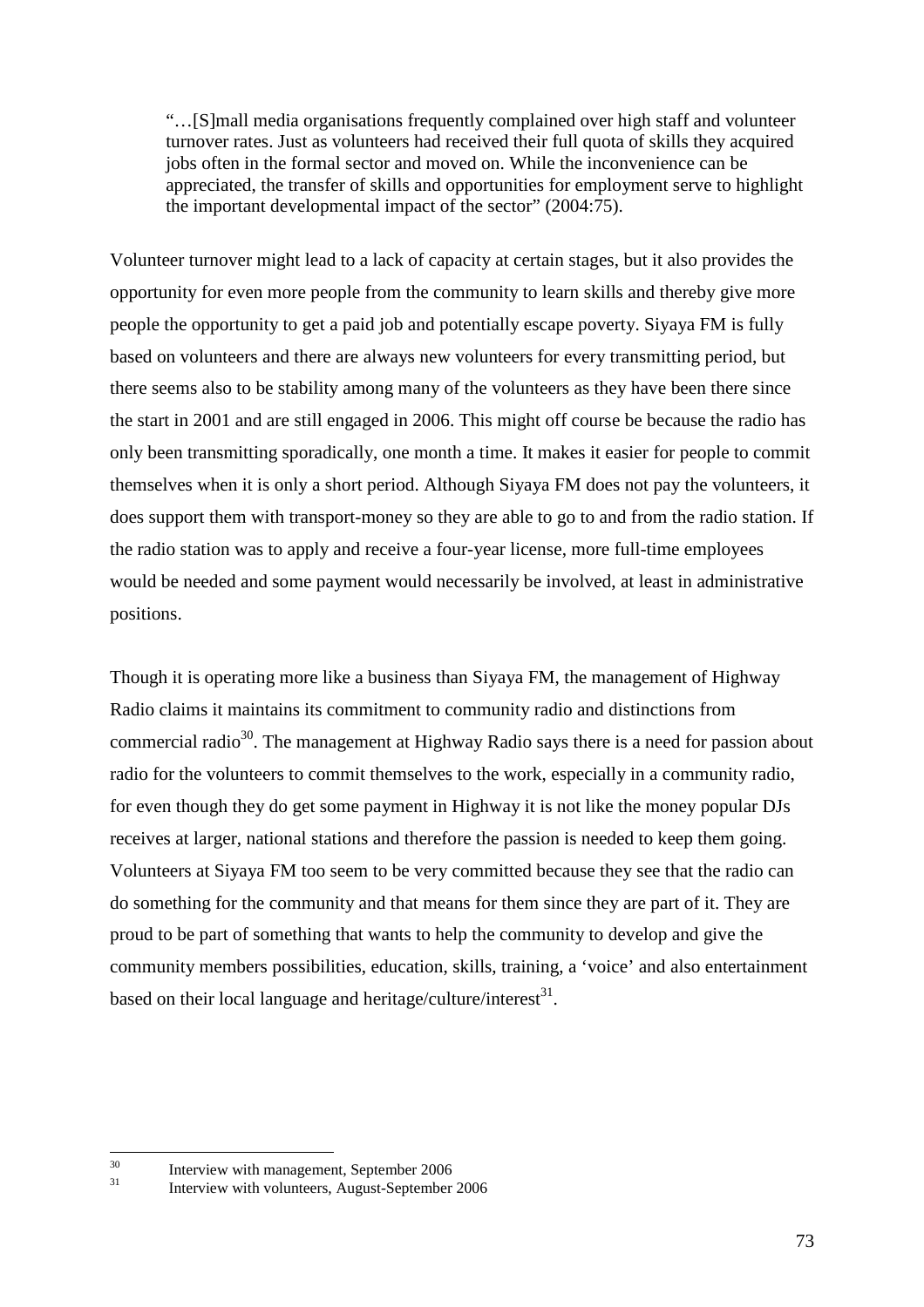> "…[S]mall media organisations frequently complained over high staff and volunteer turnover rates. Just as volunteers had received their full quota of skills they acquired jobs often in the formal sector and moved on. While the inconvenience can be appreciated, the transfer of skills and opportunities for employment serve to highlight the important developmental impact of the sector" (2004:75).

Volunteer turnover might lead to a lack of capacity at certain stages, but it also provides the opportunity for even more people from the community to learn skills and thereby give more people the opportunity to get a paid job and potentially escape poverty. Siyaya FM is fully based on volunteers and there are always new volunteers for every transmitting period, but there seems also to be stability among many of the volunteers as they have been there since the start in 2001 and are still engaged in 2006. This might off course be because the radio has only been transmitting sporadically, one month a time. It makes it easier for people to commit themselves when it is only a short period. Although Siyaya FM does not pay the volunteers, it does support them with transport-money so they are able to go to and from the radio station. If the radio station was to apply and receive a four-year license, more full-time employees would be needed and some payment would necessarily be involved, at least in administrative positions.

Though it is operating more like a business than Siyaya FM, the management of Highway Radio claims it maintains its commitment to community radio and distinctions from commercial radio[30]. The management at Highway Radio says there is a need for passion about radio for the volunteers to commit themselves to the work, especially in a community radio, for even though they do get some payment in Highway it is not like the money popular DJs receives at larger, national stations and therefore the passion is needed to keep them going. Volunteers at Siyaya FM too seem to be very committed because they see that the radio can do something for the community and that means for them since they are part of it. They are proud to be part of something that wants to help the community to develop and give the community members possibilities, education, skills, training, a 'voice' and also entertainment based on their local language and heritage/culture/interest[31].

---

[30] Interview with management, September 2006

[31] Interview with volunteers, August-September 2006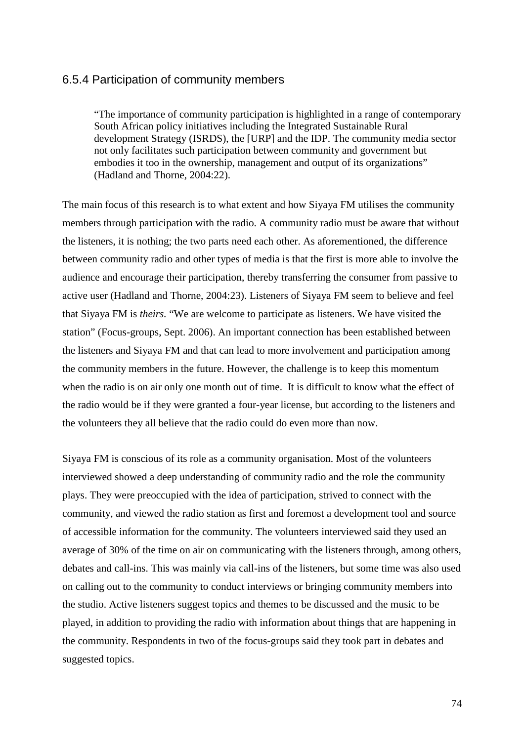### 6.5.4 Participation of community members

> "The importance of community participation is highlighted in a range of contemporary South African policy initiatives including the Integrated Sustainable Rural development Strategy (ISRDS), the [URP] and the IDP. The community media sector not only facilitates such participation between community and government but embodies it too in the ownership, management and output of its organizations" (Hadland and Thorne, 2004:22).

The main focus of this research is to what extent and how Siyaya FM utilises the community members through participation with the radio. A community radio must be aware that without the listeners, it is nothing; the two parts need each other. As aforementioned, the difference between community radio and other types of media is that the first is more able to involve the audience and encourage their participation, thereby transferring the consumer from passive to active user (Hadland and Thorne, 2004:23). Listeners of Siyaya FM seem to believe and feel that Siyaya FM is *theirs*. "We are welcome to participate as listeners. We have visited the station" (Focus-groups, Sept. 2006). An important connection has been established between the listeners and Siyaya FM and that can lead to more involvement and participation among the community members in the future. However, the challenge is to keep this momentum when the radio is on air only one month out of time. It is difficult to know what the effect of the radio would be if they were granted a four-year license, but according to the listeners and the volunteers they all believe that the radio could do even more than now.

Siyaya FM is conscious of its role as a community organisation. Most of the volunteers interviewed showed a deep understanding of community radio and the role the community plays. They were preoccupied with the idea of participation, strived to connect with the community, and viewed the radio station as first and foremost a development tool and source of accessible information for the community. The volunteers interviewed said they used an average of 30% of the time on air on communicating with the listeners through, among others, debates and call-ins. This was mainly via call-ins of the listeners, but some time was also used on calling out to the community to conduct interviews or bringing community members into the studio. Active listeners suggest topics and themes to be discussed and the music to be played, in addition to providing the radio with information about things that are happening in the community. Respondents in two of the focus-groups said they took part in debates and suggested topics.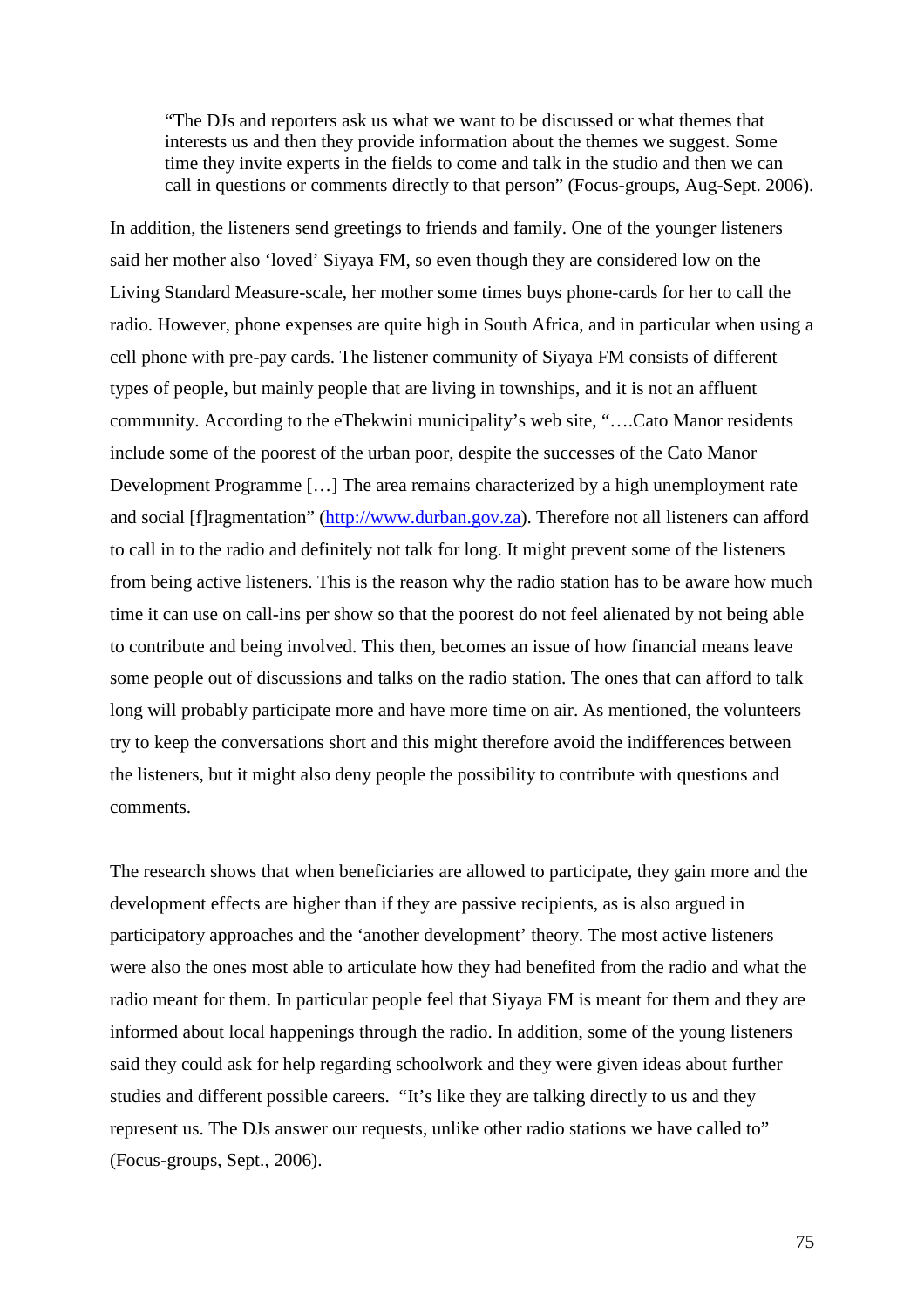> "The DJs and reporters ask us what we want to be discussed or what themes that interests us and then they provide information about the themes we suggest. Some time they invite experts in the fields to come and talk in the studio and then we can call in questions or comments directly to that person" (Focus-groups, Aug-Sept. 2006).

In addition, the listeners send greetings to friends and family. One of the younger listeners said her mother also 'loved' Siyaya FM, so even though they are considered low on the Living Standard Measure-scale, her mother some times buys phone-cards for her to call the radio. However, phone expenses are quite high in South Africa, and in particular when using a cell phone with pre-pay cards. The listener community of Siyaya FM consists of different types of people, but mainly people that are living in townships, and it is not an affluent community. According to the eThekwini municipality's web site, "….Cato Manor residents include some of the poorest of the urban poor, despite the successes of the Cato Manor Development Programme […] The area remains characterized by a high unemployment rate and social [f]ragmentation" (http://www.durban.gov.za). Therefore not all listeners can afford to call in to the radio and definitely not talk for long. It might prevent some of the listeners from being active listeners. This is the reason why the radio station has to be aware how much time it can use on call-ins per show so that the poorest do not feel alienated by not being able to contribute and being involved. This then, becomes an issue of how financial means leave some people out of discussions and talks on the radio station. The ones that can afford to talk long will probably participate more and have more time on air. As mentioned, the volunteers try to keep the conversations short and this might therefore avoid the indifferences between the listeners, but it might also deny people the possibility to contribute with questions and comments.

The research shows that when beneficiaries are allowed to participate, they gain more and the development effects are higher than if they are passive recipients, as is also argued in participatory approaches and the 'another development' theory. The most active listeners were also the ones most able to articulate how they had benefited from the radio and what the radio meant for them. In particular people feel that Siyaya FM is meant for them and they are informed about local happenings through the radio. In addition, some of the young listeners said they could ask for help regarding schoolwork and they were given ideas about further studies and different possible careers. "It's like they are talking directly to us and they represent us. The DJs answer our requests, unlike other radio stations we have called to" (Focus-groups, Sept., 2006).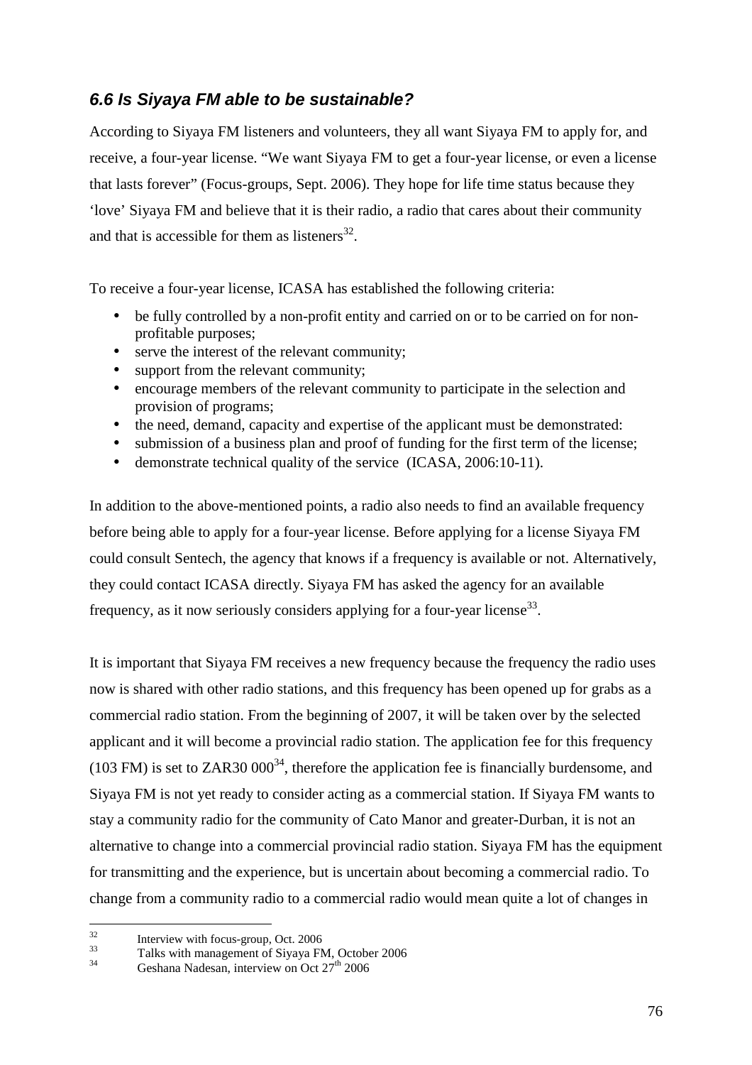### *6.6 Is Siyaya FM able to be sustainable?*

According to Siyaya FM listeners and volunteers, they all want Siyaya FM to apply for, and receive, a four-year license. "We want Siyaya FM to get a four-year license, or even a license that lasts forever" (Focus-groups, Sept. 2006). They hope for life time status because they 'love' Siyaya FM and believe that it is their radio, a radio that cares about their community and that is accessible for them as listeners[32].

To receive a four-year license, ICASA has established the following criteria:

- be fully controlled by a non-profit entity and carried on or to be carried on for non-profitable purposes;
- serve the interest of the relevant community;
- support from the relevant community;
- encourage members of the relevant community to participate in the selection and provision of programs;
- the need, demand, capacity and expertise of the applicant must be demonstrated:
- submission of a business plan and proof of funding for the first term of the license;
- demonstrate technical quality of the service (ICASA, 2006:10-11).

In addition to the above-mentioned points, a radio also needs to find an available frequency before being able to apply for a four-year license. Before applying for a license Siyaya FM could consult Sentech, the agency that knows if a frequency is available or not. Alternatively, they could contact ICASA directly. Siyaya FM has asked the agency for an available frequency, as it now seriously considers applying for a four-year license[33].

It is important that Siyaya FM receives a new frequency because the frequency the radio uses now is shared with other radio stations, and this frequency has been opened up for grabs as a commercial radio station. From the beginning of 2007, it will be taken over by the selected applicant and it will become a provincial radio station. The application fee for this frequency (103 FM) is set to ZAR30 000[34], therefore the application fee is financially burdensome, and Siyaya FM is not yet ready to consider acting as a commercial station. If Siyaya FM wants to stay a community radio for the community of Cato Manor and greater-Durban, it is not an alternative to change into a commercial provincial radio station. Siyaya FM has the equipment for transmitting and the experience, but is uncertain about becoming a commercial radio. To change from a community radio to a commercial radio would mean quite a lot of changes in

---

[32] Interview with focus-group, Oct. 2006

[33] Talks with management of Siyaya FM, October 2006

[34] Geshana Nadesan, interview on Oct 27th 2006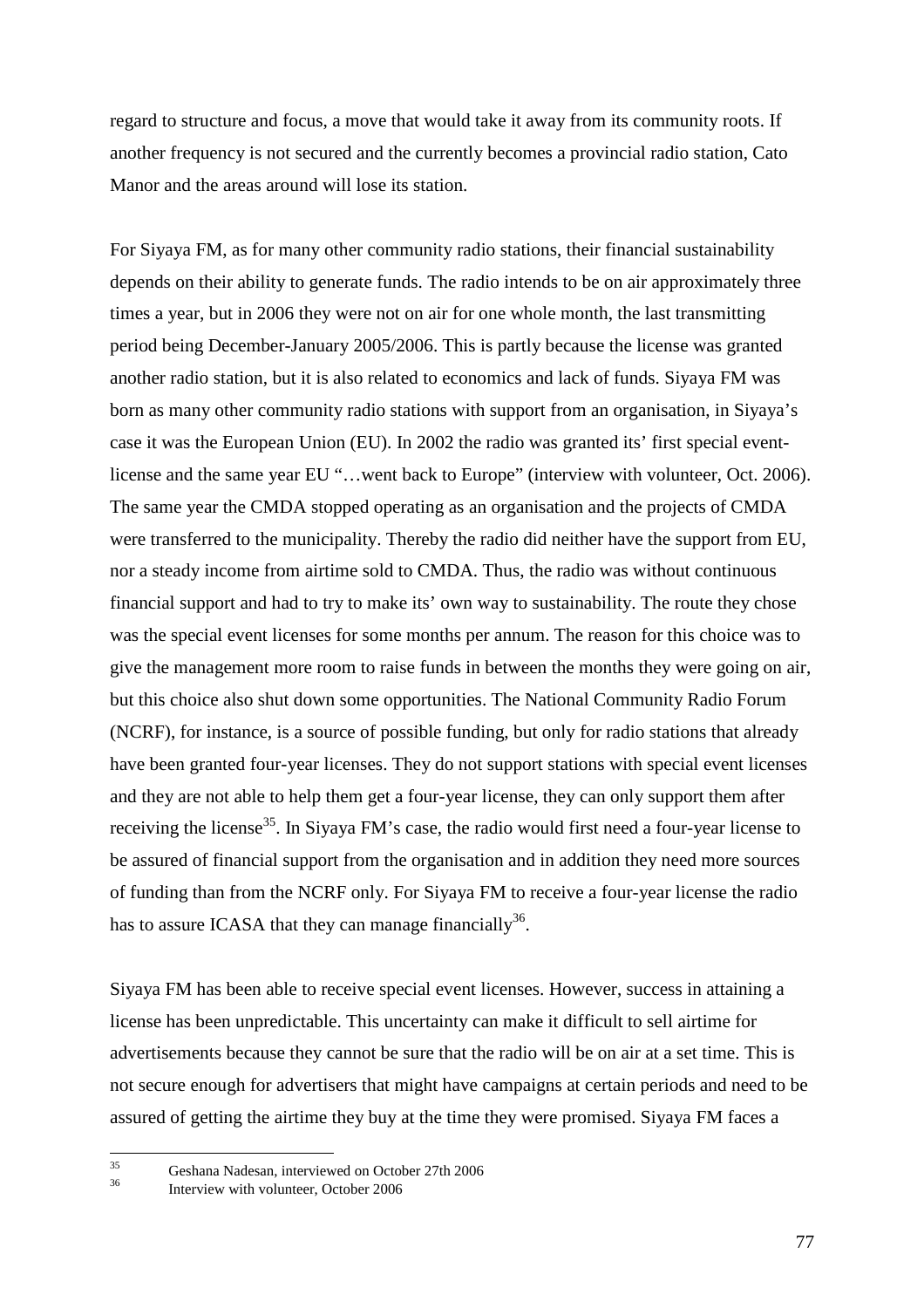regard to structure and focus, a move that would take it away from its community roots. If another frequency is not secured and the currently becomes a provincial radio station, Cato Manor and the areas around will lose its station.

For Siyaya FM, as for many other community radio stations, their financial sustainability depends on their ability to generate funds. The radio intends to be on air approximately three times a year, but in 2006 they were not on air for one whole month, the last transmitting period being December-January 2005/2006. This is partly because the license was granted another radio station, but it is also related to economics and lack of funds. Siyaya FM was born as many other community radio stations with support from an organisation, in Siyaya's case it was the European Union (EU). In 2002 the radio was granted its' first special event-license and the same year EU "…went back to Europe" (interview with volunteer, Oct. 2006). The same year the CMDA stopped operating as an organisation and the projects of CMDA were transferred to the municipality. Thereby the radio did neither have the support from EU, nor a steady income from airtime sold to CMDA. Thus, the radio was without continuous financial support and had to try to make its' own way to sustainability. The route they chose was the special event licenses for some months per annum. The reason for this choice was to give the management more room to raise funds in between the months they were going on air, but this choice also shut down some opportunities. The National Community Radio Forum (NCRF), for instance, is a source of possible funding, but only for radio stations that already have been granted four-year licenses. They do not support stations with special event licenses and they are not able to help them get a four-year license, they can only support them after receiving the license[35]. In Siyaya FM's case, the radio would first need a four-year license to be assured of financial support from the organisation and in addition they need more sources of funding than from the NCRF only. For Siyaya FM to receive a four-year license the radio has to assure ICASA that they can manage financially[36].

Siyaya FM has been able to receive special event licenses. However, success in attaining a license has been unpredictable. This uncertainty can make it difficult to sell airtime for advertisements because they cannot be sure that the radio will be on air at a set time. This is not secure enough for advertisers that might have campaigns at certain periods and need to be assured of getting the airtime they buy at the time they were promised. Siyaya FM faces a

---

[35] Geshana Nadesan, interviewed on October 27th 2006

[36] Interview with volunteer, October 2006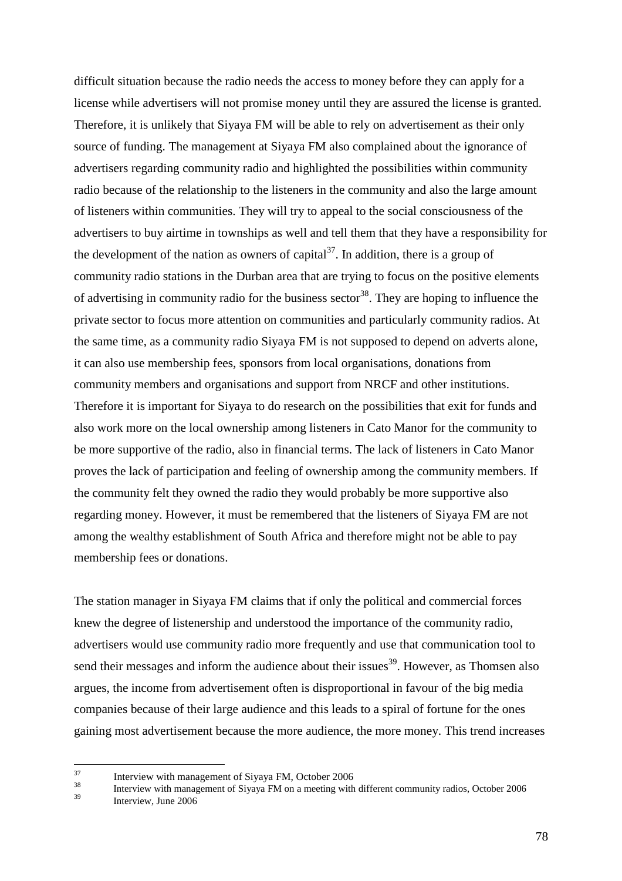difficult situation because the radio needs the access to money before they can apply for a license while advertisers will not promise money until they are assured the license is granted. Therefore, it is unlikely that Siyaya FM will be able to rely on advertisement as their only source of funding. The management at Siyaya FM also complained about the ignorance of advertisers regarding community radio and highlighted the possibilities within community radio because of the relationship to the listeners in the community and also the large amount of listeners within communities. They will try to appeal to the social consciousness of the advertisers to buy airtime in townships as well and tell them that they have a responsibility for the development of the nation as owners of capital[37]. In addition, there is a group of community radio stations in the Durban area that are trying to focus on the positive elements of advertising in community radio for the business sector[38]. They are hoping to influence the private sector to focus more attention on communities and particularly community radios. At the same time, as a community radio Siyaya FM is not supposed to depend on adverts alone, it can also use membership fees, sponsors from local organisations, donations from community members and organisations and support from NRCF and other institutions. Therefore it is important for Siyaya to do research on the possibilities that exit for funds and also work more on the local ownership among listeners in Cato Manor for the community to be more supportive of the radio, also in financial terms. The lack of listeners in Cato Manor proves the lack of participation and feeling of ownership among the community members. If the community felt they owned the radio they would probably be more supportive also regarding money. However, it must be remembered that the listeners of Siyaya FM are not among the wealthy establishment of South Africa and therefore might not be able to pay membership fees or donations.

The station manager in Siyaya FM claims that if only the political and commercial forces knew the degree of listenership and understood the importance of the community radio, advertisers would use community radio more frequently and use that communication tool to send their messages and inform the audience about their issues[39]. However, as Thomsen also argues, the income from advertisement often is disproportional in favour of the big media companies because of their large audience and this leads to a spiral of fortune for the ones gaining most advertisement because the more audience, the more money. This trend increases

---

[37] Interview with management of Siyaya FM, October 2006

[38] Interview with management of Siyaya FM on a meeting with different community radios, October 2006

[39] Interview, June 2006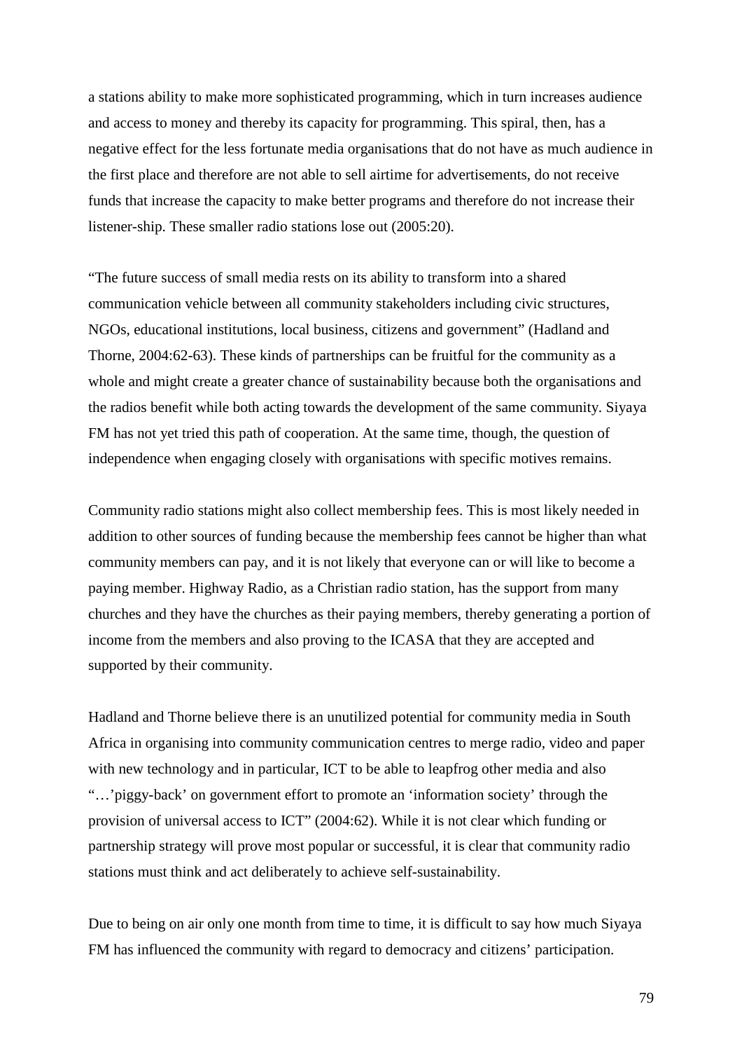a stations ability to make more sophisticated programming, which in turn increases audience and access to money and thereby its capacity for programming. This spiral, then, has a negative effect for the less fortunate media organisations that do not have as much audience in the first place and therefore are not able to sell airtime for advertisements, do not receive funds that increase the capacity to make better programs and therefore do not increase their listener-ship. These smaller radio stations lose out (2005:20).

"The future success of small media rests on its ability to transform into a shared communication vehicle between all community stakeholders including civic structures, NGOs, educational institutions, local business, citizens and government" (Hadland and Thorne, 2004:62-63). These kinds of partnerships can be fruitful for the community as a whole and might create a greater chance of sustainability because both the organisations and the radios benefit while both acting towards the development of the same community. Siyaya FM has not yet tried this path of cooperation. At the same time, though, the question of independence when engaging closely with organisations with specific motives remains.

Community radio stations might also collect membership fees. This is most likely needed in addition to other sources of funding because the membership fees cannot be higher than what community members can pay, and it is not likely that everyone can or will like to become a paying member. Highway Radio, as a Christian radio station, has the support from many churches and they have the churches as their paying members, thereby generating a portion of income from the members and also proving to the ICASA that they are accepted and supported by their community.

Hadland and Thorne believe there is an unutilized potential for community media in South Africa in organising into community communication centres to merge radio, video and paper with new technology and in particular, ICT to be able to leapfrog other media and also "…'piggy-back' on government effort to promote an 'information society' through the provision of universal access to ICT" (2004:62). While it is not clear which funding or partnership strategy will prove most popular or successful, it is clear that community radio stations must think and act deliberately to achieve self-sustainability.

Due to being on air only one month from time to time, it is difficult to say how much Siyaya FM has influenced the community with regard to democracy and citizens' participation.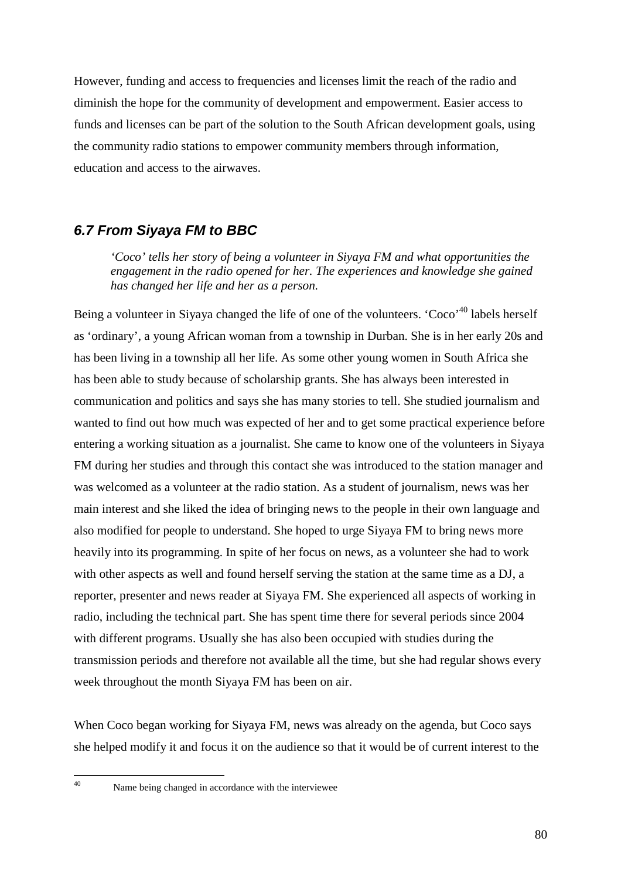However, funding and access to frequencies and licenses limit the reach of the radio and diminish the hope for the community of development and empowerment. Easier access to funds and licenses can be part of the solution to the South African development goals, using the community radio stations to empower community members through information, education and access to the airwaves.

## *6.7 From Siyaya FM to BBC*

> *'Coco' tells her story of being a volunteer in Siyaya FM and what opportunities the engagement in the radio opened for her. The experiences and knowledge she gained has changed her life and her as a person.*

Being a volunteer in Siyaya changed the life of one of the volunteers. 'Coco'[40] labels herself as 'ordinary', a young African woman from a township in Durban. She is in her early 20s and has been living in a township all her life. As some other young women in South Africa she has been able to study because of scholarship grants. She has always been interested in communication and politics and says she has many stories to tell. She studied journalism and wanted to find out how much was expected of her and to get some practical experience before entering a working situation as a journalist. She came to know one of the volunteers in Siyaya FM during her studies and through this contact she was introduced to the station manager and was welcomed as a volunteer at the radio station. As a student of journalism, news was her main interest and she liked the idea of bringing news to the people in their own language and also modified for people to understand. She hoped to urge Siyaya FM to bring news more heavily into its programming. In spite of her focus on news, as a volunteer she had to work with other aspects as well and found herself serving the station at the same time as a DJ, a reporter, presenter and news reader at Siyaya FM. She experienced all aspects of working in radio, including the technical part. She has spent time there for several periods since 2004 with different programs. Usually she has also been occupied with studies during the transmission periods and therefore not available all the time, but she had regular shows every week throughout the month Siyaya FM has been on air.

When Coco began working for Siyaya FM, news was already on the agenda, but Coco says she helped modify it and focus it on the audience so that it would be of current interest to the

---

[40] Name being changed in accordance with the interviewee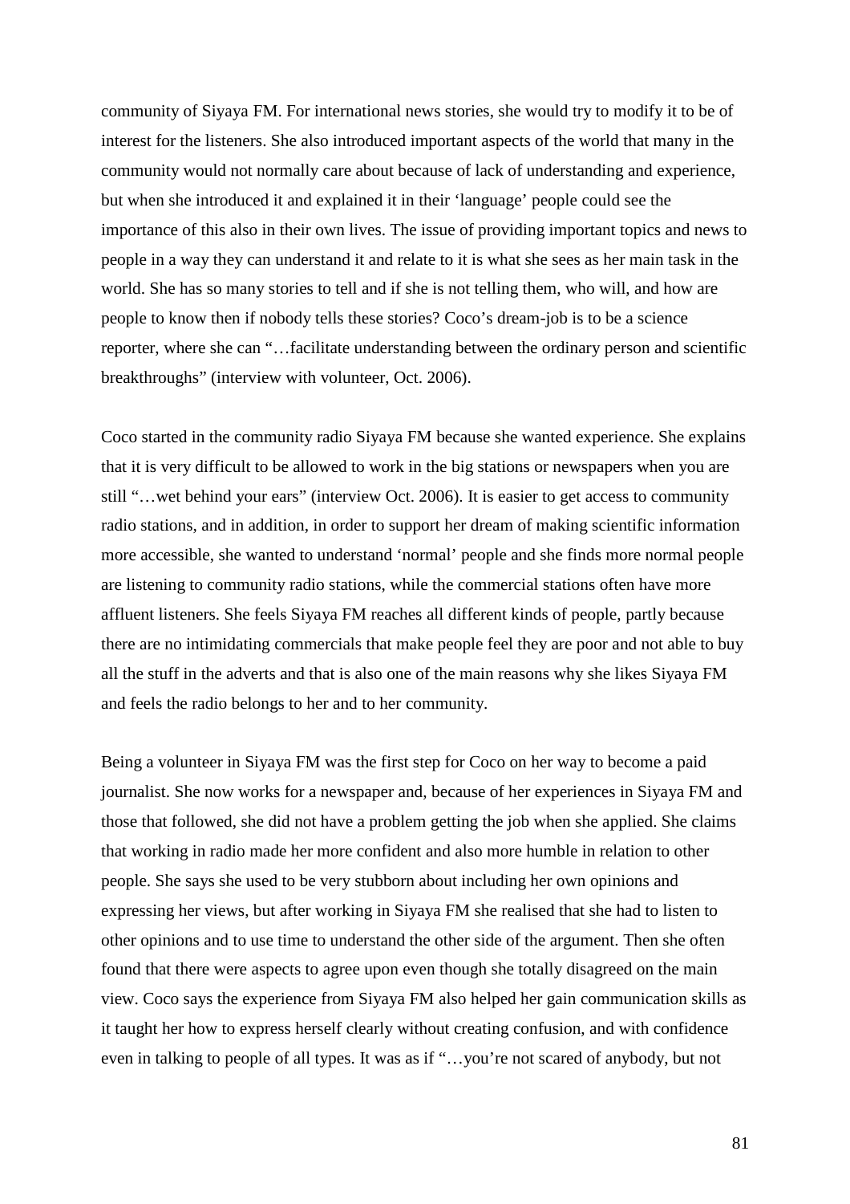community of Siyaya FM. For international news stories, she would try to modify it to be of interest for the listeners. She also introduced important aspects of the world that many in the community would not normally care about because of lack of understanding and experience, but when she introduced it and explained it in their 'language' people could see the importance of this also in their own lives. The issue of providing important topics and news to people in a way they can understand it and relate to it is what she sees as her main task in the world. She has so many stories to tell and if she is not telling them, who will, and how are people to know then if nobody tells these stories? Coco's dream-job is to be a science reporter, where she can "…facilitate understanding between the ordinary person and scientific breakthroughs" (interview with volunteer, Oct. 2006).

Coco started in the community radio Siyaya FM because she wanted experience. She explains that it is very difficult to be allowed to work in the big stations or newspapers when you are still "…wet behind your ears" (interview Oct. 2006). It is easier to get access to community radio stations, and in addition, in order to support her dream of making scientific information more accessible, she wanted to understand 'normal' people and she finds more normal people are listening to community radio stations, while the commercial stations often have more affluent listeners. She feels Siyaya FM reaches all different kinds of people, partly because there are no intimidating commercials that make people feel they are poor and not able to buy all the stuff in the adverts and that is also one of the main reasons why she likes Siyaya FM and feels the radio belongs to her and to her community.

Being a volunteer in Siyaya FM was the first step for Coco on her way to become a paid journalist. She now works for a newspaper and, because of her experiences in Siyaya FM and those that followed, she did not have a problem getting the job when she applied. She claims that working in radio made her more confident and also more humble in relation to other people. She says she used to be very stubborn about including her own opinions and expressing her views, but after working in Siyaya FM she realised that she had to listen to other opinions and to use time to understand the other side of the argument. Then she often found that there were aspects to agree upon even though she totally disagreed on the main view. Coco says the experience from Siyaya FM also helped her gain communication skills as it taught her how to express herself clearly without creating confusion, and with confidence even in talking to people of all types. It was as if "…you're not scared of anybody, but not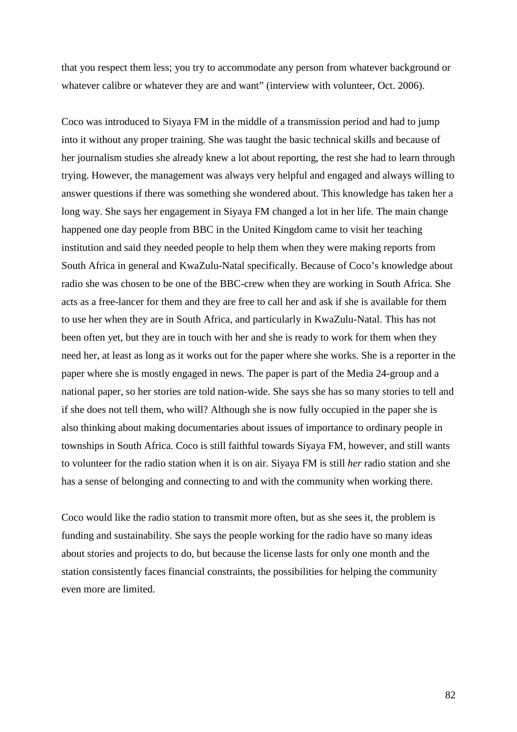that you respect them less; you try to accommodate any person from whatever background or whatever calibre or whatever they are and want" (interview with volunteer, Oct. 2006).

Coco was introduced to Siyaya FM in the middle of a transmission period and had to jump into it without any proper training. She was taught the basic technical skills and because of her journalism studies she already knew a lot about reporting, the rest she had to learn through trying. However, the management was always very helpful and engaged and always willing to answer questions if there was something she wondered about. This knowledge has taken her a long way. She says her engagement in Siyaya FM changed a lot in her life. The main change happened one day people from BBC in the United Kingdom came to visit her teaching institution and said they needed people to help them when they were making reports from South Africa in general and KwaZulu-Natal specifically. Because of Coco's knowledge about radio she was chosen to be one of the BBC-crew when they are working in South Africa. She acts as a free-lancer for them and they are free to call her and ask if she is available for them to use her when they are in South Africa, and particularly in KwaZulu-Natal. This has not been often yet, but they are in touch with her and she is ready to work for them when they need her, at least as long as it works out for the paper where she works. She is a reporter in the paper where she is mostly engaged in news. The paper is part of the Media 24-group and a national paper, so her stories are told nation-wide. She says she has so many stories to tell and if she does not tell them, who will? Although she is now fully occupied in the paper she is also thinking about making documentaries about issues of importance to ordinary people in townships in South Africa. Coco is still faithful towards Siyaya FM, however, and still wants to volunteer for the radio station when it is on air. Siyaya FM is still *her* radio station and she has a sense of belonging and connecting to and with the community when working there.

Coco would like the radio station to transmit more often, but as she sees it, the problem is funding and sustainability. She says the people working for the radio have so many ideas about stories and projects to do, but because the license lasts for only one month and the station consistently faces financial constraints, the possibilities for helping the community even more are limited.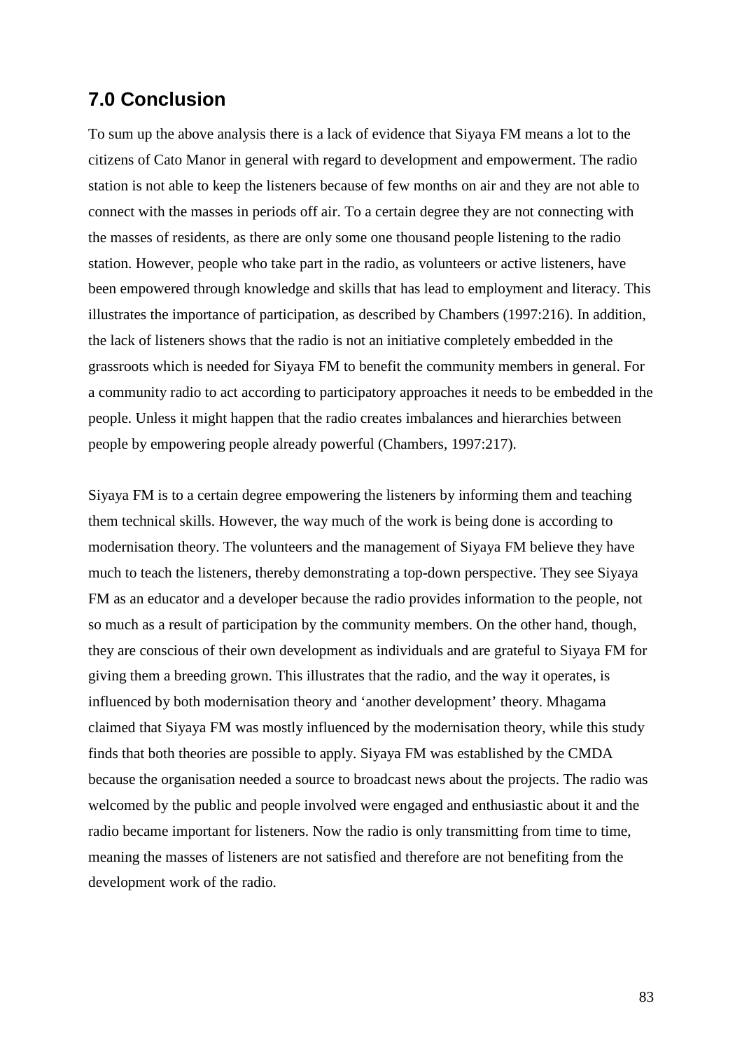## 7.0 Conclusion

To sum up the above analysis there is a lack of evidence that Siyaya FM means a lot to the citizens of Cato Manor in general with regard to development and empowerment. The radio station is not able to keep the listeners because of few months on air and they are not able to connect with the masses in periods off air. To a certain degree they are not connecting with the masses of residents, as there are only some one thousand people listening to the radio station. However, people who take part in the radio, as volunteers or active listeners, have been empowered through knowledge and skills that has lead to employment and literacy. This illustrates the importance of participation, as described by Chambers (1997:216). In addition, the lack of listeners shows that the radio is not an initiative completely embedded in the grassroots which is needed for Siyaya FM to benefit the community members in general. For a community radio to act according to participatory approaches it needs to be embedded in the people. Unless it might happen that the radio creates imbalances and hierarchies between people by empowering people already powerful (Chambers, 1997:217).

Siyaya FM is to a certain degree empowering the listeners by informing them and teaching them technical skills. However, the way much of the work is being done is according to modernisation theory. The volunteers and the management of Siyaya FM believe they have much to teach the listeners, thereby demonstrating a top-down perspective. They see Siyaya FM as an educator and a developer because the radio provides information to the people, not so much as a result of participation by the community members. On the other hand, though, they are conscious of their own development as individuals and are grateful to Siyaya FM for giving them a breeding grown. This illustrates that the radio, and the way it operates, is influenced by both modernisation theory and 'another development' theory. Mhagama claimed that Siyaya FM was mostly influenced by the modernisation theory, while this study finds that both theories are possible to apply. Siyaya FM was established by the CMDA because the organisation needed a source to broadcast news about the projects. The radio was welcomed by the public and people involved were engaged and enthusiastic about it and the radio became important for listeners. Now the radio is only transmitting from time to time, meaning the masses of listeners are not satisfied and therefore are not benefiting from the development work of the radio.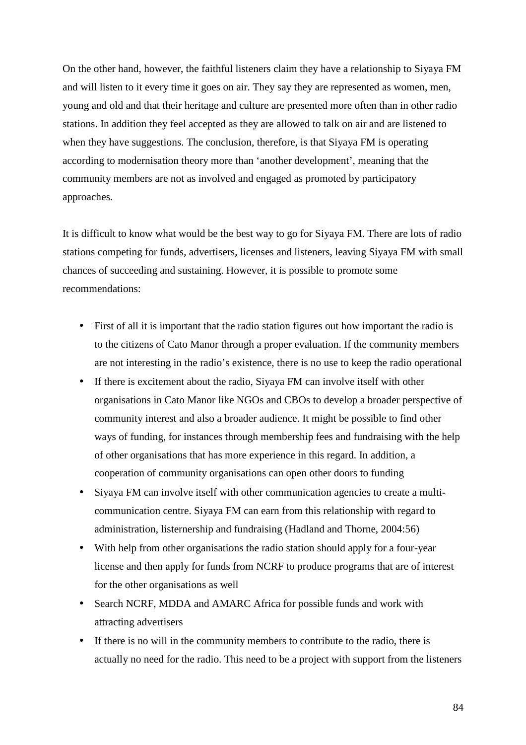On the other hand, however, the faithful listeners claim they have a relationship to Siyaya FM and will listen to it every time it goes on air. They say they are represented as women, men, young and old and that their heritage and culture are presented more often than in other radio stations. In addition they feel accepted as they are allowed to talk on air and are listened to when they have suggestions. The conclusion, therefore, is that Siyaya FM is operating according to modernisation theory more than 'another development', meaning that the community members are not as involved and engaged as promoted by participatory approaches.

It is difficult to know what would be the best way to go for Siyaya FM. There are lots of radio stations competing for funds, advertisers, licenses and listeners, leaving Siyaya FM with small chances of succeeding and sustaining. However, it is possible to promote some recommendations:

- First of all it is important that the radio station figures out how important the radio is to the citizens of Cato Manor through a proper evaluation. If the community members are not interesting in the radio's existence, there is no use to keep the radio operational
- If there is excitement about the radio, Siyaya FM can involve itself with other organisations in Cato Manor like NGOs and CBOs to develop a broader perspective of community interest and also a broader audience. It might be possible to find other ways of funding, for instances through membership fees and fundraising with the help of other organisations that has more experience in this regard. In addition, a cooperation of community organisations can open other doors to funding
- Siyaya FM can involve itself with other communication agencies to create a multi-communication centre. Siyaya FM can earn from this relationship with regard to administration, listernership and fundraising (Hadland and Thorne, 2004:56)
- With help from other organisations the radio station should apply for a four-year license and then apply for funds from NCRF to produce programs that are of interest for the other organisations as well
- Search NCRF, MDDA and AMARC Africa for possible funds and work with attracting advertisers
- If there is no will in the community members to contribute to the radio, there is actually no need for the radio. This need to be a project with support from the listeners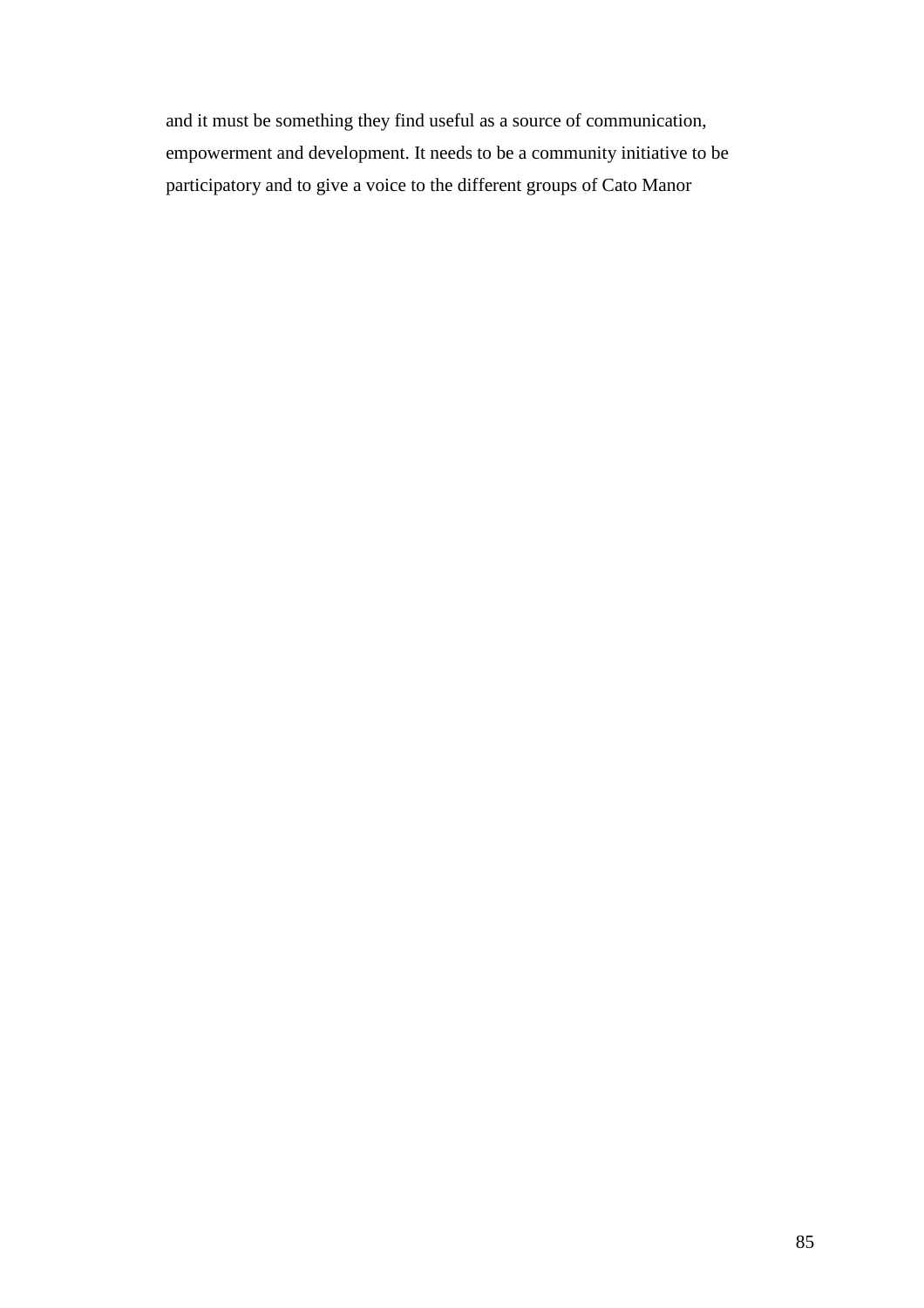and it must be something they find useful as a source of communication, empowerment and development. It needs to be a community initiative to be participatory and to give a voice to the different groups of Cato Manor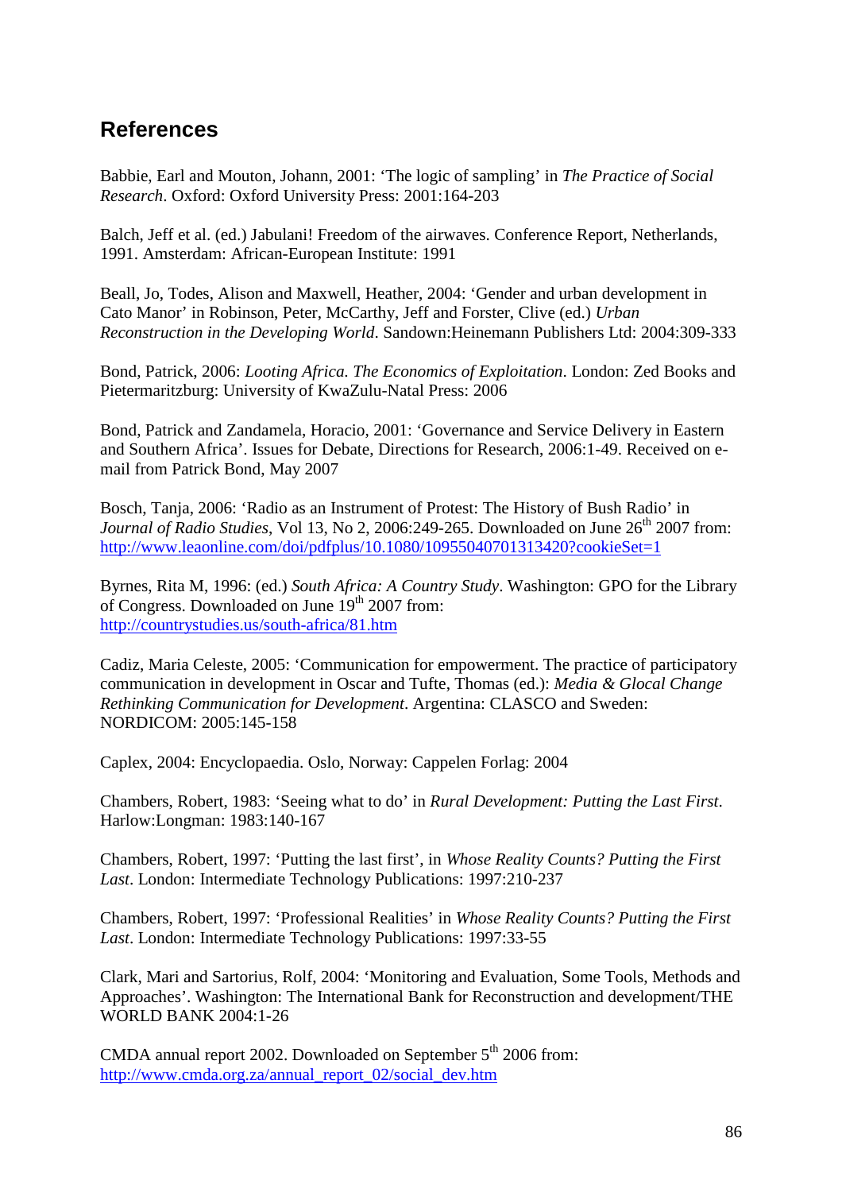## References

Babbie, Earl and Mouton, Johann, 2001: 'The logic of sampling' in *The Practice of Social Research*. Oxford: Oxford University Press: 2001:164-203

Balch, Jeff et al. (ed.) Jabulani! Freedom of the airwaves. Conference Report, Netherlands, 1991. Amsterdam: African-European Institute: 1991

Beall, Jo, Todes, Alison and Maxwell, Heather, 2004: 'Gender and urban development in Cato Manor' in Robinson, Peter, McCarthy, Jeff and Forster, Clive (ed.) *Urban Reconstruction in the Developing World*. Sandown:Heinemann Publishers Ltd: 2004:309-333

Bond, Patrick, 2006: *Looting Africa. The Economics of Exploitation*. London: Zed Books and Pietermaritzburg: University of KwaZulu-Natal Press: 2006

Bond, Patrick and Zandamela, Horacio, 2001: 'Governance and Service Delivery in Eastern and Southern Africa'. Issues for Debate, Directions for Research, 2006:1-49. Received on e-mail from Patrick Bond, May 2007

Bosch, Tanja, 2006: 'Radio as an Instrument of Protest: The History of Bush Radio' in *Journal of Radio Studies*, Vol 13, No 2, 2006:249-265. Downloaded on June 26th 2007 from: http://www.leaonline.com/doi/pdfplus/10.1080/10955040701313420?cookieSet=1

Byrnes, Rita M, 1996: (ed.) *South Africa: A Country Study*. Washington: GPO for the Library of Congress. Downloaded on June 19th 2007 from: http://countrystudies.us/south-africa/81.htm

Cadiz, Maria Celeste, 2005: 'Communication for empowerment. The practice of participatory communication in development in Oscar and Tufte, Thomas (ed.): *Media & Glocal Change Rethinking Communication for Development*. Argentina: CLASCO and Sweden: NORDICOM: 2005:145-158

Caplex, 2004: Encyclopaedia. Oslo, Norway: Cappelen Forlag: 2004

Chambers, Robert, 1983: 'Seeing what to do' in *Rural Development: Putting the Last First*. Harlow:Longman: 1983:140-167

Chambers, Robert, 1997: 'Putting the last first', in *Whose Reality Counts? Putting the First Last*. London: Intermediate Technology Publications: 1997:210-237

Chambers, Robert, 1997: 'Professional Realities' in *Whose Reality Counts? Putting the First Last*. London: Intermediate Technology Publications: 1997:33-55

Clark, Mari and Sartorius, Rolf, 2004: 'Monitoring and Evaluation, Some Tools, Methods and Approaches'. Washington: The International Bank for Reconstruction and development/THE WORLD BANK 2004:1-26

CMDA annual report 2002. Downloaded on September 5th 2006 from: http://www.cmda.org.za/annual_report_02/social_dev.htm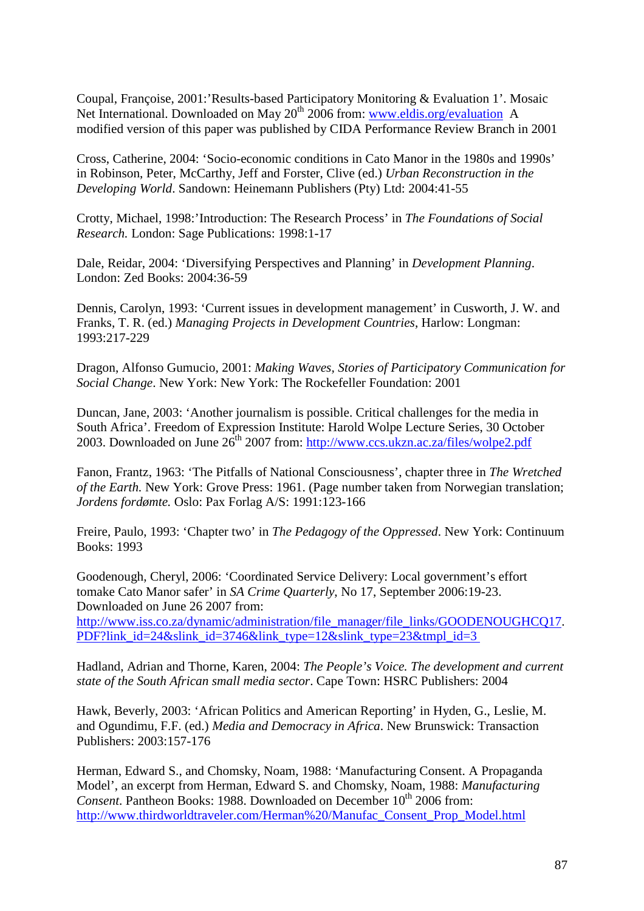Coupal, Françoise, 2001:'Results-based Participatory Monitoring & Evaluation 1'. Mosaic Net International. Downloaded on May 20th 2006 from: www.eldis.org/evaluation A modified version of this paper was published by CIDA Performance Review Branch in 2001

Cross, Catherine, 2004: 'Socio-economic conditions in Cato Manor in the 1980s and 1990s' in Robinson, Peter, McCarthy, Jeff and Forster, Clive (ed.) *Urban Reconstruction in the Developing World*. Sandown: Heinemann Publishers (Pty) Ltd: 2004:41-55

Crotty, Michael, 1998:'Introduction: The Research Process' in *The Foundations of Social Research.* London: Sage Publications: 1998:1-17

Dale, Reidar, 2004: 'Diversifying Perspectives and Planning' in *Development Planning*. London: Zed Books: 2004:36-59

Dennis, Carolyn, 1993: 'Current issues in development management' in Cusworth, J. W. and Franks, T. R. (ed.) *Managing Projects in Development Countries*, Harlow: Longman: 1993:217-229

Dragon, Alfonso Gumucio, 2001: *Making Waves, Stories of Participatory Communication for Social Change*. New York: New York: The Rockefeller Foundation: 2001

Duncan, Jane, 2003: 'Another journalism is possible. Critical challenges for the media in South Africa'. Freedom of Expression Institute: Harold Wolpe Lecture Series, 30 October 2003. Downloaded on June 26th 2007 from: http://www.ccs.ukzn.ac.za/files/wolpe2.pdf

Fanon, Frantz, 1963: 'The Pitfalls of National Consciousness', chapter three in *The Wretched of the Earth.* New York: Grove Press: 1961. (Page number taken from Norwegian translation; *Jordens fordømte.* Oslo: Pax Forlag A/S: 1991:123-166

Freire, Paulo, 1993: 'Chapter two' in *The Pedagogy of the Oppressed*. New York: Continuum Books: 1993

Goodenough, Cheryl, 2006: 'Coordinated Service Delivery: Local government's effort tomake Cato Manor safer' in *SA Crime Quarterly*, No 17, September 2006:19-23. Downloaded on June 26 2007 from: http://www.iss.co.za/dynamic/administration/file_manager/file_links/GOODENOUGHCQ17.PDF?link_id=24&slink_id=3746&link_type=12&slink_type=23&tmpl_id=3

Hadland, Adrian and Thorne, Karen, 2004: *The People's Voice. The development and current state of the South African small media sector*. Cape Town: HSRC Publishers: 2004

Hawk, Beverly, 2003: 'African Politics and American Reporting' in Hyden, G., Leslie, M. and Ogundimu, F.F. (ed.) *Media and Democracy in Africa*. New Brunswick: Transaction Publishers: 2003:157-176

Herman, Edward S., and Chomsky, Noam, 1988: 'Manufacturing Consent. A Propaganda Model', an excerpt from Herman, Edward S. and Chomsky, Noam, 1988: *Manufacturing Consent*. Pantheon Books: 1988. Downloaded on December 10th 2006 from: http://www.thirdworldtraveler.com/Herman%20/Manufac_Consent_Prop_Model.html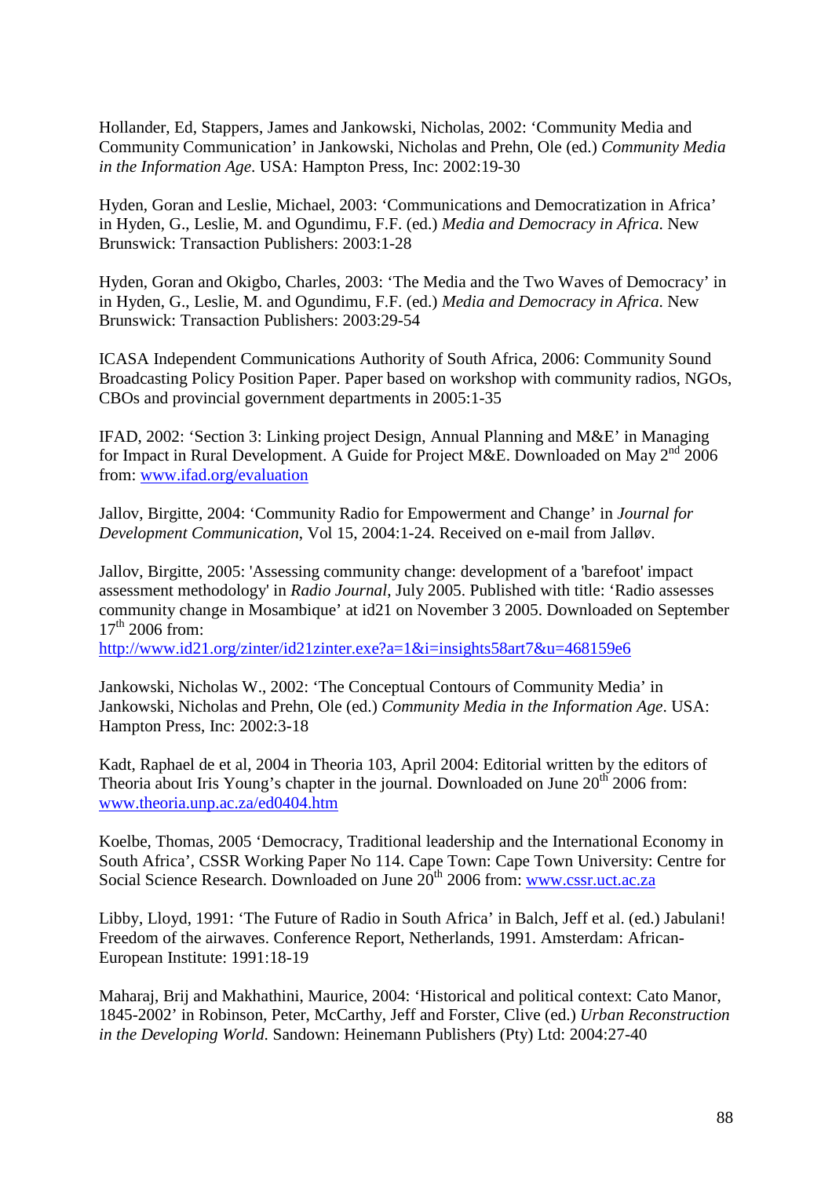Hollander, Ed, Stappers, James and Jankowski, Nicholas, 2002: 'Community Media and Community Communication' in Jankowski, Nicholas and Prehn, Ole (ed.) *Community Media in the Information Age*. USA: Hampton Press, Inc: 2002:19-30

Hyden, Goran and Leslie, Michael, 2003: 'Communications and Democratization in Africa' in Hyden, G., Leslie, M. and Ogundimu, F.F. (ed.) *Media and Democracy in Africa*. New Brunswick: Transaction Publishers: 2003:1-28

Hyden, Goran and Okigbo, Charles, 2003: 'The Media and the Two Waves of Democracy' in in Hyden, G., Leslie, M. and Ogundimu, F.F. (ed.) *Media and Democracy in Africa*. New Brunswick: Transaction Publishers: 2003:29-54

ICASA Independent Communications Authority of South Africa, 2006: Community Sound Broadcasting Policy Position Paper. Paper based on workshop with community radios, NGOs, CBOs and provincial government departments in 2005:1-35

IFAD, 2002: 'Section 3: Linking project Design, Annual Planning and M&E' in Managing for Impact in Rural Development. A Guide for Project M&E. Downloaded on May 2nd 2006 from: www.ifad.org/evaluation

Jallov, Birgitte, 2004: 'Community Radio for Empowerment and Change' in *Journal for Development Communication*, Vol 15, 2004:1-24. Received on e-mail from Jalløv.

Jallov, Birgitte, 2005: 'Assessing community change: development of a 'barefoot' impact assessment methodology' in *Radio Journal*, July 2005. Published with title: 'Radio assesses community change in Mosambique' at id21 on November 3 2005. Downloaded on September 17th 2006 from:
http://www.id21.org/zinter/id21zinter.exe?a=1&i=insights58art7&u=468159e6

Jankowski, Nicholas W., 2002: 'The Conceptual Contours of Community Media' in Jankowski, Nicholas and Prehn, Ole (ed.) *Community Media in the Information Age*. USA: Hampton Press, Inc: 2002:3-18

Kadt, Raphael de et al, 2004 in Theoria 103, April 2004: Editorial written by the editors of Theoria about Iris Young's chapter in the journal. Downloaded on June 20th 2006 from: www.theoria.unp.ac.za/ed0404.htm

Koelbe, Thomas, 2005 'Democracy, Traditional leadership and the International Economy in South Africa', CSSR Working Paper No 114. Cape Town: Cape Town University: Centre for Social Science Research. Downloaded on June 20th 2006 from: www.cssr.uct.ac.za

Libby, Lloyd, 1991: 'The Future of Radio in South Africa' in Balch, Jeff et al. (ed.) Jabulani! Freedom of the airwaves. Conference Report, Netherlands, 1991. Amsterdam: African-European Institute: 1991:18-19

Maharaj, Brij and Makhathini, Maurice, 2004: 'Historical and political context: Cato Manor, 1845-2002' in Robinson, Peter, McCarthy, Jeff and Forster, Clive (ed.) *Urban Reconstruction in the Developing World*. Sandown: Heinemann Publishers (Pty) Ltd: 2004:27-40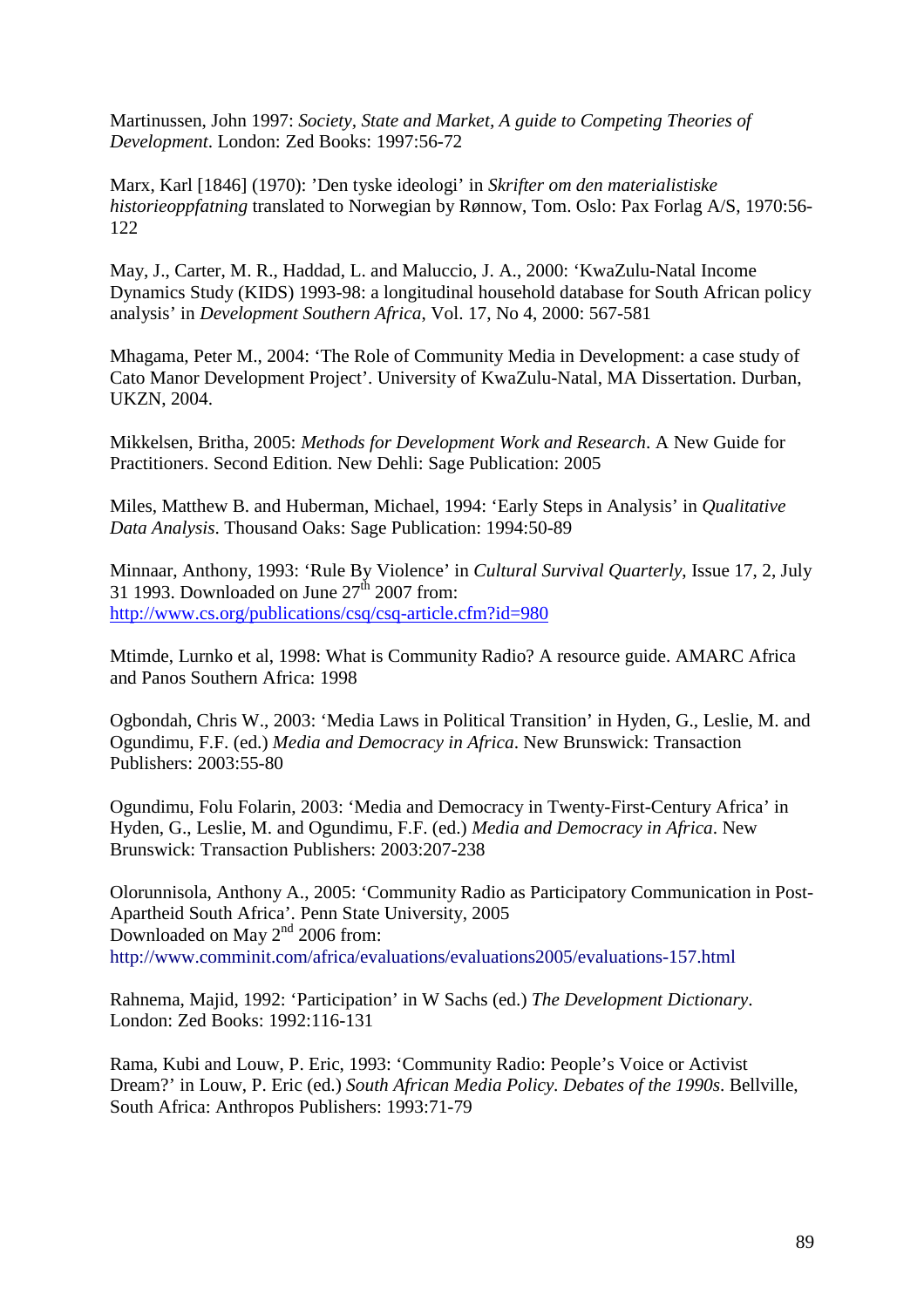Martinussen, John 1997: *Society, State and Market, A guide to Competing Theories of Development*. London: Zed Books: 1997:56-72

Marx, Karl [1846] (1970): 'Den tyske ideologi' in *Skrifter om den materialistiske historieoppfatning* translated to Norwegian by Rønnow, Tom. Oslo: Pax Forlag A/S, 1970:56-122

May, J., Carter, M. R., Haddad, L. and Maluccio, J. A., 2000: 'KwaZulu-Natal Income Dynamics Study (KIDS) 1993-98: a longitudinal household database for South African policy analysis' in *Development Southern Africa*, Vol. 17, No 4, 2000: 567-581

Mhagama, Peter M., 2004: 'The Role of Community Media in Development: a case study of Cato Manor Development Project'. University of KwaZulu-Natal, MA Dissertation. Durban, UKZN, 2004.

Mikkelsen, Britha, 2005: *Methods for Development Work and Research*. A New Guide for Practitioners. Second Edition. New Dehli: Sage Publication: 2005

Miles, Matthew B. and Huberman, Michael, 1994: 'Early Steps in Analysis' in *Qualitative Data Analysis*. Thousand Oaks: Sage Publication: 1994:50-89

Minnaar, Anthony, 1993: 'Rule By Violence' in *Cultural Survival Quarterly*, Issue 17, 2, July 31 1993. Downloaded on June 27th 2007 from: http://www.cs.org/publications/csq/csq-article.cfm?id=980

Mtimde, Lurnko et al, 1998: What is Community Radio? A resource guide. AMARC Africa and Panos Southern Africa: 1998

Ogbondah, Chris W., 2003: 'Media Laws in Political Transition' in Hyden, G., Leslie, M. and Ogundimu, F.F. (ed.) *Media and Democracy in Africa*. New Brunswick: Transaction Publishers: 2003:55-80

Ogundimu, Folu Folarin, 2003: 'Media and Democracy in Twenty-First-Century Africa' in Hyden, G., Leslie, M. and Ogundimu, F.F. (ed.) *Media and Democracy in Africa*. New Brunswick: Transaction Publishers: 2003:207-238

Olorunnisola, Anthony A., 2005: 'Community Radio as Participatory Communication in Post-Apartheid South Africa'. Penn State University, 2005
Downloaded on May 2nd 2006 from:
http://www.comminit.com/africa/evaluations/evaluations2005/evaluations-157.html

Rahnema, Majid, 1992: 'Participation' in W Sachs (ed.) *The Development Dictionary*. London: Zed Books: 1992:116-131

Rama, Kubi and Louw, P. Eric, 1993: 'Community Radio: People's Voice or Activist Dream?' in Louw, P. Eric (ed.) *South African Media Policy. Debates of the 1990s*. Bellville, South Africa: Anthropos Publishers: 1993:71-79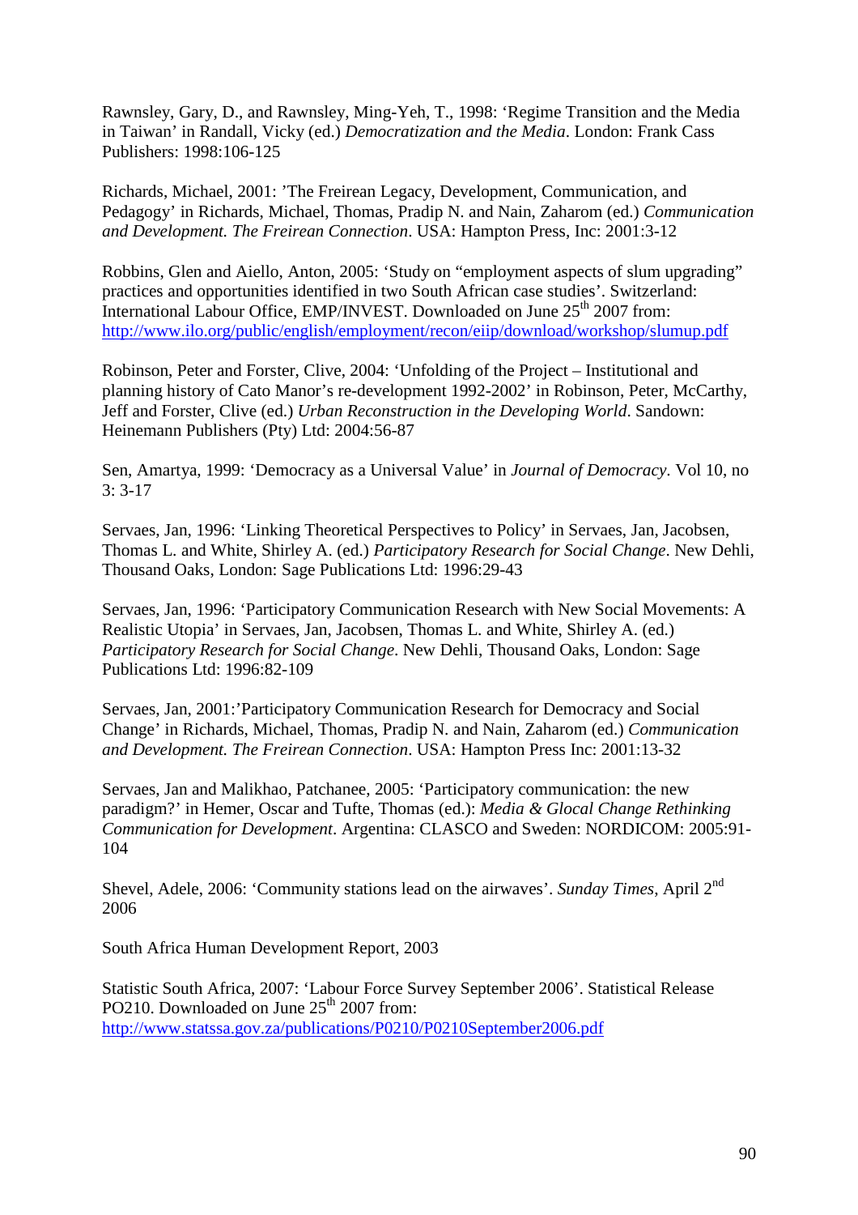Rawnsley, Gary, D., and Rawnsley, Ming-Yeh, T., 1998: 'Regime Transition and the Media in Taiwan' in Randall, Vicky (ed.) *Democratization and the Media*. London: Frank Cass Publishers: 1998:106-125

Richards, Michael, 2001: 'The Freirean Legacy, Development, Communication, and Pedagogy' in Richards, Michael, Thomas, Pradip N. and Nain, Zaharom (ed.) *Communication and Development. The Freirean Connection*. USA: Hampton Press, Inc: 2001:3-12

Robbins, Glen and Aiello, Anton, 2005: 'Study on "employment aspects of slum upgrading" practices and opportunities identified in two South African case studies'. Switzerland: International Labour Office, EMP/INVEST. Downloaded on June 25th 2007 from: http://www.ilo.org/public/english/employment/recon/eiip/download/workshop/slumup.pdf

Robinson, Peter and Forster, Clive, 2004: 'Unfolding of the Project – Institutional and planning history of Cato Manor's re-development 1992-2002' in Robinson, Peter, McCarthy, Jeff and Forster, Clive (ed.) *Urban Reconstruction in the Developing World*. Sandown: Heinemann Publishers (Pty) Ltd: 2004:56-87

Sen, Amartya, 1999: 'Democracy as a Universal Value' in *Journal of Democracy*. Vol 10, no 3: 3-17

Servaes, Jan, 1996: 'Linking Theoretical Perspectives to Policy' in Servaes, Jan, Jacobsen, Thomas L. and White, Shirley A. (ed.) *Participatory Research for Social Change*. New Dehli, Thousand Oaks, London: Sage Publications Ltd: 1996:29-43

Servaes, Jan, 1996: 'Participatory Communication Research with New Social Movements: A Realistic Utopia' in Servaes, Jan, Jacobsen, Thomas L. and White, Shirley A. (ed.) *Participatory Research for Social Change*. New Dehli, Thousand Oaks, London: Sage Publications Ltd: 1996:82-109

Servaes, Jan, 2001:'Participatory Communication Research for Democracy and Social Change' in Richards, Michael, Thomas, Pradip N. and Nain, Zaharom (ed.) *Communication and Development. The Freirean Connection*. USA: Hampton Press Inc: 2001:13-32

Servaes, Jan and Malikhao, Patchanee, 2005: 'Participatory communication: the new paradigm?' in Hemer, Oscar and Tufte, Thomas (ed.): *Media & Glocal Change Rethinking Communication for Development*. Argentina: CLASCO and Sweden: NORDICOM: 2005:91-104

Shevel, Adele, 2006: 'Community stations lead on the airwaves'. *Sunday Times*, April 2nd 2006

South Africa Human Development Report, 2003

Statistic South Africa, 2007: 'Labour Force Survey September 2006'. Statistical Release PO210. Downloaded on June 25th 2007 from: http://www.statssa.gov.za/publications/P0210/P0210September2006.pdf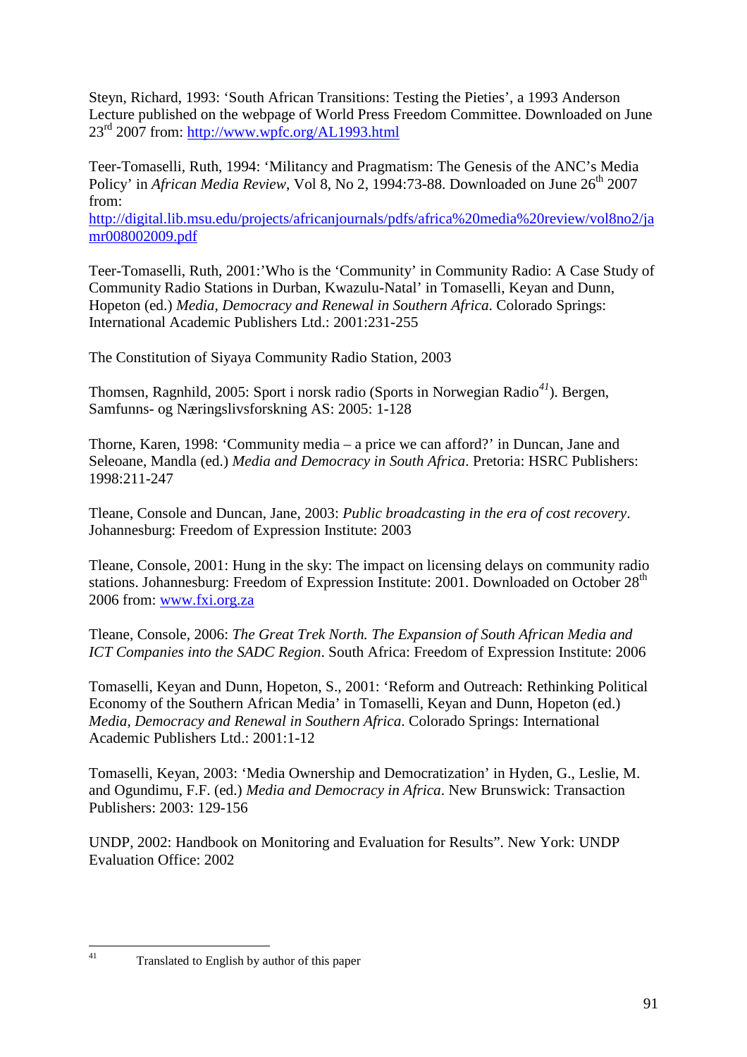Steyn, Richard, 1993: 'South African Transitions: Testing the Pieties', a 1993 Anderson Lecture published on the webpage of World Press Freedom Committee. Downloaded on June 23rd 2007 from: http://www.wpfc.org/AL1993.html

Teer-Tomaselli, Ruth, 1994: 'Militancy and Pragmatism: The Genesis of the ANC's Media Policy' in *African Media Review*, Vol 8, No 2, 1994:73-88. Downloaded on June 26th 2007 from:
http://digital.lib.msu.edu/projects/africanjournals/pdfs/africa%20media%20review/vol8no2/jamr008002009.pdf

Teer-Tomaselli, Ruth, 2001:'Who is the 'Community' in Community Radio: A Case Study of Community Radio Stations in Durban, Kwazulu-Natal' in Tomaselli, Keyan and Dunn, Hopeton (ed.) *Media, Democracy and Renewal in Southern Africa*. Colorado Springs: International Academic Publishers Ltd.: 2001:231-255

The Constitution of Siyaya Community Radio Station, 2003

Thomsen, Ragnhild, 2005: Sport i norsk radio (Sports in Norwegian Radio[41]). Bergen, Samfunns- og Næringslivsforskning AS: 2005: 1-128

Thorne, Karen, 1998: 'Community media – a price we can afford?' in Duncan, Jane and Seleoane, Mandla (ed.) *Media and Democracy in South Africa*. Pretoria: HSRC Publishers: 1998:211-247

Tleane, Console and Duncan, Jane, 2003: *Public broadcasting in the era of cost recovery*. Johannesburg: Freedom of Expression Institute: 2003

Tleane, Console, 2001: Hung in the sky: The impact on licensing delays on community radio stations. Johannesburg: Freedom of Expression Institute: 2001. Downloaded on October 28th 2006 from: www.fxi.org.za

Tleane, Console, 2006: *The Great Trek North. The Expansion of South African Media and ICT Companies into the SADC Region*. South Africa: Freedom of Expression Institute: 2006

Tomaselli, Keyan and Dunn, Hopeton, S., 2001: 'Reform and Outreach: Rethinking Political Economy of the Southern African Media' in Tomaselli, Keyan and Dunn, Hopeton (ed.) *Media, Democracy and Renewal in Southern Africa*. Colorado Springs: International Academic Publishers Ltd.: 2001:1-12

Tomaselli, Keyan, 2003: 'Media Ownership and Democratization' in Hyden, G., Leslie, M. and Ogundimu, F.F. (ed.) *Media and Democracy in Africa*. New Brunswick: Transaction Publishers: 2003: 129-156

UNDP, 2002: Handbook on Monitoring and Evaluation for Results". New York: UNDP Evaluation Office: 2002

---

[41] Translated to English by author of this paper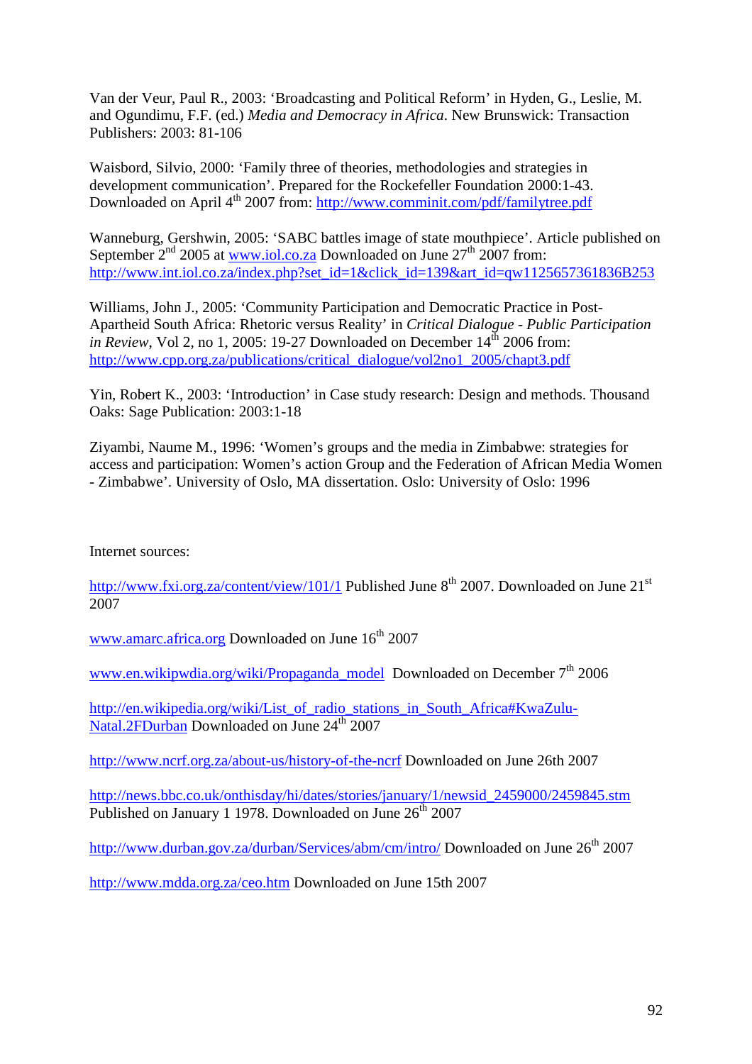Van der Veur, Paul R., 2003: 'Broadcasting and Political Reform' in Hyden, G., Leslie, M. and Ogundimu, F.F. (ed.) *Media and Democracy in Africa*. New Brunswick: Transaction Publishers: 2003: 81-106

Waisbord, Silvio, 2000: 'Family three of theories, methodologies and strategies in development communication'. Prepared for the Rockefeller Foundation 2000:1-43. Downloaded on April 4th 2007 from: http://www.comminit.com/pdf/familytree.pdf

Wanneburg, Gershwin, 2005: 'SABC battles image of state mouthpiece'. Article published on September 2nd 2005 at www.iol.co.za Downloaded on June 27th 2007 from: http://www.int.iol.co.za/index.php?set_id=1&click_id=139&art_id=qw1125657361836B253

Williams, John J., 2005: 'Community Participation and Democratic Practice in Post-Apartheid South Africa: Rhetoric versus Reality' in *Critical Dialogue - Public Participation in Review*, Vol 2, no 1, 2005: 19-27 Downloaded on December 14th 2006 from: http://www.cpp.org.za/publications/critical_dialogue/vol2no1_2005/chapt3.pdf

Yin, Robert K., 2003: 'Introduction' in Case study research: Design and methods. Thousand Oaks: Sage Publication: 2003:1-18

Ziyambi, Naume M., 1996: 'Women's groups and the media in Zimbabwe: strategies for access and participation: Women's action Group and the Federation of African Media Women - Zimbabwe'. University of Oslo, MA dissertation. Oslo: University of Oslo: 1996

Internet sources:

http://www.fxi.org.za/content/view/101/1 Published June 8th 2007. Downloaded on June 21st 2007

www.amarc.africa.org Downloaded on June 16th 2007

www.en.wikipwdia.org/wiki/Propaganda_model Downloaded on December 7th 2006

http://en.wikipedia.org/wiki/List_of_radio_stations_in_South_Africa#KwaZulu-Natal.2FDurban Downloaded on June 24th 2007

http://www.ncrf.org.za/about-us/history-of-the-ncrf Downloaded on June 26th 2007

http://news.bbc.co.uk/onthisday/hi/dates/stories/january/1/newsid_2459000/2459845.stm Published on January 1 1978. Downloaded on June 26th 2007

http://www.durban.gov.za/durban/Services/abm/cm/intro/ Downloaded on June 26th 2007

http://www.mdda.org.za/ceo.htm Downloaded on June 15th 2007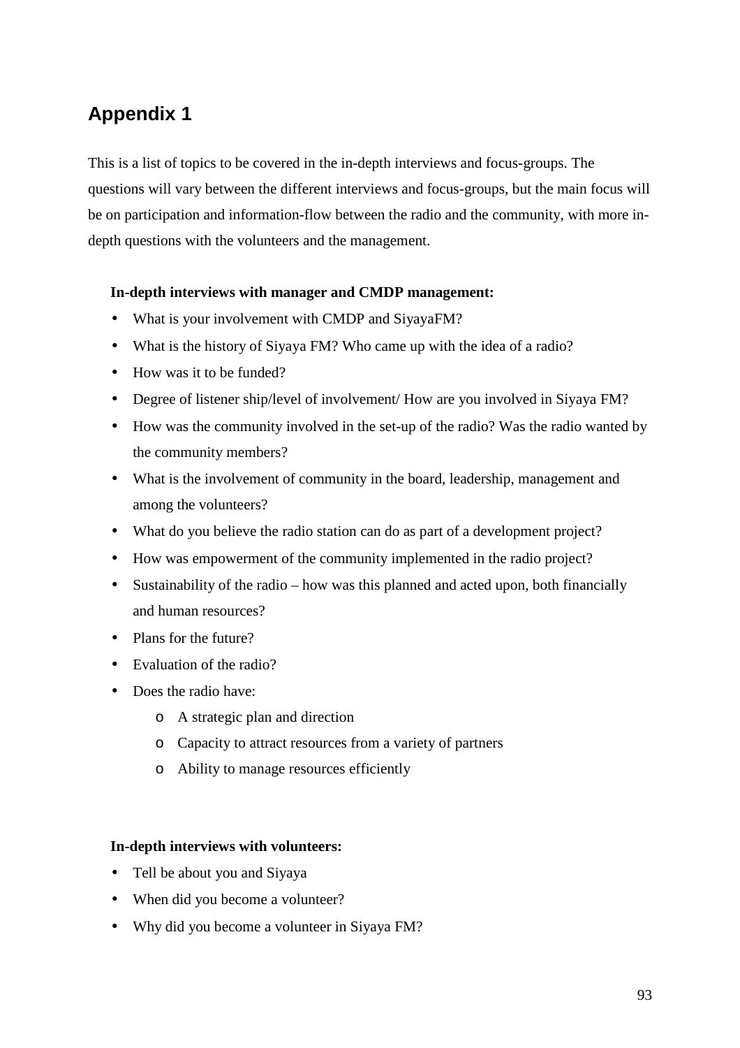# Appendix 1

This is a list of topics to be covered in the in-depth interviews and focus-groups. The questions will vary between the different interviews and focus-groups, but the main focus will be on participation and information-flow between the radio and the community, with more in-depth questions with the volunteers and the management.

**In-depth interviews with manager and CMDP management:**

- What is your involvement with CMDP and SiyayaFM?
- What is the history of Siyaya FM? Who came up with the idea of a radio?
- How was it to be funded?
- Degree of listener ship/level of involvement/ How are you involved in Siyaya FM?
- How was the community involved in the set-up of the radio? Was the radio wanted by the community members?
- What is the involvement of community in the board, leadership, management and among the volunteers?
- What do you believe the radio station can do as part of a development project?
- How was empowerment of the community implemented in the radio project?
- Sustainability of the radio – how was this planned and acted upon, both financially and human resources?
- Plans for the future?
- Evaluation of the radio?
- Does the radio have:
  - A strategic plan and direction
  - Capacity to attract resources from a variety of partners
  - Ability to manage resources efficiently

**In-depth interviews with volunteers:**

- Tell be about you and Siyaya
- When did you become a volunteer?
- Why did you become a volunteer in Siyaya FM?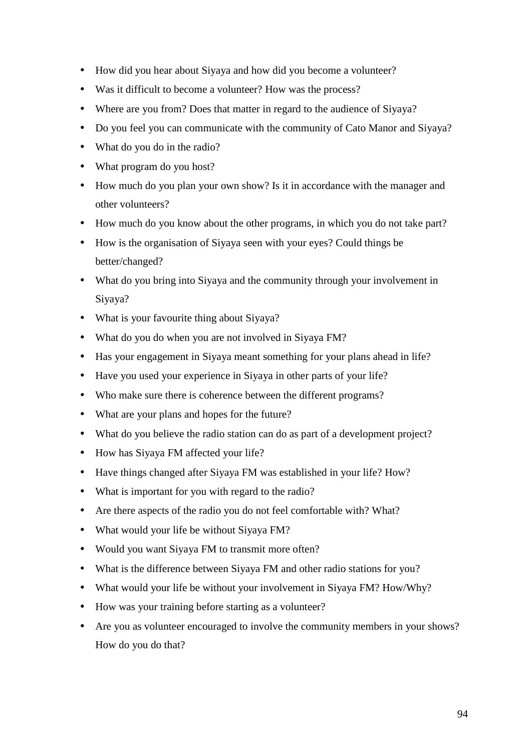- How did you hear about Siyaya and how did you become a volunteer?
- Was it difficult to become a volunteer? How was the process?
- Where are you from? Does that matter in regard to the audience of Siyaya?
- Do you feel you can communicate with the community of Cato Manor and Siyaya?
- What do you do in the radio?
- What program do you host?
- How much do you plan your own show? Is it in accordance with the manager and other volunteers?
- How much do you know about the other programs, in which you do not take part?
- How is the organisation of Siyaya seen with your eyes? Could things be better/changed?
- What do you bring into Siyaya and the community through your involvement in Siyaya?
- What is your favourite thing about Siyaya?
- What do you do when you are not involved in Siyaya FM?
- Has your engagement in Siyaya meant something for your plans ahead in life?
- Have you used your experience in Siyaya in other parts of your life?
- Who make sure there is coherence between the different programs?
- What are your plans and hopes for the future?
- What do you believe the radio station can do as part of a development project?
- How has Siyaya FM affected your life?
- Have things changed after Siyaya FM was established in your life? How?
- What is important for you with regard to the radio?
- Are there aspects of the radio you do not feel comfortable with? What?
- What would your life be without Siyaya FM?
- Would you want Siyaya FM to transmit more often?
- What is the difference between Siyaya FM and other radio stations for you?
- What would your life be without your involvement in Siyaya FM? How/Why?
- How was your training before starting as a volunteer?
- Are you as volunteer encouraged to involve the community members in your shows? How do you do that?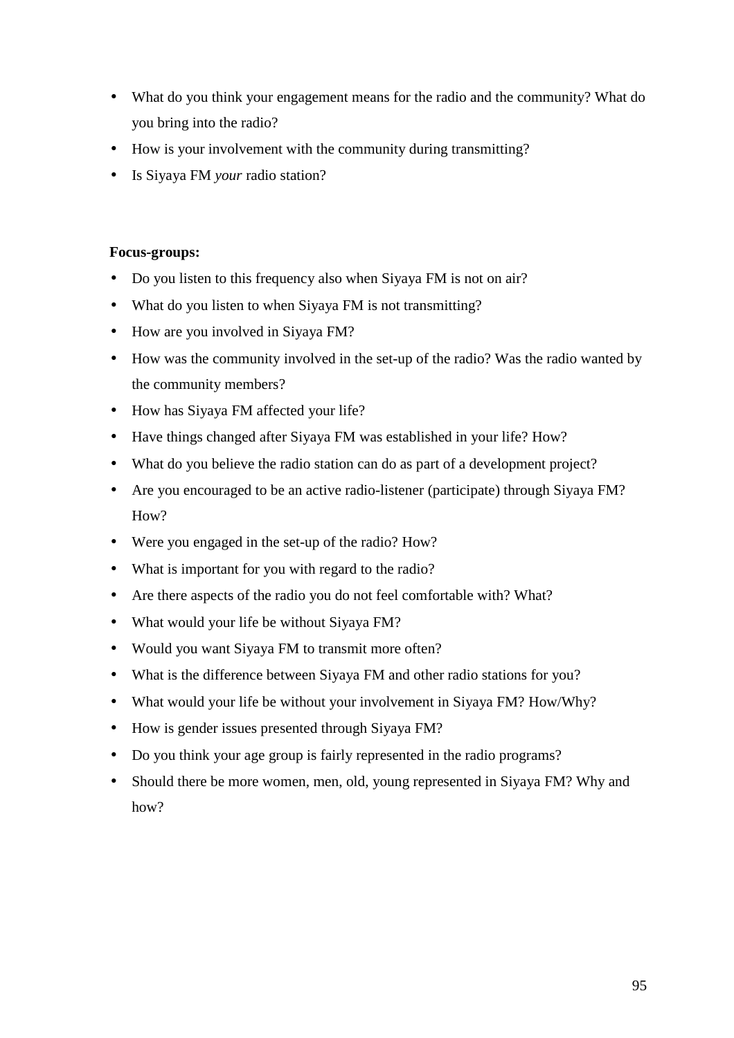- What do you think your engagement means for the radio and the community? What do you bring into the radio?
- How is your involvement with the community during transmitting?
- Is Siyaya FM *your* radio station?

**Focus-groups:**

- Do you listen to this frequency also when Siyaya FM is not on air?
- What do you listen to when Siyaya FM is not transmitting?
- How are you involved in Siyaya FM?
- How was the community involved in the set-up of the radio? Was the radio wanted by the community members?
- How has Siyaya FM affected your life?
- Have things changed after Siyaya FM was established in your life? How?
- What do you believe the radio station can do as part of a development project?
- Are you encouraged to be an active radio-listener (participate) through Siyaya FM? How?
- Were you engaged in the set-up of the radio? How?
- What is important for you with regard to the radio?
- Are there aspects of the radio you do not feel comfortable with? What?
- What would your life be without Siyaya FM?
- Would you want Siyaya FM to transmit more often?
- What is the difference between Siyaya FM and other radio stations for you?
- What would your life be without your involvement in Siyaya FM? How/Why?
- How is gender issues presented through Siyaya FM?
- Do you think your age group is fairly represented in the radio programs?
- Should there be more women, men, old, young represented in Siyaya FM? Why and how?